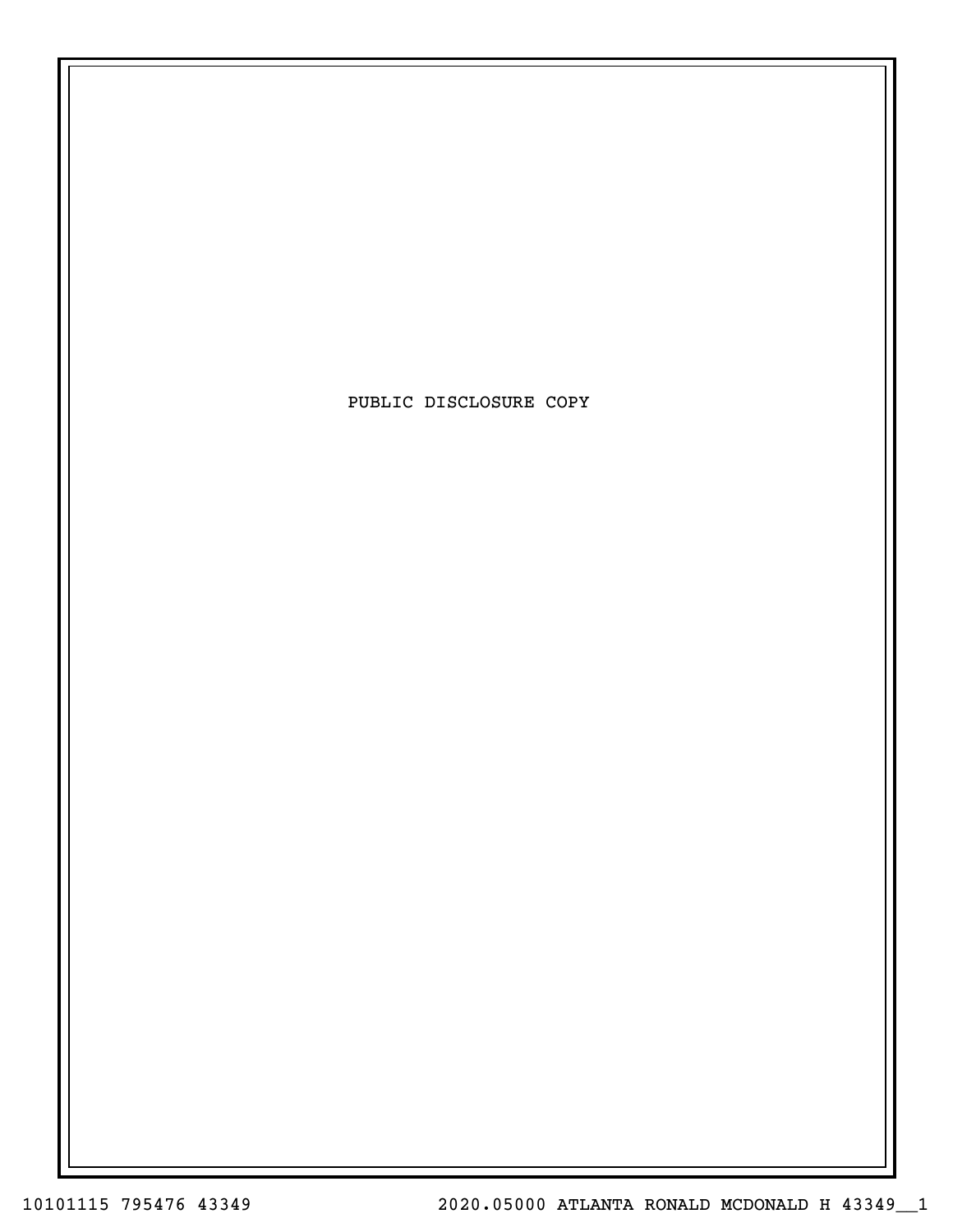PUBLIC DISCLOSURE COPY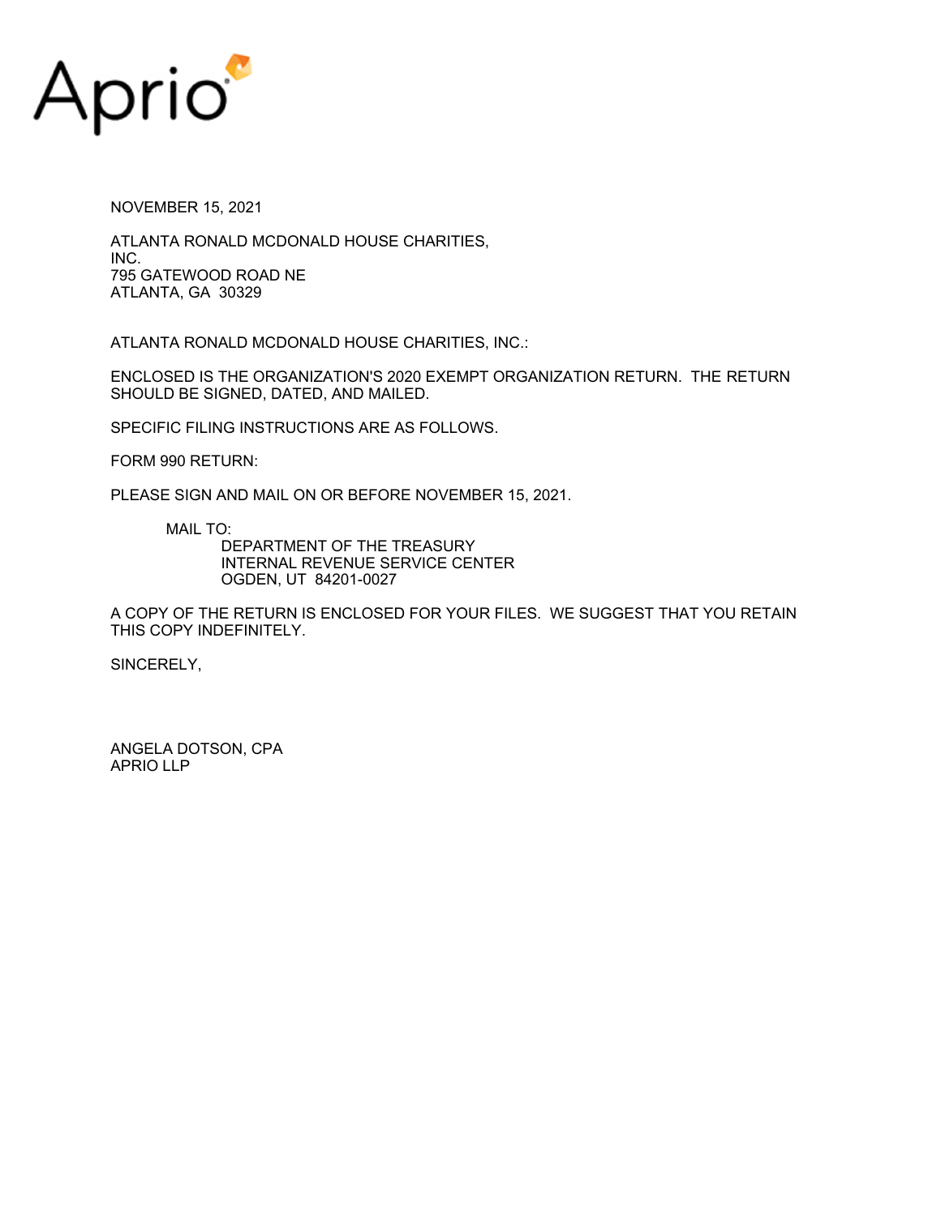Aprio

NOVEMBER 15, 2021

ATLANTA RONALD MCDONALD HOUSE CHARITIES,
INC.
795 GATEWOOD ROAD NE
ATLANTA, GA 30329

ATLANTA RONALD MCDONALD HOUSE CHARITIES, INC.:

ENCLOSED IS THE ORGANIZATION'S 2020 EXEMPT ORGANIZATION RETURN. THE RETURN SHOULD BE SIGNED, DATED, AND MAILED.

SPECIFIC FILING INSTRUCTIONS ARE AS FOLLOWS.

FORM 990 RETURN:

PLEASE SIGN AND MAIL ON OR BEFORE NOVEMBER 15, 2021.

MAIL TO:
DEPARTMENT OF THE TREASURY
INTERNAL REVENUE SERVICE CENTER
OGDEN, UT 84201-0027

A COPY OF THE RETURN IS ENCLOSED FOR YOUR FILES. WE SUGGEST THAT YOU RETAIN THIS COPY INDEFINITELY.

SINCERELY,

ANGELA DOTSON, CPA
APRIO LLP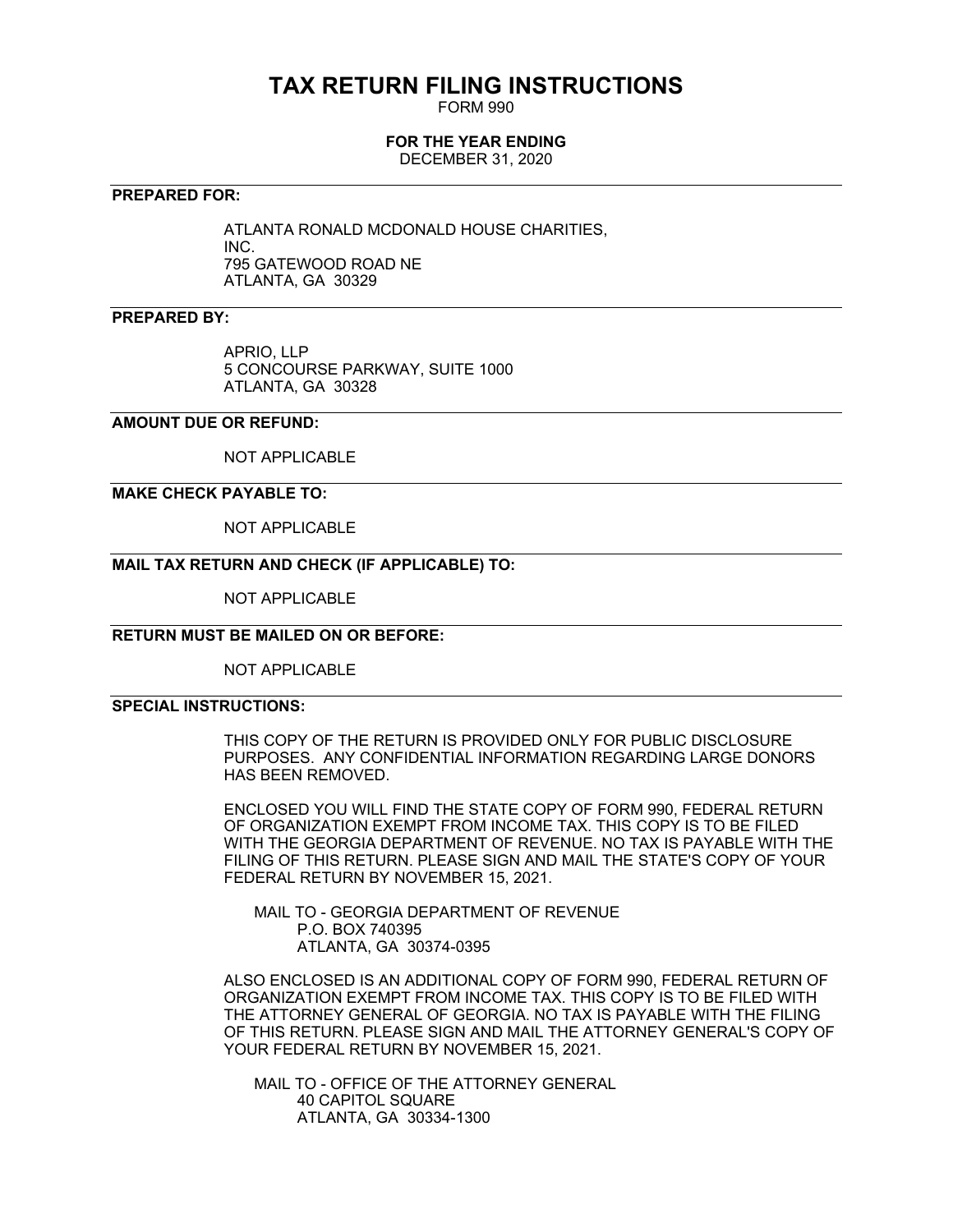# TAX RETURN FILING INSTRUCTIONS

FORM 990

**FOR THE YEAR ENDING**

DECEMBER 31, 2020

---

**PREPARED FOR:**

ATLANTA RONALD MCDONALD HOUSE CHARITIES, INC.
795 GATEWOOD ROAD NE
ATLANTA, GA 30329

---

**PREPARED BY:**

APRIO, LLP
5 CONCOURSE PARKWAY, SUITE 1000
ATLANTA, GA 30328

---

**AMOUNT DUE OR REFUND:**

NOT APPLICABLE

---

**MAKE CHECK PAYABLE TO:**

NOT APPLICABLE

---

**MAIL TAX RETURN AND CHECK (IF APPLICABLE) TO:**

NOT APPLICABLE

---

**RETURN MUST BE MAILED ON OR BEFORE:**

NOT APPLICABLE

---

**SPECIAL INSTRUCTIONS:**

THIS COPY OF THE RETURN IS PROVIDED ONLY FOR PUBLIC DISCLOSURE PURPOSES. ANY CONFIDENTIAL INFORMATION REGARDING LARGE DONORS HAS BEEN REMOVED.

ENCLOSED YOU WILL FIND THE STATE COPY OF FORM 990, FEDERAL RETURN OF ORGANIZATION EXEMPT FROM INCOME TAX. THIS COPY IS TO BE FILED WITH THE GEORGIA DEPARTMENT OF REVENUE. NO TAX IS PAYABLE WITH THE FILING OF THIS RETURN. PLEASE SIGN AND MAIL THE STATE'S COPY OF YOUR FEDERAL RETURN BY NOVEMBER 15, 2021.

MAIL TO - GEORGIA DEPARTMENT OF REVENUE
P.O. BOX 740395
ATLANTA, GA 30374-0395

ALSO ENCLOSED IS AN ADDITIONAL COPY OF FORM 990, FEDERAL RETURN OF ORGANIZATION EXEMPT FROM INCOME TAX. THIS COPY IS TO BE FILED WITH THE ATTORNEY GENERAL OF GEORGIA. NO TAX IS PAYABLE WITH THE FILING OF THIS RETURN. PLEASE SIGN AND MAIL THE ATTORNEY GENERAL'S COPY OF YOUR FEDERAL RETURN BY NOVEMBER 15, 2021.

MAIL TO - OFFICE OF THE ATTORNEY GENERAL
40 CAPITOL SQUARE
ATLANTA, GA 30334-1300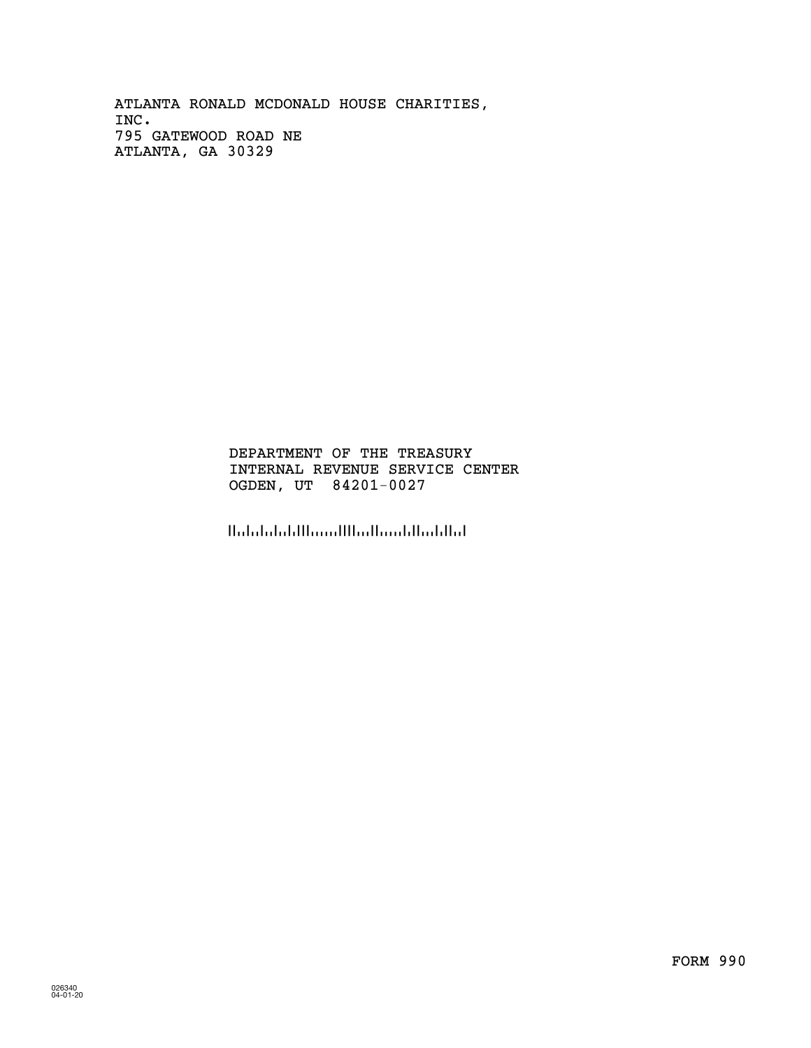ATLANTA RONALD MCDONALD HOUSE CHARITIES,
INC.
795 GATEWOOD ROAD NE
ATLANTA, GA 30329

DEPARTMENT OF THE TREASURY
INTERNAL REVENUE SERVICE CENTER
OGDEN, UT 84201-0027

FORM 990

026340
04-01-20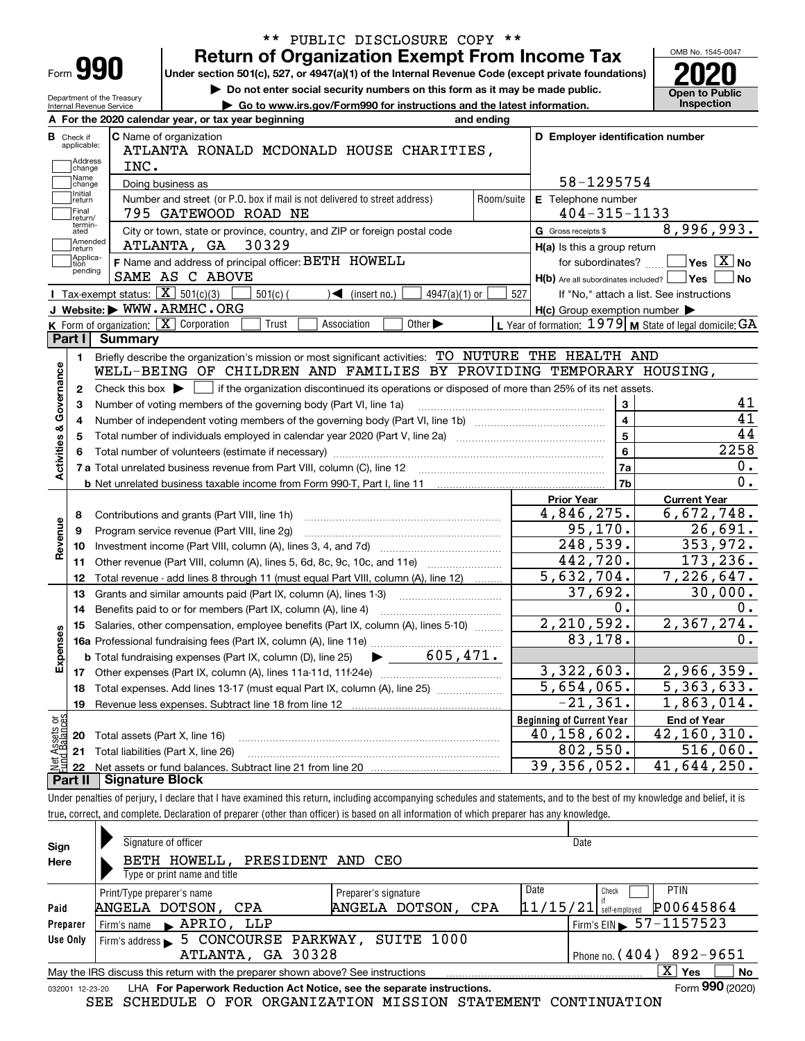\*\* PUBLIC DISCLOSURE COPY \*\*

# Form 990 — Return of Organization Exempt From Income Tax

Under section 501(c), 527, or 4947(a)(1) of the Internal Revenue Code (except private foundations)

▶ Do not enter social security numbers on this form as it may be made public.

▶ Go to www.irs.gov/Form990 for instructions and the latest information.

Department of the Treasury
Internal Revenue Service

OMB No. 1545-0047

**2020**

**Open to Public Inspection**

**A** For the 2020 calendar year, or tax year beginning          and ending

**B** Check if applicable: Address change, Name change, Initial return, Final return/terminated, Amended return, Application pending

**C** Name of organization: ATLANTA RONALD MCDONALD HOUSE CHARITIES, INC.

Doing business as

Number and street (or P.O. box if mail is not delivered to street address): 795 GATEWOOD ROAD NE    Room/suite

City or town, state or province, country, and ZIP or foreign postal code: ATLANTA, GA 30329

**D** Employer identification number: 58-1295754

**E** Telephone number: 404-315-1133

**G** Gross receipts $ 8,996,993.

**F** Name and address of principal officer: BETH HOWELL
SAME AS C ABOVE

**H(a)** Is this a group return for subordinates? ☐ Yes ☒ No

**H(b)** Are all subordinates included? ☐ Yes ☐ No
If "No," attach a list. See instructions

**H(c)** Group exemption number ▶

**I** Tax-exempt status: ☒ 501(c)(3) ☐ 501(c) ( ) ◀ (insert no.) ☐ 4947(a)(1) or ☐ 527

**J** Website: ▶ WWW.ARMHC.ORG

**K** Form of organization: ☒ Corporation ☐ Trust ☐ Association ☐ Other ▶

**L** Year of formation: 1979 **M** State of legal domicile: GA

## Part I Summary

**Activities & Governance**

1. Briefly describe the organization's mission or most significant activities: TO NUTURE THE HEALTH AND WELL-BEING OF CHILDREN AND FAMILIES BY PROVIDING TEMPORARY HOUSING,
2. Check this box ▶ ☐ if the organization discontinued its operations or disposed of more than 25% of its net assets.

| | | | |
|---|---|---|---|
| 3 | Number of voting members of the governing body (Part VI, line 1a) | 3 | 41 |
| 4 | Number of independent voting members of the governing body (Part VI, line 1b) | 4 | 41 |
| 5 | Total number of individuals employed in calendar year 2020 (Part V, line 2a) | 5 | 44 |
| 6 | Total number of volunteers (estimate if necessary) | 6 | 2258 |
| 7a | Total unrelated business revenue from Part VIII, column (C), line 12 | 7a | 0. |
| b | Net unrelated business taxable income from Form 990-T, Part I, line 11 | 7b | 0. |

| | | Prior Year | Current Year |
|---|---|---|---|
| **Revenue** | | | |
| 8 | Contributions and grants (Part VIII, line 1h) | 4,846,275. | 6,672,748. |
| 9 | Program service revenue (Part VIII, line 2g) | 95,170. | 26,691. |
| 10 | Investment income (Part VIII, column (A), lines 3, 4, and 7d) | 248,539. | 353,972. |
| 11 | Other revenue (Part VIII, column (A), lines 5, 6d, 8c, 9c, 10c, and 11e) | 442,720. | 173,236. |
| 12 | Total revenue - add lines 8 through 11 (must equal Part VIII, column (A), line 12) | 5,632,704. | 7,226,647. |
| **Expenses** | | | |
| 13 | Grants and similar amounts paid (Part IX, column (A), lines 1-3) | 37,692. | 30,000. |
| 14 | Benefits paid to or for members (Part IX, column (A), line 4) | 0. | 0. |
| 15 | Salaries, other compensation, employee benefits (Part IX, column (A), lines 5-10) | 2,210,592. | 2,367,274. |
| 16a | Professional fundraising fees (Part IX, column (A), line 11e) | 83,178. | 0. |
| b | Total fundraising expenses (Part IX, column (D), line 25) ▶ 605,471. | | |
| 17 | Other expenses (Part IX, column (A), lines 11a-11d, 11f-24e) | 3,322,603. | 2,966,359. |
| 18 | Total expenses. Add lines 13-17 (must equal Part IX, column (A), line 25) | 5,654,065. | 5,363,633. |
| 19 | Revenue less expenses. Subtract line 18 from line 12 | -21,361. | 1,863,014. |
| **Net Assets or Fund Balances** | | **Beginning of Current Year** | **End of Year** |
| 20 | Total assets (Part X, line 16) | 40,158,602. | 42,160,310. |
| 21 | Total liabilities (Part X, line 26) | 802,550. | 516,060. |
| 22 | Net assets or fund balances. Subtract line 21 from line 20 | 39,356,052. | 41,644,250. |

## Part II Signature Block

Under penalties of perjury, I declare that I have examined this return, including accompanying schedules and statements, and to the best of my knowledge and belief, it is true, correct, and complete. Declaration of preparer (other than officer) is based on all information of which preparer has any knowledge.

**Sign Here**

Signature of officer    Date

BETH HOWELL, PRESIDENT AND CEO
Type or print name and title

**Paid Preparer Use Only**

| Print/Type preparer's name | Preparer's signature | Date | Check if self-employed | PTIN |
|---|---|---|---|---|
| ANGELA DOTSON, CPA | ANGELA DOTSON, CPA | 11/15/21 | ☐ | P00645864 |

Firm's name ▶ APRIO, LLP    Firm's EIN ▶ 57-1157523

Firm's address ▶ 5 CONCOURSE PARKWAY, SUITE 1000, ATLANTA, GA 30328    Phone no. (404) 892-9651

May the IRS discuss this return with the preparer shown above? See instructions ☒ Yes ☐ No

032001 12-23-20 LHA For Paperwork Reduction Act Notice, see the separate instructions. Form 990 (2020)

SEE SCHEDULE O FOR ORGANIZATION MISSION STATEMENT CONTINUATION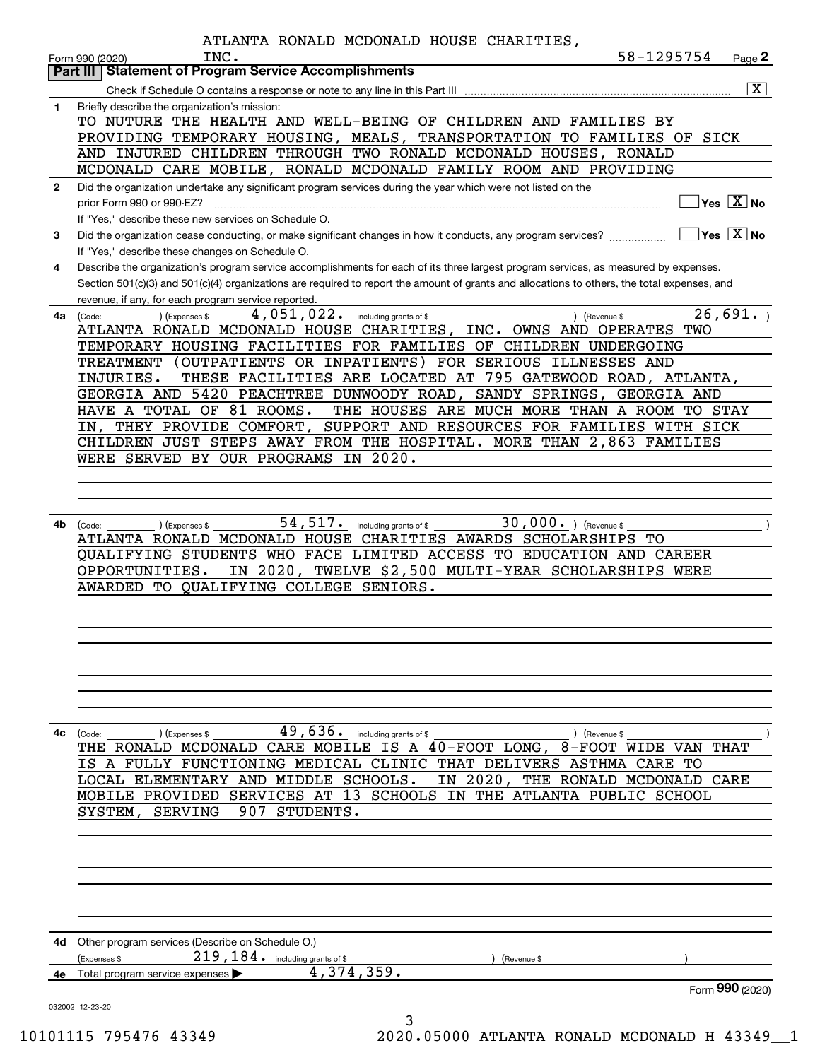ATLANTA RONALD MCDONALD HOUSE CHARITIES, INC. 58-1295754

Form 990 (2020) Page **2**

## Part III | Statement of Program Service Accomplishments

Check if Schedule O contains a response or note to any line in this Part III .......... [X]

**1** Briefly describe the organization's mission:

TO NUTURE THE HEALTH AND WELL-BEING OF CHILDREN AND FAMILIES BY PROVIDING TEMPORARY HOUSING, MEALS, TRANSPORTATION TO FAMILIES OF SICK AND INJURED CHILDREN THROUGH TWO RONALD MCDONALD HOUSES, RONALD MCDONALD CARE MOBILE, RONALD MCDONALD FAMILY ROOM AND PROVIDING

**2** Did the organization undertake any significant program services during the year which were not listed on the prior Form 990 or 990-EZ? .......... [ ] Yes [X] No

If "Yes," describe these new services on Schedule O.

**3** Did the organization cease conducting, or make significant changes in how it conducts, any program services? .......... [ ] Yes [X] No

If "Yes," describe these changes on Schedule O.

**4** Describe the organization's program service accomplishments for each of its three largest program services, as measured by expenses. Section 501(c)(3) and 501(c)(4) organizations are required to report the amount of grants and allocations to others, the total expenses, and revenue, if any, for each program service reported.

**4a** (Code: ) (Expenses $ 4,051,022. including grants of $ ) (Revenue $ 26,691. )

ATLANTA RONALD MCDONALD HOUSE CHARITIES, INC. OWNS AND OPERATES TWO TEMPORARY HOUSING FACILITIES FOR FAMILIES OF CHILDREN UNDERGOING TREATMENT (OUTPATIENTS OR INPATIENTS) FOR SERIOUS ILLNESSES AND INJURIES. THESE FACILITIES ARE LOCATED AT 795 GATEWOOD ROAD, ATLANTA, GEORGIA AND 5420 PEACHTREE DUNWOODY ROAD, SANDY SPRINGS, GEORGIA AND HAVE A TOTAL OF 81 ROOMS. THE HOUSES ARE MUCH MORE THAN A ROOM TO STAY IN, THEY PROVIDE COMFORT, SUPPORT AND RESOURCES FOR FAMILIES WITH SICK CHILDREN JUST STEPS AWAY FROM THE HOSPITAL. MORE THAN 2,863 FAMILIES WERE SERVED BY OUR PROGRAMS IN 2020.

**4b** (Code: ) (Expenses $ 54,517. including grants of $ 30,000. ) (Revenue $ )

ATLANTA RONALD MCDONALD HOUSE CHARITIES AWARDS SCHOLARSHIPS TO QUALIFYING STUDENTS WHO FACE LIMITED ACCESS TO EDUCATION AND CAREER OPPORTUNITIES. IN 2020, TWELVE $2,500 MULTI-YEAR SCHOLARSHIPS WERE AWARDED TO QUALIFYING COLLEGE SENIORS.

**4c** (Code: ) (Expenses $ 49,636. including grants of $ ) (Revenue $ )

THE RONALD MCDONALD CARE MOBILE IS A 40-FOOT LONG, 8-FOOT WIDE VAN THAT IS A FULLY FUNCTIONING MEDICAL CLINIC THAT DELIVERS ASTHMA CARE TO LOCAL ELEMENTARY AND MIDDLE SCHOOLS. IN 2020, THE RONALD MCDONALD CARE MOBILE PROVIDED SERVICES AT 13 SCHOOLS IN THE ATLANTA PUBLIC SCHOOL SYSTEM, SERVING 907 STUDENTS.

**4d** Other program services (Describe on Schedule O.)

(Expenses $ 219,184. including grants of $ ) (Revenue $ )

**4e** Total program service expenses ▶ 4,374,359.

Form **990** (2020)

032002 12-23-20

10101115 795476 43349 2020.05000 ATLANTA RONALD MCDONALD H 43349__1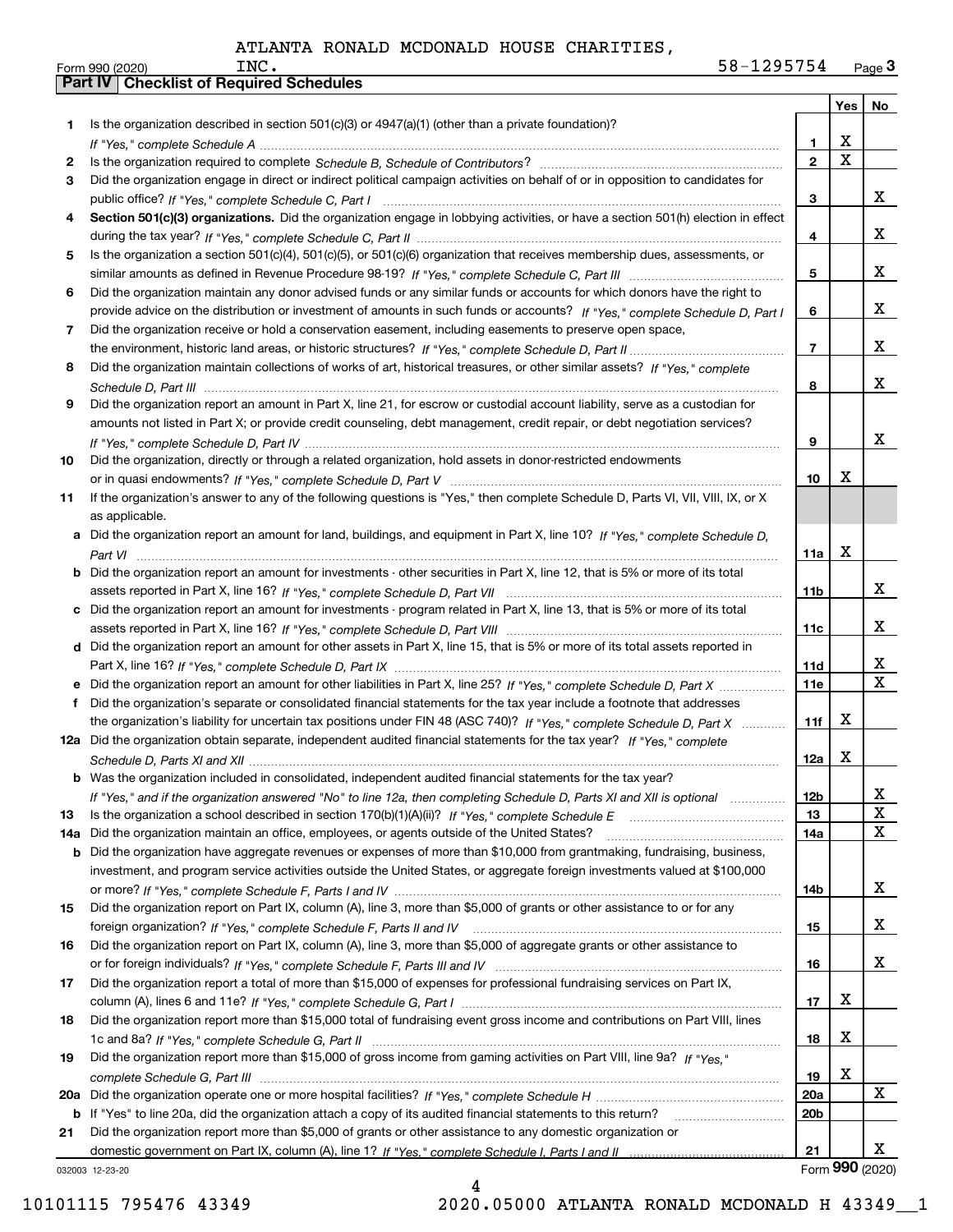ATLANTA RONALD MCDONALD HOUSE CHARITIES, INC. 58-1295754

## Part IV Checklist of Required Schedules

| | | | Yes | No |
|---|---|---|---|---|
| **1** | Is the organization described in section 501(c)(3) or 4947(a)(1) (other than a private foundation)? *If "Yes," complete Schedule A* | 1 | X | |
| **2** | Is the organization required to complete *Schedule B, Schedule of Contributors*? | 2 | X | |
| **3** | Did the organization engage in direct or indirect political campaign activities on behalf of or in opposition to candidates for public office? *If "Yes," complete Schedule C, Part I* | 3 | | X |
| **4** | **Section 501(c)(3) organizations.** Did the organization engage in lobbying activities, or have a section 501(h) election in effect during the tax year? *If "Yes," complete Schedule C, Part II* | 4 | | X |
| **5** | Is the organization a section 501(c)(4), 501(c)(5), or 501(c)(6) organization that receives membership dues, assessments, or similar amounts as defined in Revenue Procedure 98-19? *If "Yes," complete Schedule C, Part III* | 5 | | X |
| **6** | Did the organization maintain any donor advised funds or any similar funds or accounts for which donors have the right to provide advice on the distribution or investment of amounts in such funds or accounts? *If "Yes," complete Schedule D, Part I* | 6 | | X |
| **7** | Did the organization receive or hold a conservation easement, including easements to preserve open space, the environment, historic land areas, or historic structures? *If "Yes," complete Schedule D, Part II* | 7 | | X |
| **8** | Did the organization maintain collections of works of art, historical treasures, or other similar assets? *If "Yes," complete Schedule D, Part III* | 8 | | X |
| **9** | Did the organization report an amount in Part X, line 21, for escrow or custodial account liability, serve as a custodian for amounts not listed in Part X; or provide credit counseling, debt management, credit repair, or debt negotiation services? *If "Yes," complete Schedule D, Part IV* | 9 | | X |
| **10** | Did the organization, directly or through a related organization, hold assets in donor-restricted endowments or in quasi endowments? *If "Yes," complete Schedule D, Part V* | 10 | X | |
| **11** | If the organization's answer to any of the following questions is "Yes," then complete Schedule D, Parts VI, VII, VIII, IX, or X as applicable. | | | |
| **a** | Did the organization report an amount for land, buildings, and equipment in Part X, line 10? *If "Yes," complete Schedule D, Part VI* | 11a | X | |
| **b** | Did the organization report an amount for investments - other securities in Part X, line 12, that is 5% or more of its total assets reported in Part X, line 16? *If "Yes," complete Schedule D, Part VII* | 11b | | X |
| **c** | Did the organization report an amount for investments - program related in Part X, line 13, that is 5% or more of its total assets reported in Part X, line 16? *If "Yes," complete Schedule D, Part VIII* | 11c | | X |
| **d** | Did the organization report an amount for other assets in Part X, line 15, that is 5% or more of its total assets reported in Part X, line 16? *If "Yes," complete Schedule D, Part IX* | 11d | | X |
| **e** | Did the organization report an amount for other liabilities in Part X, line 25? *If "Yes," complete Schedule D, Part X* | 11e | | X |
| **f** | Did the organization's separate or consolidated financial statements for the tax year include a footnote that addresses the organization's liability for uncertain tax positions under FIN 48 (ASC 740)? *If "Yes," complete Schedule D, Part X* | 11f | X | |
| **12a** | Did the organization obtain separate, independent audited financial statements for the tax year? *If "Yes," complete Schedule D, Parts XI and XII* | 12a | X | |
| **b** | Was the organization included in consolidated, independent audited financial statements for the tax year? *If "Yes," and if the organization answered "No" to line 12a, then completing Schedule D, Parts XI and XII is optional* | 12b | | X |
| **13** | Is the organization a school described in section 170(b)(1)(A)(ii)? *If "Yes," complete Schedule E* | 13 | | X |
| **14a** | Did the organization maintain an office, employees, or agents outside of the United States? | 14a | | X |
| **b** | Did the organization have aggregate revenues or expenses of more than $10,000 from grantmaking, fundraising, business, investment, and program service activities outside the United States, or aggregate foreign investments valued at $100,000 or more? *If "Yes," complete Schedule F, Parts I and IV* | 14b | | X |
| **15** | Did the organization report on Part IX, column (A), line 3, more than $5,000 of grants or other assistance to or for any foreign organization? *If "Yes," complete Schedule F, Parts II and IV* | 15 | | X |
| **16** | Did the organization report on Part IX, column (A), line 3, more than $5,000 of aggregate grants or other assistance to or for foreign individuals? *If "Yes," complete Schedule F, Parts III and IV* | 16 | | X |
| **17** | Did the organization report a total of more than $15,000 of expenses for professional fundraising services on Part IX, column (A), lines 6 and 11e? *If "Yes," complete Schedule G, Part I* | 17 | X | |
| **18** | Did the organization report more than $15,000 total of fundraising event gross income and contributions on Part VIII, lines 1c and 8a? *If "Yes," complete Schedule G, Part II* | 18 | X | |
| **19** | Did the organization report more than $15,000 of gross income from gaming activities on Part VIII, line 9a? *If "Yes," complete Schedule G, Part III* | 19 | X | |
| **20a** | Did the organization operate one or more hospital facilities? *If "Yes," complete Schedule H* | 20a | | X |
| **b** | If "Yes" to line 20a, did the organization attach a copy of its audited financial statements to this return? | 20b | | |
| **21** | Did the organization report more than $5,000 of grants or other assistance to any domestic organization or domestic government on Part IX, column (A), line 1? *If "Yes," complete Schedule I, Parts I and II* | 21 | | X |

032003 12-23-20 Form **990** (2020)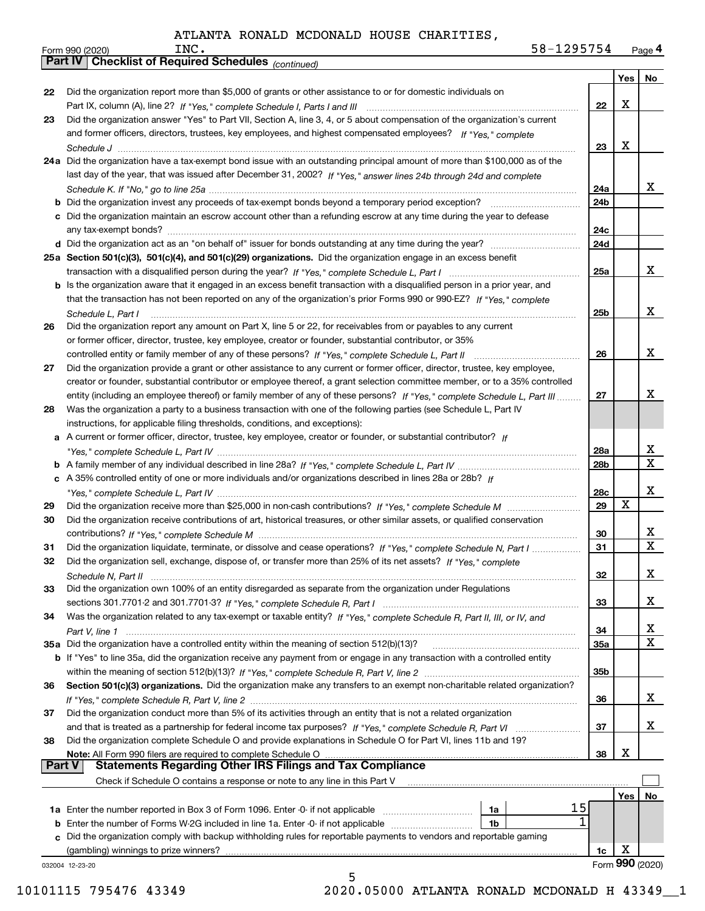ATLANTA RONALD MCDONALD HOUSE CHARITIES, INC.

Form 990 (2020) 58-1295754 Page 4

## Part IV Checklist of Required Schedules *(continued)*

| | | | Yes | No |
|---|---|---|---|---|
| 22 | Did the organization report more than $5,000 of grants or other assistance to or for domestic individuals on Part IX, column (A), line 2? *If "Yes," complete Schedule I, Parts I and III* | 22 | X | |
| 23 | Did the organization answer "Yes" to Part VII, Section A, line 3, 4, or 5 about compensation of the organization's current and former officers, directors, trustees, key employees, and highest compensated employees? *If "Yes," complete Schedule J* | 23 | X | |
| 24a | Did the organization have a tax-exempt bond issue with an outstanding principal amount of more than $100,000 as of the last day of the year, that was issued after December 31, 2002? *If "Yes," answer lines 24b through 24d and complete Schedule K. If "No," go to line 25a* | 24a | | X |
| b | Did the organization invest any proceeds of tax-exempt bonds beyond a temporary period exception? | 24b | | |
| c | Did the organization maintain an escrow account other than a refunding escrow at any time during the year to defease any tax-exempt bonds? | 24c | | |
| d | Did the organization act as an "on behalf of" issuer for bonds outstanding at any time during the year? | 24d | | |
| 25a | **Section 501(c)(3), 501(c)(4), and 501(c)(29) organizations.** Did the organization engage in an excess benefit transaction with a disqualified person during the year? *If "Yes," complete Schedule L, Part I* | 25a | | X |
| b | Is the organization aware that it engaged in an excess benefit transaction with a disqualified person in a prior year, and that the transaction has not been reported on any of the organization's prior Forms 990 or 990-EZ? *If "Yes," complete Schedule L, Part I* | 25b | | X |
| 26 | Did the organization report any amount on Part X, line 5 or 22, for receivables from or payables to any current or former officer, director, trustee, key employee, creator or founder, substantial contributor, or 35% controlled entity or family member of any of these persons? *If "Yes," complete Schedule L, Part II* | 26 | | X |
| 27 | Did the organization provide a grant or other assistance to any current or former officer, director, trustee, key employee, creator or founder, substantial contributor or employee thereof, a grant selection committee member, or to a 35% controlled entity (including an employee thereof) or family member of any of these persons? *If "Yes," complete Schedule L, Part III* | 27 | | X |
| 28 | Was the organization a party to a business transaction with one of the following parties (see Schedule L, Part IV instructions, for applicable filing thresholds, conditions, and exceptions): | | | |
| a | A current or former officer, director, trustee, key employee, creator or founder, or substantial contributor? *If "Yes," complete Schedule L, Part IV* | 28a | | X |
| b | A family member of any individual described in line 28a? *If "Yes," complete Schedule L, Part IV* | 28b | | X |
| c | A 35% controlled entity of one or more individuals and/or organizations described in lines 28a or 28b? *If "Yes," complete Schedule L, Part IV* | 28c | | X |
| 29 | Did the organization receive more than $25,000 in non-cash contributions? *If "Yes," complete Schedule M* | 29 | X | |
| 30 | Did the organization receive contributions of art, historical treasures, or other similar assets, or qualified conservation contributions? *If "Yes," complete Schedule M* | 30 | | X |
| 31 | Did the organization liquidate, terminate, or dissolve and cease operations? *If "Yes," complete Schedule N, Part I* | 31 | | X |
| 32 | Did the organization sell, exchange, dispose of, or transfer more than 25% of its net assets? *If "Yes," complete Schedule N, Part II* | 32 | | X |
| 33 | Did the organization own 100% of an entity disregarded as separate from the organization under Regulations sections 301.7701-2 and 301.7701-3? *If "Yes," complete Schedule R, Part I* | 33 | | X |
| 34 | Was the organization related to any tax-exempt or taxable entity? *If "Yes," complete Schedule R, Part II, III, or IV, and Part V, line 1* | 34 | | X |
| 35a | Did the organization have a controlled entity within the meaning of section 512(b)(13)? | 35a | | X |
| b | If "Yes" to line 35a, did the organization receive any payment from or engage in any transaction with a controlled entity within the meaning of section 512(b)(13)? *If "Yes," complete Schedule R, Part V, line 2* | 35b | | |
| 36 | **Section 501(c)(3) organizations.** Did the organization make any transfers to an exempt non-charitable related organization? *If "Yes," complete Schedule R, Part V, line 2* | 36 | | X |
| 37 | Did the organization conduct more than 5% of its activities through an entity that is not a related organization and that is treated as a partnership for federal income tax purposes? *If "Yes," complete Schedule R, Part VI* | 37 | | X |
| 38 | Did the organization complete Schedule O and provide explanations in Schedule O for Part VI, lines 11b and 19? **Note:** All Form 990 filers are required to complete Schedule O | 38 | X | |

## Part V Statements Regarding Other IRS Filings and Tax Compliance

Check if Schedule O contains a response or note to any line in this Part V ☐

| | | | | | Yes | No |
|---|---|---|---|---|---|---|
| 1a | Enter the number reported in Box 3 of Form 1096. Enter -0- if not applicable | 1a | 15 | | | |
| b | Enter the number of Forms W-2G included in line 1a. Enter -0- if not applicable | 1b | 1 | | | |
| c | Did the organization comply with backup withholding rules for reportable payments to vendors and reportable gaming (gambling) winnings to prize winners? | | | 1c | X | |

032004 12-23-20

Form 990 (2020)

10101115 795476 43349 2020.05000 ATLANTA RONALD MCDONALD H 43349__1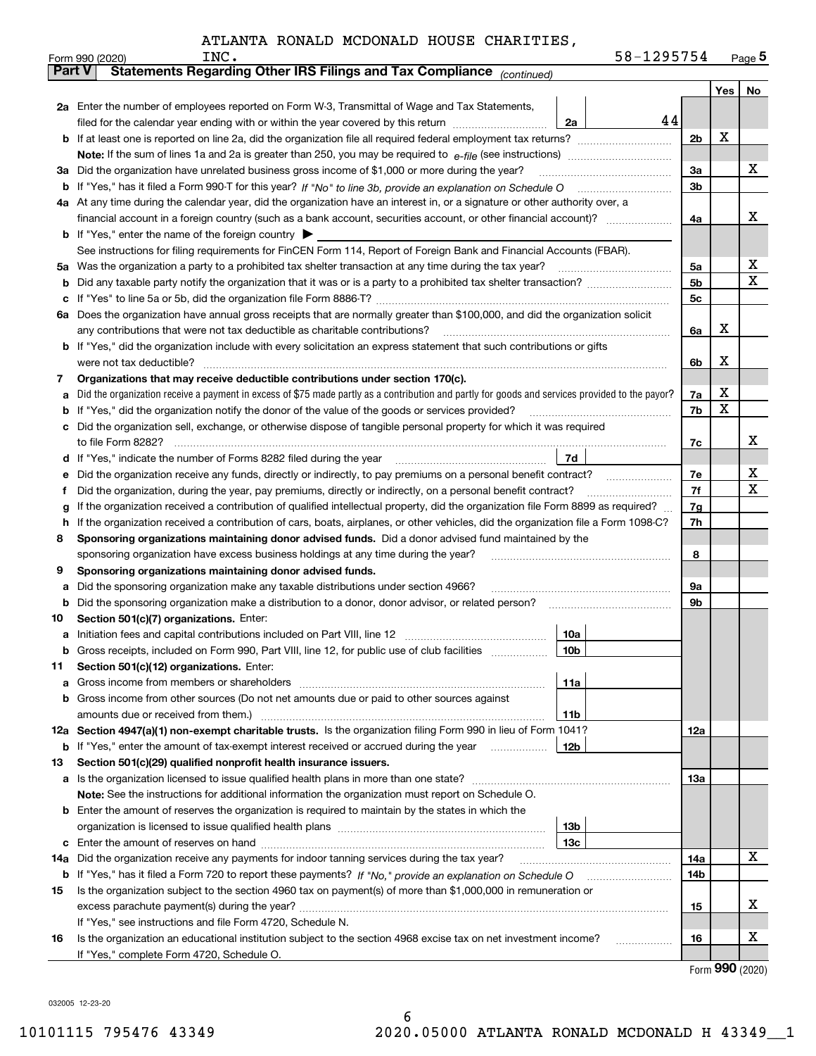ATLANTA RONALD MCDONALD HOUSE CHARITIES, INC. 58-1295754

Form 990 (2020) Page 5

**Part V Statements Regarding Other IRS Filings and Tax Compliance** *(continued)*

| | | | | | Yes | No |
|---|---|---|---|---|---|---|
| **2a** | Enter the number of employees reported on Form W-3, Transmittal of Wage and Tax Statements, filed for the calendar year ending with or within the year covered by this return | 2a | 44 | | | |
| **b** | If at least one is reported on line 2a, did the organization file all required federal employment tax returns? | | | 2b | X | |
| | **Note:** If the sum of lines 1a and 2a is greater than 250, you may be required to *e-file* (see instructions) | | | | | |
| **3a** | Did the organization have unrelated business gross income of $1,000 or more during the year? | | | 3a | | X |
| **b** | If "Yes," has it filed a Form 990-T for this year? *If "No" to line 3b, provide an explanation on Schedule O* | | | 3b | | |
| **4a** | At any time during the calendar year, did the organization have an interest in, or a signature or other authority over, a financial account in a foreign country (such as a bank account, securities account, or other financial account)? | | | 4a | | X |
| **b** | If "Yes," enter the name of the foreign country ▶ | | | | | |
| | See instructions for filing requirements for FinCEN Form 114, Report of Foreign Bank and Financial Accounts (FBAR). | | | | | |
| **5a** | Was the organization a party to a prohibited tax shelter transaction at any time during the tax year? | | | 5a | | X |
| **b** | Did any taxable party notify the organization that it was or is a party to a prohibited tax shelter transaction? | | | 5b | | X |
| **c** | If "Yes" to line 5a or 5b, did the organization file Form 8886-T? | | | 5c | | |
| **6a** | Does the organization have annual gross receipts that are normally greater than $100,000, and did the organization solicit any contributions that were not tax deductible as charitable contributions? | | | 6a | X | |
| **b** | If "Yes," did the organization include with every solicitation an express statement that such contributions or gifts were not tax deductible? | | | 6b | X | |
| **7** | **Organizations that may receive deductible contributions under section 170(c).** | | | | | |
| **a** | Did the organization receive a payment in excess of $75 made partly as a contribution and partly for goods and services provided to the payor? | | | 7a | X | |
| **b** | If "Yes," did the organization notify the donor of the value of the goods or services provided? | | | 7b | X | |
| **c** | Did the organization sell, exchange, or otherwise dispose of tangible personal property for which it was required to file Form 8282? | | | 7c | | X |
| **d** | If "Yes," indicate the number of Forms 8282 filed during the year | 7d | | | | |
| **e** | Did the organization receive any funds, directly or indirectly, to pay premiums on a personal benefit contract? | | | 7e | | X |
| **f** | Did the organization, during the year, pay premiums, directly or indirectly, on a personal benefit contract? | | | 7f | | X |
| **g** | If the organization received a contribution of qualified intellectual property, did the organization file Form 8899 as required? | | | 7g | | |
| **h** | If the organization received a contribution of cars, boats, airplanes, or other vehicles, did the organization file a Form 1098-C? | | | 7h | | |
| **8** | **Sponsoring organizations maintaining donor advised funds.** Did a donor advised fund maintained by the sponsoring organization have excess business holdings at any time during the year? | | | 8 | | |
| **9** | **Sponsoring organizations maintaining donor advised funds.** | | | | | |
| **a** | Did the sponsoring organization make any taxable distributions under section 4966? | | | 9a | | |
| **b** | Did the sponsoring organization make a distribution to a donor, donor advisor, or related person? | | | 9b | | |
| **10** | **Section 501(c)(7) organizations.** Enter: | | | | | |
| **a** | Initiation fees and capital contributions included on Part VIII, line 12 | 10a | | | | |
| **b** | Gross receipts, included on Form 990, Part VIII, line 12, for public use of club facilities | 10b | | | | |
| **11** | **Section 501(c)(12) organizations.** Enter: | | | | | |
| **a** | Gross income from members or shareholders | 11a | | | | |
| **b** | Gross income from other sources (Do not net amounts due or paid to other sources against amounts due or received from them.) | 11b | | | | |
| **12a** | **Section 4947(a)(1) non-exempt charitable trusts.** Is the organization filing Form 990 in lieu of Form 1041? | | | 12a | | |
| **b** | If "Yes," enter the amount of tax-exempt interest received or accrued during the year | 12b | | | | |
| **13** | **Section 501(c)(29) qualified nonprofit health insurance issuers.** | | | | | |
| **a** | Is the organization licensed to issue qualified health plans in more than one state? | | | 13a | | |
| | **Note:** See the instructions for additional information the organization must report on Schedule O. | | | | | |
| **b** | Enter the amount of reserves the organization is required to maintain by the states in which the organization is licensed to issue qualified health plans | 13b | | | | |
| **c** | Enter the amount of reserves on hand | 13c | | | | |
| **14a** | Did the organization receive any payments for indoor tanning services during the tax year? | | | 14a | | X |
| **b** | If "Yes," has it filed a Form 720 to report these payments? *If "No," provide an explanation on Schedule O* | | | 14b | | |
| **15** | Is the organization subject to the section 4960 tax on payment(s) of more than $1,000,000 in remuneration or excess parachute payment(s) during the year? | | | 15 | | X |
| | If "Yes," see instructions and file Form 4720, Schedule N. | | | | | |
| **16** | Is the organization an educational institution subject to the section 4968 excise tax on net investment income? | | | 16 | | X |
| | If "Yes," complete Form 4720, Schedule O. | | | | | |

Form **990** (2020)

032005 12-23-20

10101115 795476 43349 2020.05000 ATLANTA RONALD MCDONALD H 43349__1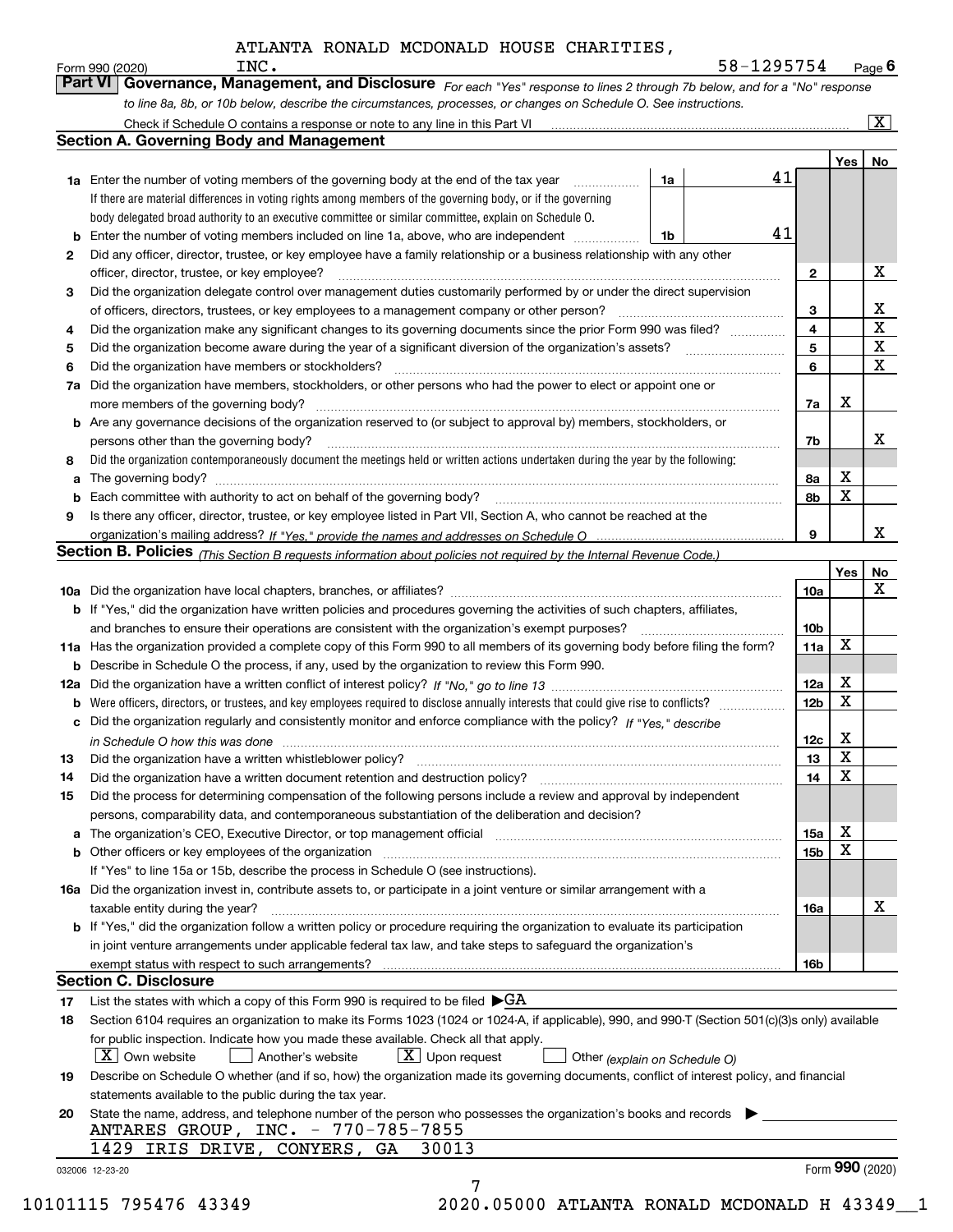ATLANTA RONALD MCDONALD HOUSE CHARITIES, INC. 58-1295754

Form 990 (2020) Page 6

## Part VI Governance, Management, and Disclosure

*For each "Yes" response to lines 2 through 7b below, and for a "No" response to line 8a, 8b, or 10b below, describe the circumstances, processes, or changes on Schedule O. See instructions.*

Check if Schedule O contains a response or note to any line in this Part VI [X]

### Section A. Governing Body and Management

| | | | | Yes | No |
|---|---|---|---|---|---|
| 1a | Enter the number of voting members of the governing body at the end of the tax year — If there are material differences in voting rights among members of the governing body, or if the governing body delegated broad authority to an executive committee or similar committee, explain on Schedule O. | 1a: 41 | | | |
| b | Enter the number of voting members included on line 1a, above, who are independent | 1b: 41 | | | |
| 2 | Did any officer, director, trustee, or key employee have a family relationship or a business relationship with any other officer, director, trustee, or key employee? | | 2 | | X |
| 3 | Did the organization delegate control over management duties customarily performed by or under the direct supervision of officers, directors, trustees, or key employees to a management company or other person? | | 3 | | X |
| 4 | Did the organization make any significant changes to its governing documents since the prior Form 990 was filed? | | 4 | | X |
| 5 | Did the organization become aware during the year of a significant diversion of the organization's assets? | | 5 | | X |
| 6 | Did the organization have members or stockholders? | | 6 | | X |
| 7a | Did the organization have members, stockholders, or other persons who had the power to elect or appoint one or more members of the governing body? | | 7a | X | |
| b | Are any governance decisions of the organization reserved to (or subject to approval by) members, stockholders, or persons other than the governing body? | | 7b | | X |
| 8 | Did the organization contemporaneously document the meetings held or written actions undertaken during the year by the following: | | | | |
| a | The governing body? | | 8a | X | |
| b | Each committee with authority to act on behalf of the governing body? | | 8b | X | |
| 9 | Is there any officer, director, trustee, or key employee listed in Part VII, Section A, who cannot be reached at the organization's mailing address? *If "Yes," provide the names and addresses on Schedule O* | | 9 | | X |

### Section B. Policies *(This Section B requests information about policies not required by the Internal Revenue Code.)*

| | | | Yes | No |
|---|---|---|---|---|
| 10a | Did the organization have local chapters, branches, or affiliates? | 10a | | X |
| b | If "Yes," did the organization have written policies and procedures governing the activities of such chapters, affiliates, and branches to ensure their operations are consistent with the organization's exempt purposes? | 10b | | |
| 11a | Has the organization provided a complete copy of this Form 990 to all members of its governing body before filing the form? | 11a | X | |
| b | Describe in Schedule O the process, if any, used by the organization to review this Form 990. | | | |
| 12a | Did the organization have a written conflict of interest policy? *If "No," go to line 13* | 12a | X | |
| b | Were officers, directors, or trustees, and key employees required to disclose annually interests that could give rise to conflicts? | 12b | X | |
| c | Did the organization regularly and consistently monitor and enforce compliance with the policy? *If "Yes," describe in Schedule O how this was done* | 12c | X | |
| 13 | Did the organization have a written whistleblower policy? | 13 | X | |
| 14 | Did the organization have a written document retention and destruction policy? | 14 | X | |
| 15 | Did the process for determining compensation of the following persons include a review and approval by independent persons, comparability data, and contemporaneous substantiation of the deliberation and decision? | | | |
| a | The organization's CEO, Executive Director, or top management official | 15a | X | |
| b | Other officers or key employees of the organization | 15b | X | |
| | If "Yes" to line 15a or 15b, describe the process in Schedule O (see instructions). | | | |
| 16a | Did the organization invest in, contribute assets to, or participate in a joint venture or similar arrangement with a taxable entity during the year? | 16a | | X |
| b | If "Yes," did the organization follow a written policy or procedure requiring the organization to evaluate its participation in joint venture arrangements under applicable federal tax law, and take steps to safeguard the organization's exempt status with respect to such arrangements? | 16b | | |

### Section C. Disclosure

17 List the states with which a copy of this Form 990 is required to be filed ▶GA

18 Section 6104 requires an organization to make its Forms 1023 (1024 or 1024-A, if applicable), 990, and 990-T (Section 501(c)(3)s only) available for public inspection. Indicate how you made these available. Check all that apply.

[X] Own website [ ] Another's website [X] Upon request [ ] Other *(explain on Schedule O)*

19 Describe on Schedule O whether (and if so, how) the organization made its governing documents, conflict of interest policy, and financial statements available to the public during the tax year.

20 State the name, address, and telephone number of the person who possesses the organization's books and records ▶

ANTARES GROUP, INC. - 770-785-7855
1429 IRIS DRIVE, CONYERS, GA 30013

032006 12-23-20 Form 990 (2020)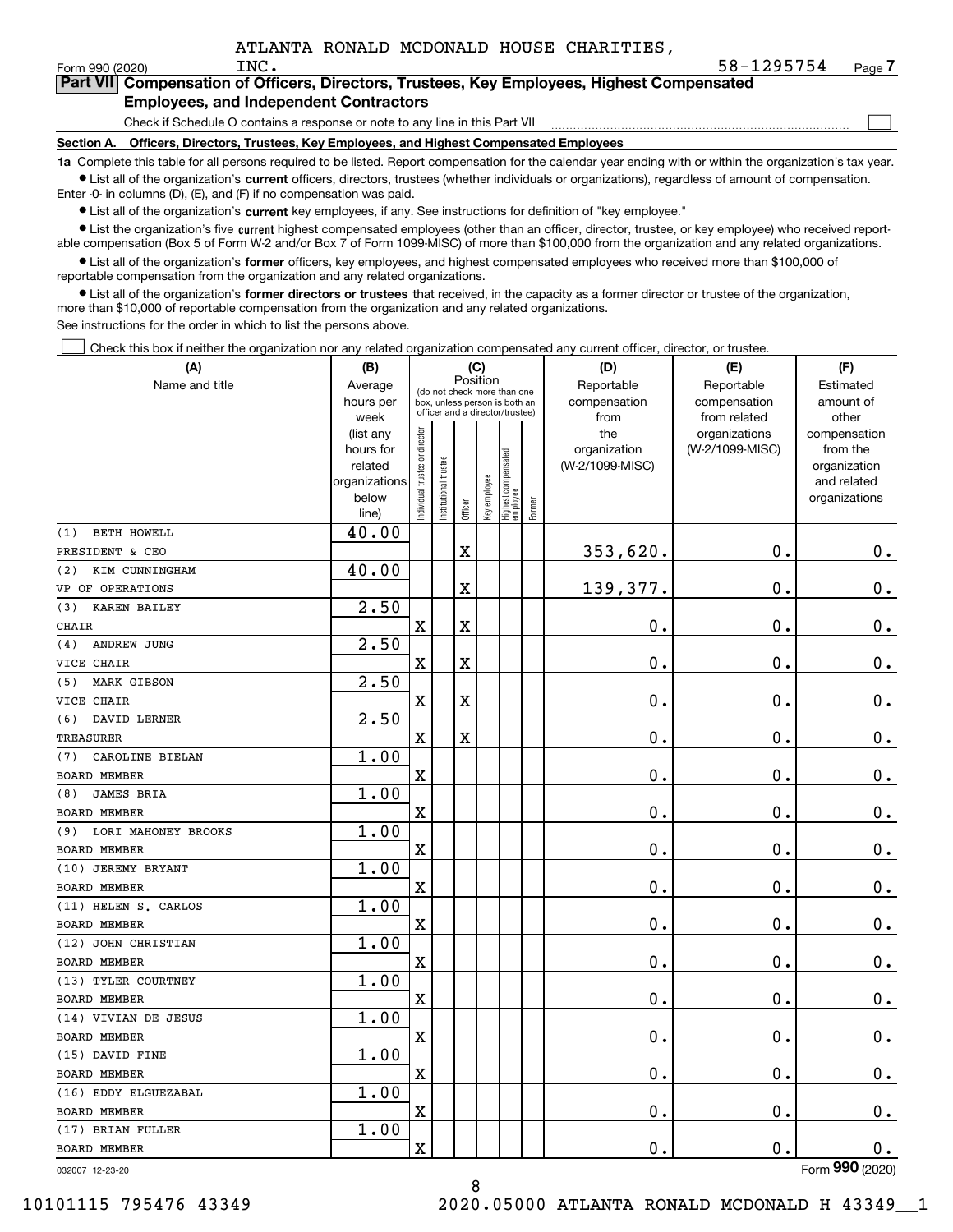ATLANTA RONALD MCDONALD HOUSE CHARITIES, INC. 58-1295754

Form 990 (2020) Page 7

**Part VII Compensation of Officers, Directors, Trustees, Key Employees, Highest Compensated Employees, and Independent Contractors**

Check if Schedule O contains a response or note to any line in this Part VII ☐

**Section A. Officers, Directors, Trustees, Key Employees, and Highest Compensated Employees**

**1a** Complete this table for all persons required to be listed. Report compensation for the calendar year ending with or within the organization's tax year.

- List all of the organization's **current** officers, directors, trustees (whether individuals or organizations), regardless of amount of compensation. Enter -0- in columns (D), (E), and (F) if no compensation was paid.
- List all of the organization's **current** key employees, if any. See instructions for definition of "key employee."
- List the organization's five **current** highest compensated employees (other than an officer, director, trustee, or key employee) who received reportable compensation (Box 5 of Form W-2 and/or Box 7 of Form 1099-MISC) of more than $100,000 from the organization and any related organizations.
- List all of the organization's **former** officers, key employees, and highest compensated employees who received more than $100,000 of reportable compensation from the organization and any related organizations.
- List all of the organization's **former directors or trustees** that received, in the capacity as a former director or trustee of the organization, more than $10,000 of reportable compensation from the organization and any related organizations.

See instructions for the order in which to list the persons above.

☐ Check this box if neither the organization nor any related organization compensated any current officer, director, or trustee.

| (A) Name and title | (B) Average hours per week (list any hours for related organizations below line) | (C) Position: Individual trustee or director | Institutional trustee | Officer | Key employee | Highest compensated employee | Former | (D) Reportable compensation from the organization (W-2/1099-MISC) | (E) Reportable compensation from related organizations (W-2/1099-MISC) | (F) Estimated amount of other compensation from the organization and related organizations |
|---|---|---|---|---|---|---|---|---|---|---|
| (1) BETH HOWELL<br>PRESIDENT & CEO | 40.00 | | | X | | | | 353,620. | 0. | 0. |
| (2) KIM CUNNINGHAM<br>VP OF OPERATIONS | 40.00 | | | X | | | | 139,377. | 0. | 0. |
| (3) KAREN BAILEY<br>CHAIR | 2.50 | X | | X | | | | 0. | 0. | 0. |
| (4) ANDREW JUNG<br>VICE CHAIR | 2.50 | X | | X | | | | 0. | 0. | 0. |
| (5) MARK GIBSON<br>VICE CHAIR | 2.50 | X | | X | | | | 0. | 0. | 0. |
| (6) DAVID LERNER<br>TREASURER | 2.50 | X | | X | | | | 0. | 0. | 0. |
| (7) CAROLINE BIELAN<br>BOARD MEMBER | 1.00 | X | | | | | | 0. | 0. | 0. |
| (8) JAMES BRIA<br>BOARD MEMBER | 1.00 | X | | | | | | 0. | 0. | 0. |
| (9) LORI MAHONEY BROOKS<br>BOARD MEMBER | 1.00 | X | | | | | | 0. | 0. | 0. |
| (10) JEREMY BRYANT<br>BOARD MEMBER | 1.00 | X | | | | | | 0. | 0. | 0. |
| (11) HELEN S. CARLOS<br>BOARD MEMBER | 1.00 | X | | | | | | 0. | 0. | 0. |
| (12) JOHN CHRISTIAN<br>BOARD MEMBER | 1.00 | X | | | | | | 0. | 0. | 0. |
| (13) TYLER COURTNEY<br>BOARD MEMBER | 1.00 | X | | | | | | 0. | 0. | 0. |
| (14) VIVIAN DE JESUS<br>BOARD MEMBER | 1.00 | X | | | | | | 0. | 0. | 0. |
| (15) DAVID FINE<br>BOARD MEMBER | 1.00 | X | | | | | | 0. | 0. | 0. |
| (16) EDDY ELGUEZABAL<br>BOARD MEMBER | 1.00 | X | | | | | | 0. | 0. | 0. |
| (17) BRIAN FULLER<br>BOARD MEMBER | 1.00 | X | | | | | | 0. | 0. | 0. |

032007 12-23-20 Form 990 (2020)

10101115 795476 43349 2020.05000 ATLANTA RONALD MCDONALD H 43349__1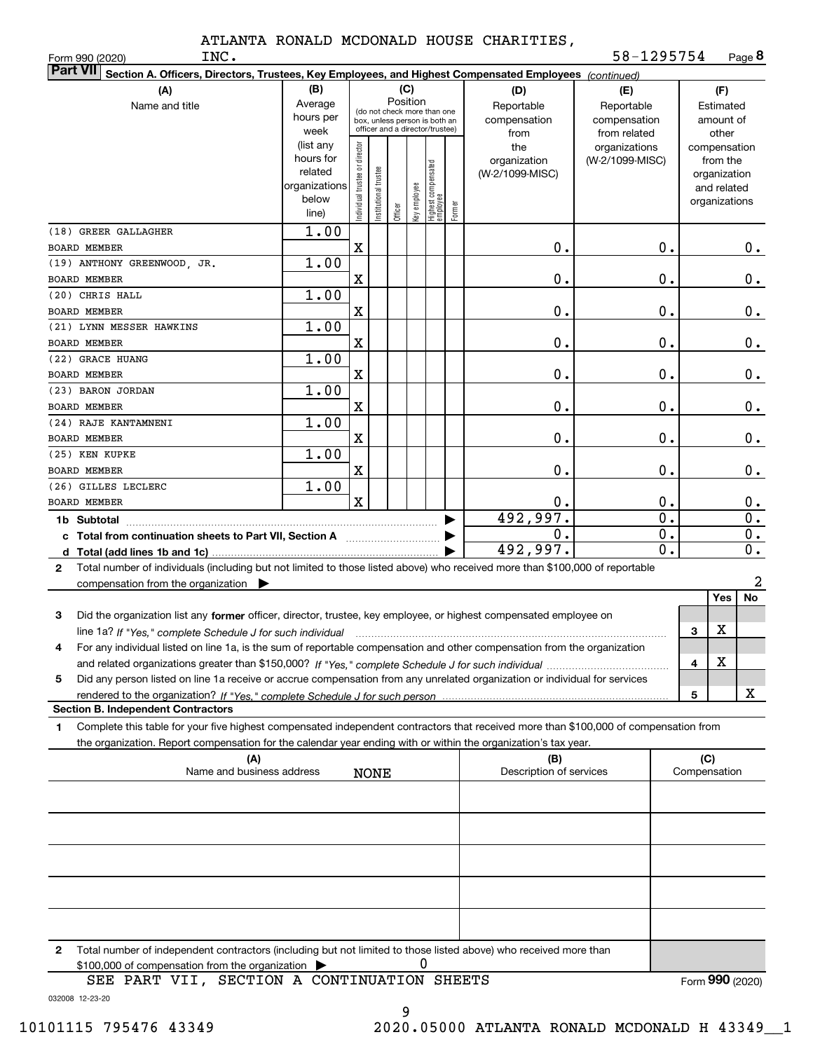ATLANTA RONALD MCDONALD HOUSE CHARITIES, INC.

58-1295754

Form 990 (2020) Page **8**

**Part VII** **Section A. Officers, Directors, Trustees, Key Employees, and Highest Compensated Employees** *(continued)*

| (A) Name and title | (B) Average hours per week (list any hours for related organizations below line) | (C) Position: Individual trustee or director | Institutional trustee | Officer | Key employee | Highest compensated employee | Former | (D) Reportable compensation from the organization (W-2/1099-MISC) | (E) Reportable compensation from related organizations (W-2/1099-MISC) | (F) Estimated amount of other compensation from the organization and related organizations |
|---|---|---|---|---|---|---|---|---|---|---|
| (18) GREER GALLAGHER<br>BOARD MEMBER | 1.00 | X | | | | | | 0. | 0. | 0. |
| (19) ANTHONY GREENWOOD, JR.<br>BOARD MEMBER | 1.00 | X | | | | | | 0. | 0. | 0. |
| (20) CHRIS HALL<br>BOARD MEMBER | 1.00 | X | | | | | | 0. | 0. | 0. |
| (21) LYNN MESSER HAWKINS<br>BOARD MEMBER | 1.00 | X | | | | | | 0. | 0. | 0. |
| (22) GRACE HUANG<br>BOARD MEMBER | 1.00 | X | | | | | | 0. | 0. | 0. |
| (23) BARON JORDAN<br>BOARD MEMBER | 1.00 | X | | | | | | 0. | 0. | 0. |
| (24) RAJE KANTAMNENI<br>BOARD MEMBER | 1.00 | X | | | | | | 0. | 0. | 0. |
| (25) KEN KUPKE<br>BOARD MEMBER | 1.00 | X | | | | | | 0. | 0. | 0. |
| (26) GILLES LECLERC<br>BOARD MEMBER | 1.00 | X | | | | | | 0. | 0. | 0. |
| **1b Subtotal** | | | | | | | | 492,997. | 0. | 0. |
| **c Total from continuation sheets to Part VII, Section A** | | | | | | | | 0. | 0. | 0. |
| **d Total (add lines 1b and 1c)** | | | | | | | | 492,997. | 0. | 0. |

**2** Total number of individuals (including but not limited to those listed above) who received more than $100,000 of reportable compensation from the organization ▶ 2

| | | | Yes | No |
|---|---|---|---|---|
| **3** | Did the organization list any **former** officer, director, trustee, key employee, or highest compensated employee on line 1a? *If "Yes," complete Schedule J for such individual* | 3 | X | |
| **4** | For any individual listed on line 1a, is the sum of reportable compensation and other compensation from the organization and related organizations greater than $150,000? *If "Yes," complete Schedule J for such individual* | 4 | X | |
| **5** | Did any person listed on line 1a receive or accrue compensation from any unrelated organization or individual for services rendered to the organization? *If "Yes," complete Schedule J for such person* | 5 | | X |

**Section B. Independent Contractors**

**1** Complete this table for your five highest compensated independent contractors that received more than $100,000 of compensation from the organization. Report compensation for the calendar year ending with or within the organization's tax year.

| (A) Name and business address | (B) Description of services | (C) Compensation |
|---|---|---|
| NONE | | |
| | | |
| | | |
| | | |
| | | |

**2** Total number of independent contractors (including but not limited to those listed above) who received more than $100,000 of compensation from the organization ▶ 0

SEE PART VII, SECTION A CONTINUATION SHEETS

Form **990** (2020)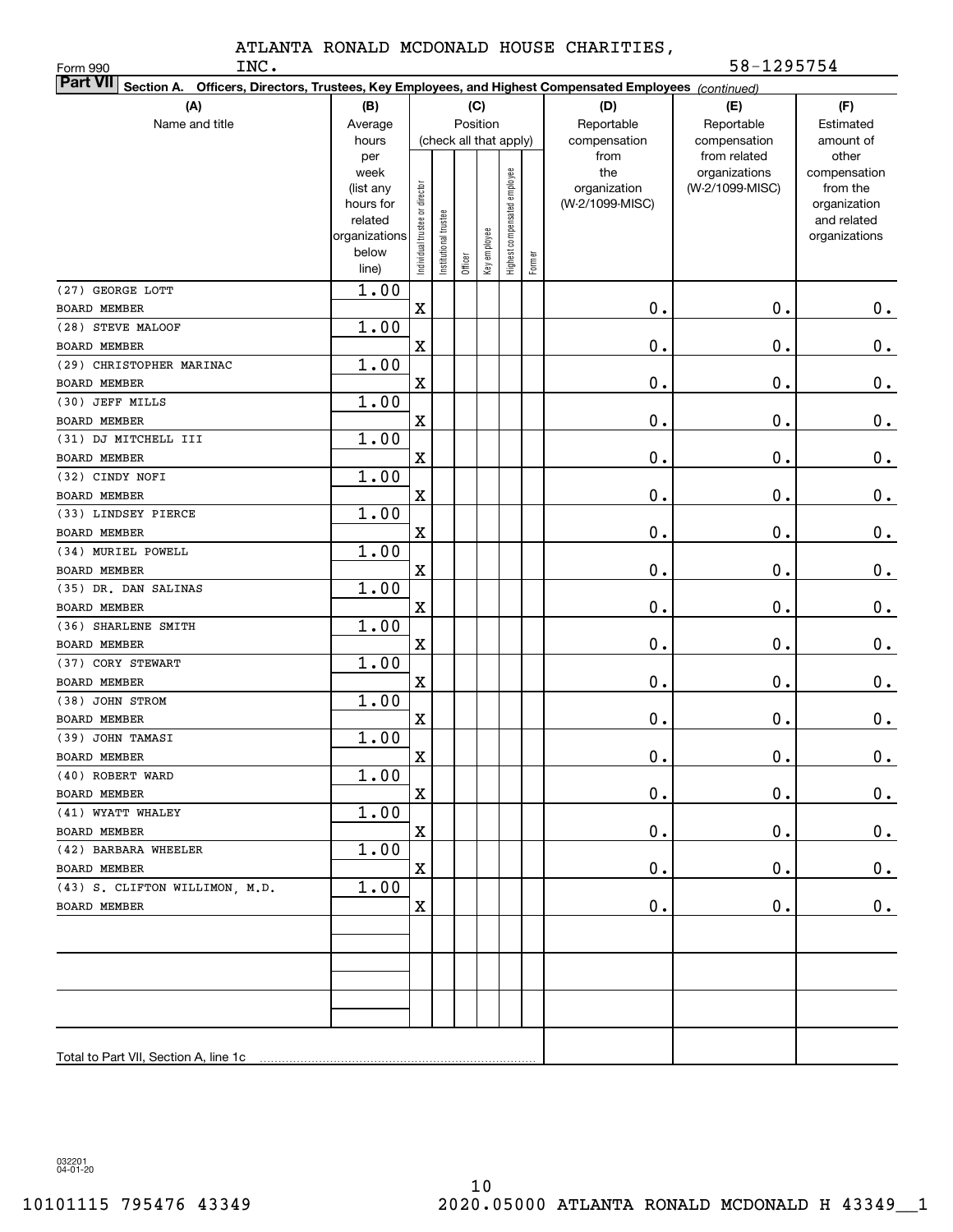ATLANTA RONALD MCDONALD HOUSE CHARITIES, INC.

Form 990 58-1295754

**Part VII Section A. Officers, Directors, Trustees, Key Employees, and Highest Compensated Employees** *(continued)*

| (A) Name and title | (B) Average hours per week (list any hours for related organizations below line) | (C) Position (check all that apply): Individual trustee or director | Institutional trustee | Officer | Key employee | Highest compensated employee | Former | (D) Reportable compensation from the organization (W-2/1099-MISC) | (E) Reportable compensation from related organizations (W-2/1099-MISC) | (F) Estimated amount of other compensation from the organization and related organizations |
|---|---|---|---|---|---|---|---|---|---|---|
| (27) GEORGE LOTT<br>BOARD MEMBER | 1.00 | X | | | | | | 0. | 0. | 0. |
| (28) STEVE MALOOF<br>BOARD MEMBER | 1.00 | X | | | | | | 0. | 0. | 0. |
| (29) CHRISTOPHER MARINAC<br>BOARD MEMBER | 1.00 | X | | | | | | 0. | 0. | 0. |
| (30) JEFF MILLS<br>BOARD MEMBER | 1.00 | X | | | | | | 0. | 0. | 0. |
| (31) DJ MITCHELL III<br>BOARD MEMBER | 1.00 | X | | | | | | 0. | 0. | 0. |
| (32) CINDY NOFI<br>BOARD MEMBER | 1.00 | X | | | | | | 0. | 0. | 0. |
| (33) LINDSEY PIERCE<br>BOARD MEMBER | 1.00 | X | | | | | | 0. | 0. | 0. |
| (34) MURIEL POWELL<br>BOARD MEMBER | 1.00 | X | | | | | | 0. | 0. | 0. |
| (35) DR. DAN SALINAS<br>BOARD MEMBER | 1.00 | X | | | | | | 0. | 0. | 0. |
| (36) SHARLENE SMITH<br>BOARD MEMBER | 1.00 | X | | | | | | 0. | 0. | 0. |
| (37) CORY STEWART<br>BOARD MEMBER | 1.00 | X | | | | | | 0. | 0. | 0. |
| (38) JOHN STROM<br>BOARD MEMBER | 1.00 | X | | | | | | 0. | 0. | 0. |
| (39) JOHN TAMASI<br>BOARD MEMBER | 1.00 | X | | | | | | 0. | 0. | 0. |
| (40) ROBERT WARD<br>BOARD MEMBER | 1.00 | X | | | | | | 0. | 0. | 0. |
| (41) WYATT WHALEY<br>BOARD MEMBER | 1.00 | X | | | | | | 0. | 0. | 0. |
| (42) BARBARA WHEELER<br>BOARD MEMBER | 1.00 | X | | | | | | 0. | 0. | 0. |
| (43) S. CLIFTON WILLIMON, M.D.<br>BOARD MEMBER | 1.00 | X | | | | | | 0. | 0. | 0. |
| | | | | | | | | | | |
| | | | | | | | | | | |
| | | | | | | | | | | |
| Total to Part VII, Section A, line 1c | | | | | | | | | | |

032201 04-01-20

10101115 795476 43349 2020.05000 ATLANTA RONALD MCDONALD H 43349__1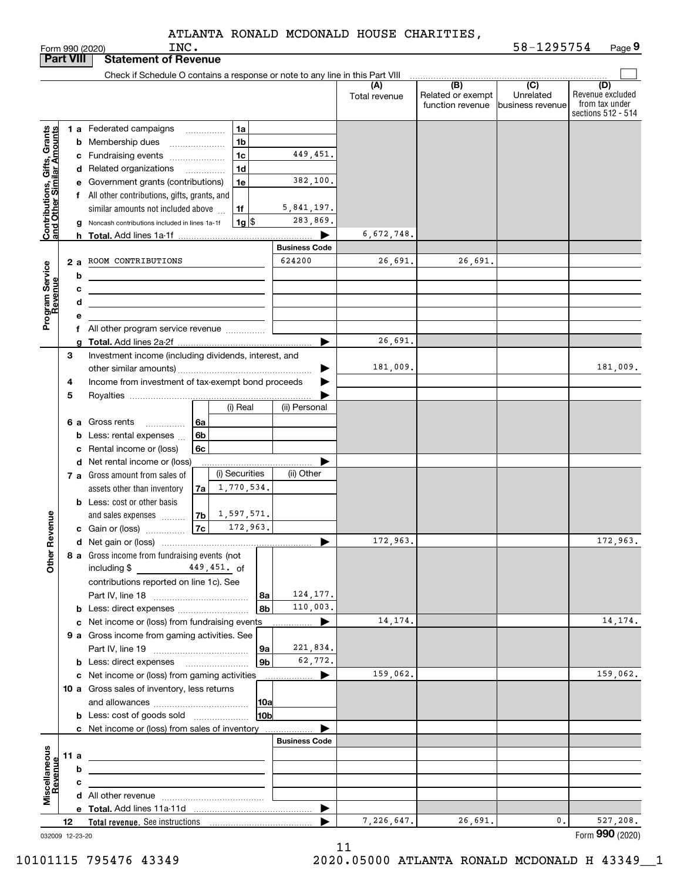ATLANTA RONALD MCDONALD HOUSE CHARITIES, INC.

Form 990 (2020) 58-1295754 Page 9

## Part VIII Statement of Revenue

Check if Schedule O contains a response or note to any line in this Part VIII

| | | | | (A) Total revenue | (B) Related or exempt function revenue | (C) Unrelated business revenue | (D) Revenue excluded from tax under sections 512 - 514 |
|---|---|---|---|---|---|---|---|
| Contributions, Gifts, Grants and Other Similar Amounts | 1 a Federated campaigns | 1a | | | | | |
| | b Membership dues | 1b | | | | | |
| | c Fundraising events | 1c | 449,451. | | | | |
| | d Related organizations | 1d | | | | | |
| | e Government grants (contributions) | 1e | 382,100. | | | | |
| | f All other contributions, gifts, grants, and similar amounts not included above | 1f | 5,841,197. | | | | |
| | g Noncash contributions included in lines 1a-1f | 1g $ | 283,869. | | | | |
| | h Total. Add lines 1a-1f | | | 6,672,748. | | | |
| Program Service Revenue | | | Business Code | | | | |
| | 2 a ROOM CONTRIBUTIONS | | 624200 | 26,691. | 26,691. | | |
| | b | | | | | | |
| | c | | | | | | |
| | d | | | | | | |
| | e | | | | | | |
| | f All other program service revenue | | | | | | |
| | g Total. Add lines 2a-2f | | | 26,691. | | | |
| Other Revenue | 3 Investment income (including dividends, interest, and other similar amounts) | | | 181,009. | | | 181,009. |
| | 4 Income from investment of tax-exempt bond proceeds | | | | | | |
| | 5 Royalties | | | | | | |
| | | | (i) Real / (ii) Personal | | | | |
| | 6 a Gross rents | 6a | | | | | |
| | b Less: rental expenses | 6b | | | | | |
| | c Rental income or (loss) | 6c | | | | | |
| | d Net rental income or (loss) | | | | | | |
| | | | (i) Securities / (ii) Other | | | | |
| | 7 a Gross amount from sales of assets other than inventory | 7a | 1,770,534. | | | | |
| | b Less: cost or other basis and sales expenses | 7b | 1,597,571. | | | | |
| | c Gain or (loss) | 7c | 172,963. | | | | |
| | d Net gain or (loss) | | | 172,963. | | | 172,963. |
| | 8 a Gross income from fundraising events (not including $ 449,451. of contributions reported on line 1c). See Part IV, line 18 | 8a | 124,177. | | | | |
| | b Less: direct expenses | 8b | 110,003. | | | | |
| | c Net income or (loss) from fundraising events | | | 14,174. | | | 14,174. |
| | 9 a Gross income from gaming activities. See Part IV, line 19 | 9a | 221,834. | | | | |
| | b Less: direct expenses | 9b | 62,772. | | | | |
| | c Net income or (loss) from gaming activities | | | 159,062. | | | 159,062. |
| | 10 a Gross sales of inventory, less returns and allowances | 10a | | | | | |
| | b Less: cost of goods sold | 10b | | | | | |
| | c Net income or (loss) from sales of inventory | | | | | | |
| Miscellaneous Revenue | | | Business Code | | | | |
| | 11 a | | | | | | |
| | b | | | | | | |
| | c | | | | | | |
| | d All other revenue | | | | | | |
| | e Total. Add lines 11a-11d | | | | | | |
| | 12 Total revenue. See instructions | | | 7,226,647. | 26,691. | 0. | 527,208. |

032009 12-23-20

Form 990 (2020)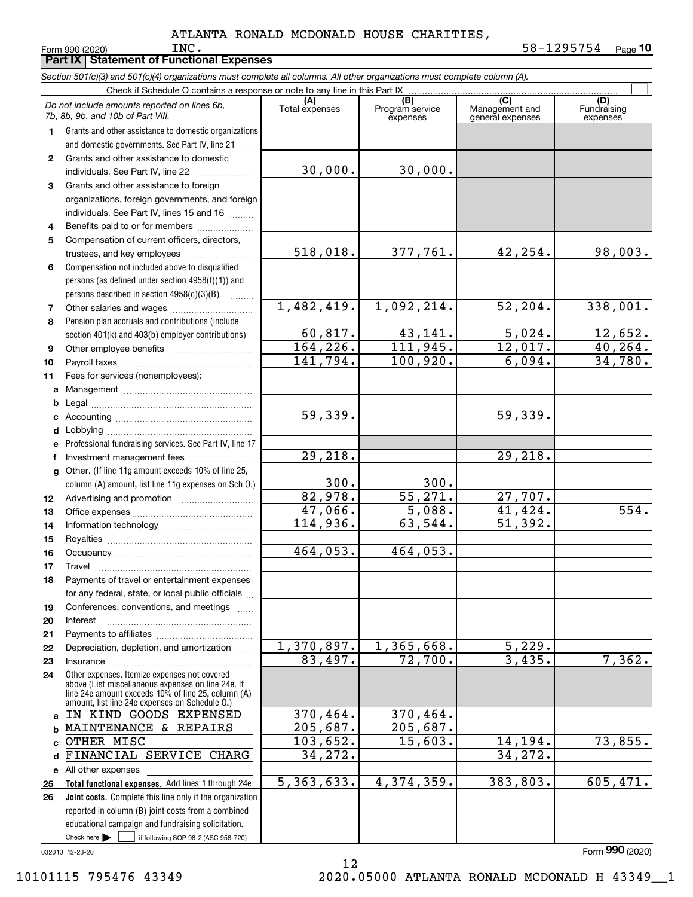ATLANTA RONALD MCDONALD HOUSE CHARITIES, INC.

Form 990 (2020) 58-1295754 Page **10**

## Part IX Statement of Functional Expenses

*Section 501(c)(3) and 501(c)(4) organizations must complete all columns. All other organizations must complete column (A).*

Check if Schedule O contains a response or note to any line in this Part IX

| *Do not include amounts reported on lines 6b, 7b, 8b, 9b, and 10b of Part VIII.* | (A) Total expenses | (B) Program service expenses | (C) Management and general expenses | (D) Fundraising expenses |
|---|---|---|---|---|
| 1 Grants and other assistance to domestic organizations and domestic governments. See Part IV, line 21 | | | | |
| 2 Grants and other assistance to domestic individuals. See Part IV, line 22 | 30,000. | 30,000. | | |
| 3 Grants and other assistance to foreign organizations, foreign governments, and foreign individuals. See Part IV, lines 15 and 16 | | | | |
| 4 Benefits paid to or for members | | | | |
| 5 Compensation of current officers, directors, trustees, and key employees | 518,018. | 377,761. | 42,254. | 98,003. |
| 6 Compensation not included above to disqualified persons (as defined under section 4958(f)(1)) and persons described in section 4958(c)(3)(B) | | | | |
| 7 Other salaries and wages | 1,482,419. | 1,092,214. | 52,204. | 338,001. |
| 8 Pension plan accruals and contributions (include section 401(k) and 403(b) employer contributions) | 60,817. | 43,141. | 5,024. | 12,652. |
| 9 Other employee benefits | 164,226. | 111,945. | 12,017. | 40,264. |
| 10 Payroll taxes | 141,794. | 100,920. | 6,094. | 34,780. |
| 11 Fees for services (nonemployees): | | | | |
| a Management | | | | |
| b Legal | | | | |
| c Accounting | 59,339. | | 59,339. | |
| d Lobbying | | | | |
| e Professional fundraising services. See Part IV, line 17 | | | | |
| f Investment management fees | 29,218. | | 29,218. | |
| g Other. (If line 11g amount exceeds 10% of line 25, column (A) amount, list line 11g expenses on Sch O.) | 300. | 300. | | |
| 12 Advertising and promotion | 82,978. | 55,271. | 27,707. | |
| 13 Office expenses | 47,066. | 5,088. | 41,424. | 554. |
| 14 Information technology | 114,936. | 63,544. | 51,392. | |
| 15 Royalties | | | | |
| 16 Occupancy | 464,053. | 464,053. | | |
| 17 Travel | | | | |
| 18 Payments of travel or entertainment expenses for any federal, state, or local public officials | | | | |
| 19 Conferences, conventions, and meetings | | | | |
| 20 Interest | | | | |
| 21 Payments to affiliates | | | | |
| 22 Depreciation, depletion, and amortization | 1,370,897. | 1,365,668. | 5,229. | |
| 23 Insurance | 83,497. | 72,700. | 3,435. | 7,362. |
| 24 Other expenses. Itemize expenses not covered above (List miscellaneous expenses on line 24e. If line 24e amount exceeds 10% of line 25, column (A) amount, list line 24e expenses on Schedule O.) | | | | |
| a IN KIND GOODS EXPENSED | 370,464. | 370,464. | | |
| b MAINTENANCE & REPAIRS | 205,687. | 205,687. | | |
| c OTHER MISC | 103,652. | 15,603. | 14,194. | 73,855. |
| d FINANCIAL SERVICE CHARG | 34,272. | | 34,272. | |
| e All other expenses | | | | |
| 25 **Total functional expenses.** Add lines 1 through 24e | 5,363,633. | 4,374,359. | 383,803. | 605,471. |
| 26 **Joint costs.** Complete this line only if the organization reported in column (B) joint costs from a combined educational campaign and fundraising solicitation. Check here ☐ if following SOP 98-2 (ASC 958-720) | | | | |

032010 12-23-20 Form **990** (2020)

10101115 795476 43349 2020.05000 ATLANTA RONALD MCDONALD H 43349__1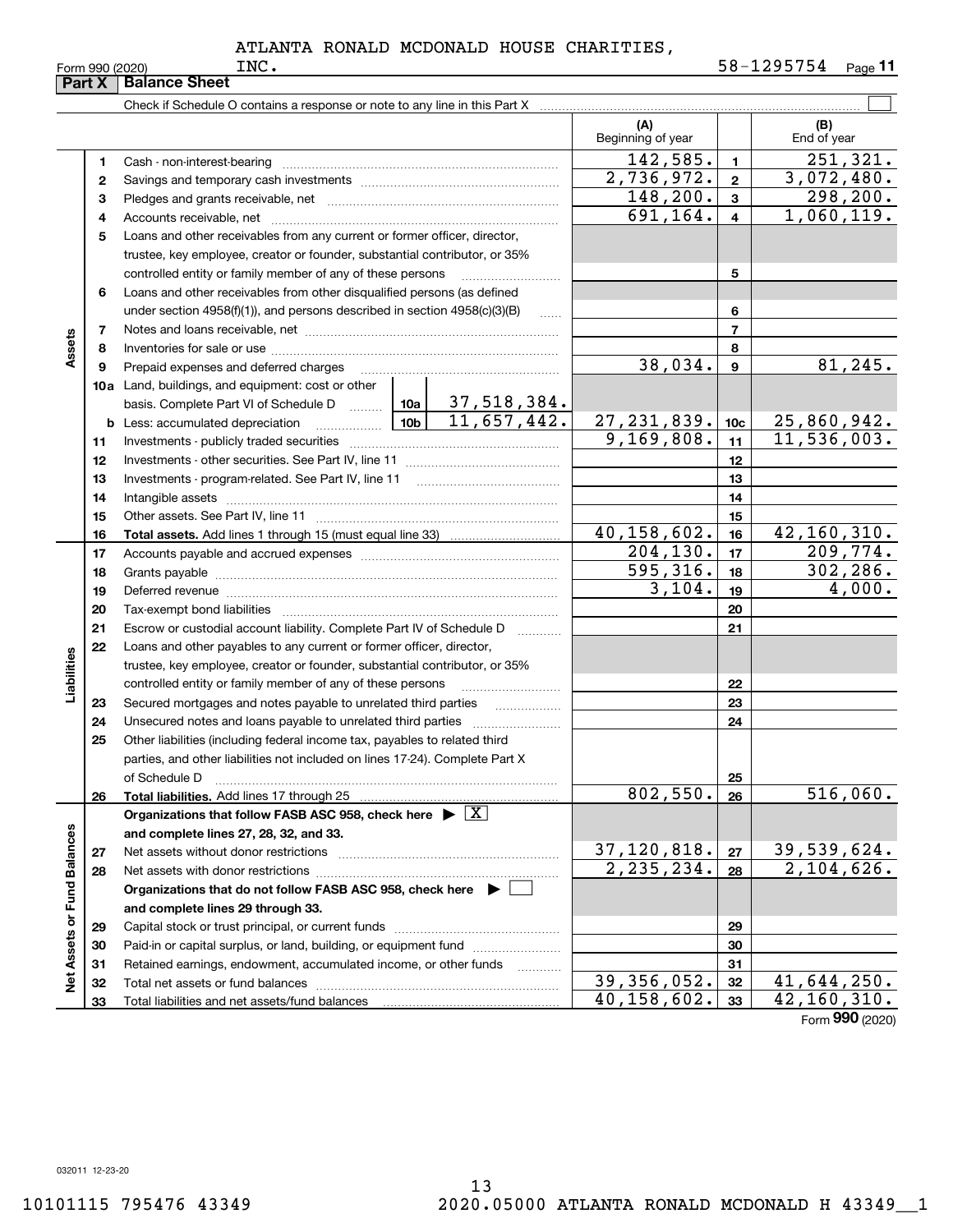ATLANTA RONALD MCDONALD HOUSE CHARITIES, INC. 58-1295754

Form 990 (2020)

## Part X Balance Sheet

Check if Schedule O contains a response or note to any line in this Part X

| | | | (A) Beginning of year | | (B) End of year |
|---|---|---|---|---|---|
| **Assets** | 1 | Cash - non-interest-bearing | 142,585. | 1 | 251,321. |
| | 2 | Savings and temporary cash investments | 2,736,972. | 2 | 3,072,480. |
| | 3 | Pledges and grants receivable, net | 148,200. | 3 | 298,200. |
| | 4 | Accounts receivable, net | 691,164. | 4 | 1,060,119. |
| | 5 | Loans and other receivables from any current or former officer, director, trustee, key employee, creator or founder, substantial contributor, or 35% controlled entity or family member of any of these persons | | 5 | |
| | 6 | Loans and other receivables from other disqualified persons (as defined under section 4958(f)(1)), and persons described in section 4958(c)(3)(B) | | 6 | |
| | 7 | Notes and loans receivable, net | | 7 | |
| | 8 | Inventories for sale or use | | 8 | |
| | 9 | Prepaid expenses and deferred charges | 38,034. | 9 | 81,245. |
| | 10a | Land, buildings, and equipment: cost or other basis. Complete Part VI of Schedule D — 10a: 37,518,384. | | | |
| | b | Less: accumulated depreciation — 10b: 11,657,442. | 27,231,839. | 10c | 25,860,942. |
| | 11 | Investments - publicly traded securities | 9,169,808. | 11 | 11,536,003. |
| | 12 | Investments - other securities. See Part IV, line 11 | | 12 | |
| | 13 | Investments - program-related. See Part IV, line 11 | | 13 | |
| | 14 | Intangible assets | | 14 | |
| | 15 | Other assets. See Part IV, line 11 | | 15 | |
| | 16 | **Total assets.** Add lines 1 through 15 (must equal line 33) | 40,158,602. | 16 | 42,160,310. |
| **Liabilities** | 17 | Accounts payable and accrued expenses | 204,130. | 17 | 209,774. |
| | 18 | Grants payable | 595,316. | 18 | 302,286. |
| | 19 | Deferred revenue | 3,104. | 19 | 4,000. |
| | 20 | Tax-exempt bond liabilities | | 20 | |
| | 21 | Escrow or custodial account liability. Complete Part IV of Schedule D | | 21 | |
| | 22 | Loans and other payables to any current or former officer, director, trustee, key employee, creator or founder, substantial contributor, or 35% controlled entity or family member of any of these persons | | 22 | |
| | 23 | Secured mortgages and notes payable to unrelated third parties | | 23 | |
| | 24 | Unsecured notes and loans payable to unrelated third parties | | 24 | |
| | 25 | Other liabilities (including federal income tax, payables to related third parties, and other liabilities not included on lines 17-24). Complete Part X of Schedule D | | 25 | |
| | 26 | **Total liabilities.** Add lines 17 through 25 | 802,550. | 26 | 516,060. |
| **Net Assets or Fund Balances** | | **Organizations that follow FASB ASC 958, check here** ▶ [X] **and complete lines 27, 28, 32, and 33.** | | | |
| | 27 | Net assets without donor restrictions | 37,120,818. | 27 | 39,539,624. |
| | 28 | Net assets with donor restrictions | 2,235,234. | 28 | 2,104,626. |
| | | **Organizations that do not follow FASB ASC 958, check here** ▶ [ ] **and complete lines 29 through 33.** | | | |
| | 29 | Capital stock or trust principal, or current funds | | 29 | |
| | 30 | Paid-in or capital surplus, or land, building, or equipment fund | | 30 | |
| | 31 | Retained earnings, endowment, accumulated income, or other funds | | 31 | |
| | 32 | Total net assets or fund balances | 39,356,052. | 32 | 41,644,250. |
| | 33 | Total liabilities and net assets/fund balances | 40,158,602. | 33 | 42,160,310. |

Form **990** (2020)

032011 12-23-20

10101115 795476 43349 2020.05000 ATLANTA RONALD MCDONALD H 43349__1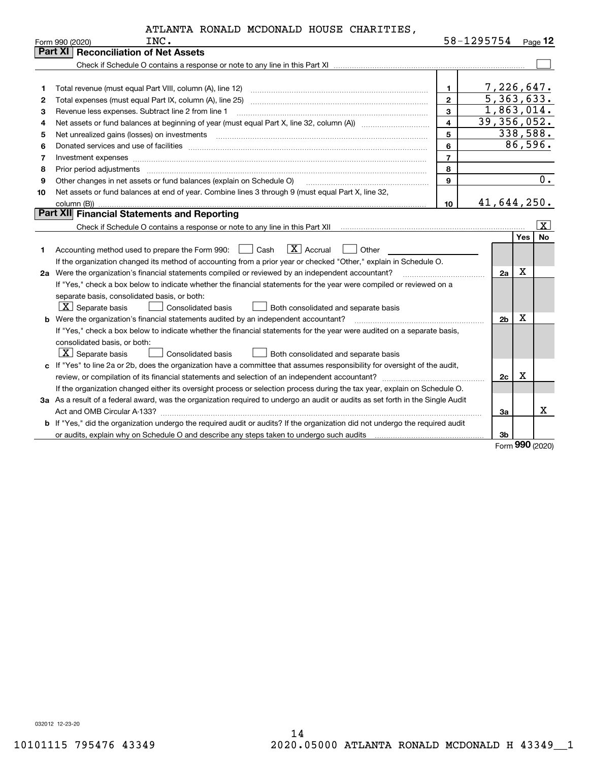ATLANTA RONALD MCDONALD HOUSE CHARITIES, INC. 58-1295754

Form 990 (2020) Page **12**

## Part XI Reconciliation of Net Assets

Check if Schedule O contains a response or note to any line in this Part XI [ ]

| | | | |
|---|---|---|---|
| 1 | Total revenue (must equal Part VIII, column (A), line 12) | 1 | 7,226,647. |
| 2 | Total expenses (must equal Part IX, column (A), line 25) | 2 | 5,363,633. |
| 3 | Revenue less expenses. Subtract line 2 from line 1 | 3 | 1,863,014. |
| 4 | Net assets or fund balances at beginning of year (must equal Part X, line 32, column (A)) | 4 | 39,356,052. |
| 5 | Net unrealized gains (losses) on investments | 5 | 338,588. |
| 6 | Donated services and use of facilities | 6 | 86,596. |
| 7 | Investment expenses | 7 | |
| 8 | Prior period adjustments | 8 | |
| 9 | Other changes in net assets or fund balances (explain on Schedule O) | 9 | 0. |
| 10 | Net assets or fund balances at end of year. Combine lines 3 through 9 (must equal Part X, line 32, column (B)) | 10 | 41,644,250. |

## Part XII Financial Statements and Reporting

Check if Schedule O contains a response or note to any line in this Part XII [X]

| | | | Yes | No |
|---|---|---|---|---|
| 1 | Accounting method used to prepare the Form 990: [ ] Cash [X] Accrual [ ] Other<br>If the organization changed its method of accounting from a prior year or checked "Other," explain in Schedule O. | | | |
| 2a | Were the organization's financial statements compiled or reviewed by an independent accountant?<br>If "Yes," check a box below to indicate whether the financial statements for the year were compiled or reviewed on a separate basis, consolidated basis, or both:<br>[X] Separate basis [ ] Consolidated basis [ ] Both consolidated and separate basis | 2a | X | |
| b | Were the organization's financial statements audited by an independent accountant?<br>If "Yes," check a box below to indicate whether the financial statements for the year were audited on a separate basis, consolidated basis, or both:<br>[X] Separate basis [ ] Consolidated basis [ ] Both consolidated and separate basis | 2b | X | |
| c | If "Yes" to line 2a or 2b, does the organization have a committee that assumes responsibility for oversight of the audit, review, or compilation of its financial statements and selection of an independent accountant?<br>If the organization changed either its oversight process or selection process during the tax year, explain on Schedule O. | 2c | X | |
| 3a | As a result of a federal award, was the organization required to undergo an audit or audits as set forth in the Single Audit Act and OMB Circular A-133? | 3a | | X |
| b | If "Yes," did the organization undergo the required audit or audits? If the organization did not undergo the required audit or audits, explain why on Schedule O and describe any steps taken to undergo such audits | 3b | | |

Form **990** (2020)

032012 12-23-20

10101115 795476 43349 2020.05000 ATLANTA RONALD MCDONALD H 43349__1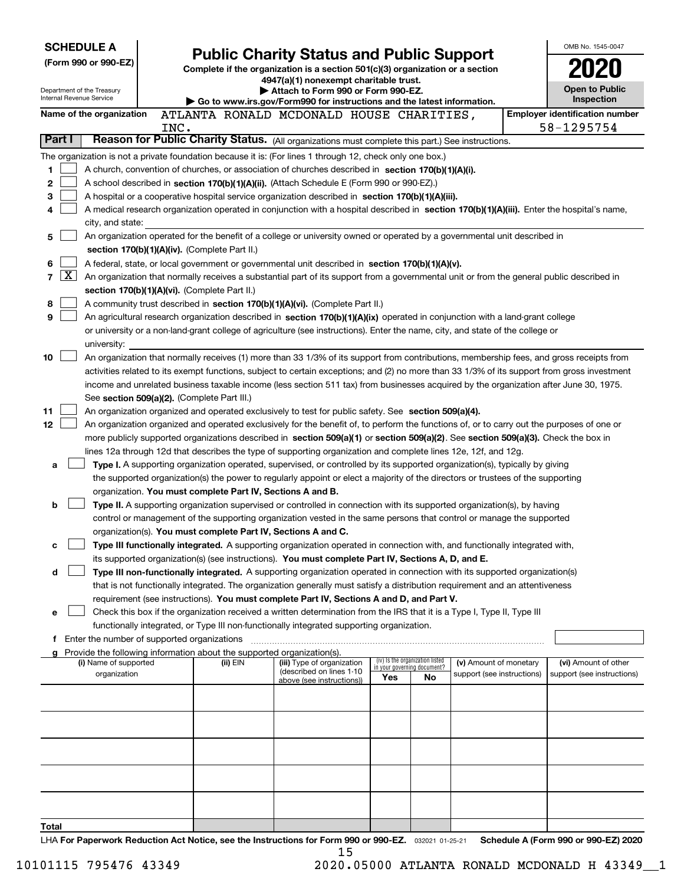**SCHEDULE A**
**(Form 990 or 990-EZ)**

Department of the Treasury
Internal Revenue Service

# Public Charity Status and Public Support

**Complete if the organization is a section 501(c)(3) organization or a section 4947(a)(1) nonexempt charitable trust.**
**▶ Attach to Form 990 or Form 990-EZ.**
**▶ Go to www.irs.gov/Form990 for instructions and the latest information.**

OMB No. 1545-0047
**2020**
**Open to Public Inspection**

**Name of the organization:** ATLANTA RONALD MCDONALD HOUSE CHARITIES, INC.
**Employer identification number:** 58-1295754

## Part I Reason for Public Charity Status. (All organizations must complete this part.) See instructions.

The organization is not a private foundation because it is: (For lines 1 through 12, check only one box.)

1. ☐ A church, convention of churches, or association of churches described in **section 170(b)(1)(A)(i).**
2. ☐ A school described in **section 170(b)(1)(A)(ii).** (Attach Schedule E (Form 990 or 990-EZ).)
3. ☐ A hospital or a cooperative hospital service organization described in **section 170(b)(1)(A)(iii).**
4. ☐ A medical research organization operated in conjunction with a hospital described in **section 170(b)(1)(A)(iii).** Enter the hospital's name, city, and state:
5. ☐ An organization operated for the benefit of a college or university owned or operated by a governmental unit described in **section 170(b)(1)(A)(iv).** (Complete Part II.)
6. ☐ A federal, state, or local government or governmental unit described in **section 170(b)(1)(A)(v).**
7. ☒ An organization that normally receives a substantial part of its support from a governmental unit or from the general public described in **section 170(b)(1)(A)(vi).** (Complete Part II.)
8. ☐ A community trust described in **section 170(b)(1)(A)(vi).** (Complete Part II.)
9. ☐ An agricultural research organization described in **section 170(b)(1)(A)(ix)** operated in conjunction with a land-grant college or university or a non-land-grant college of agriculture (see instructions). Enter the name, city, and state of the college or university:
10. ☐ An organization that normally receives (1) more than 33 1/3% of its support from contributions, membership fees, and gross receipts from activities related to its exempt functions, subject to certain exceptions; and (2) no more than 33 1/3% of its support from gross investment income and unrelated business taxable income (less section 511 tax) from businesses acquired by the organization after June 30, 1975. See **section 509(a)(2).** (Complete Part III.)
11. ☐ An organization organized and operated exclusively to test for public safety. See **section 509(a)(4).**
12. ☐ An organization organized and operated exclusively for the benefit of, to perform the functions of, or to carry out the purposes of one or more publicly supported organizations described in **section 509(a)(1)** or **section 509(a)(2).** See **section 509(a)(3).** Check the box in lines 12a through 12d that describes the type of supporting organization and complete lines 12e, 12f, and 12g.
   - **a** ☐ **Type I.** A supporting organization operated, supervised, or controlled by its supported organization(s), typically by giving the supported organization(s) the power to regularly appoint or elect a majority of the directors or trustees of the supporting organization. **You must complete Part IV, Sections A and B.**
   - **b** ☐ **Type II.** A supporting organization supervised or controlled in connection with its supported organization(s), by having control or management of the supporting organization vested in the same persons that control or manage the supported organization(s). **You must complete Part IV, Sections A and C.**
   - **c** ☐ **Type III functionally integrated.** A supporting organization operated in connection with, and functionally integrated with, its supported organization(s) (see instructions). **You must complete Part IV, Sections A, D, and E.**
   - **d** ☐ **Type III non-functionally integrated.** A supporting organization operated in connection with its supported organization(s) that is not functionally integrated. The organization generally must satisfy a distribution requirement and an attentiveness requirement (see instructions). **You must complete Part IV, Sections A and D, and Part V.**
   - **e** ☐ Check this box if the organization received a written determination from the IRS that it is a Type I, Type II, Type III functionally integrated, or Type III non-functionally integrated supporting organization.
   - **f** Enter the number of supported organizations
   - **g** Provide the following information about the supported organization(s).

| (i) Name of supported organization | (ii) EIN | (iii) Type of organization (described on lines 1-10 above (see instructions)) | (iv) Is the organization listed in your governing document? Yes | No | (v) Amount of monetary support (see instructions) | (vi) Amount of other support (see instructions) |
|---|---|---|---|---|---|---|
| | | | | | | |
| | | | | | | |
| | | | | | | |
| | | | | | | |
| | | | | | | |
| **Total** | | | | | | |

LHA **For Paperwork Reduction Act Notice, see the Instructions for Form 990 or 990-EZ.** 032021 01-25-21 **Schedule A (Form 990 or 990-EZ) 2020**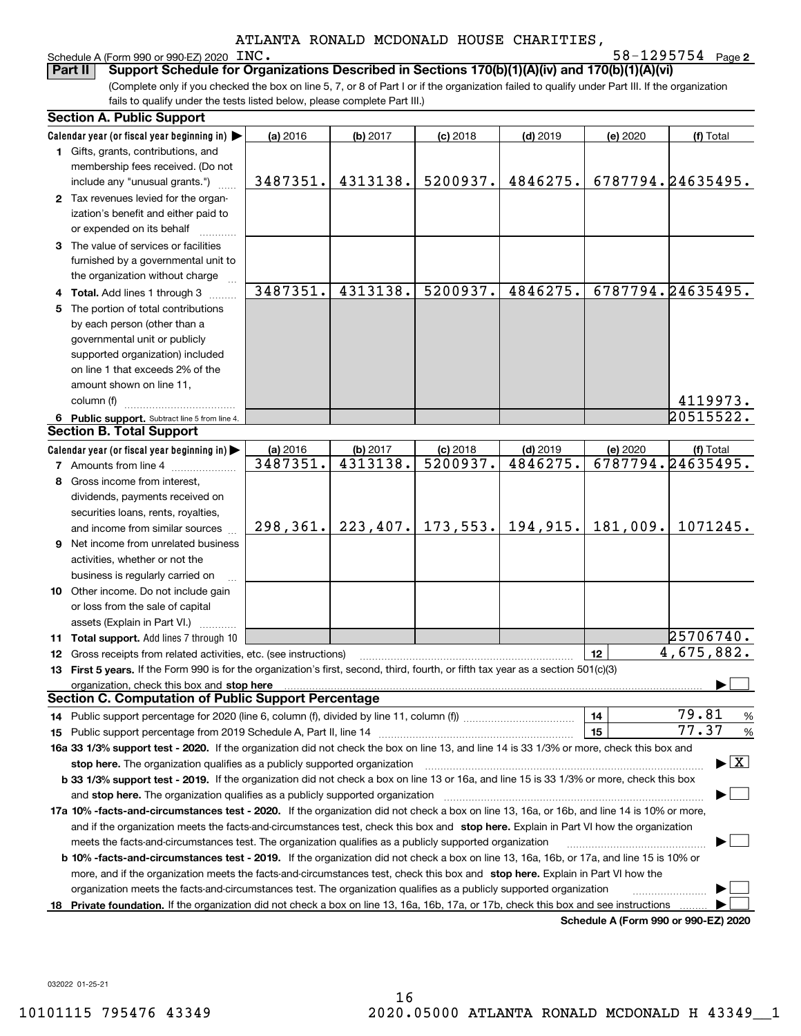ATLANTA RONALD MCDONALD HOUSE CHARITIES,

Schedule A (Form 990 or 990-EZ) 2020 INC. 58-1295754 Page 2

**Part II** **Support Schedule for Organizations Described in Sections 170(b)(1)(A)(iv) and 170(b)(1)(A)(vi)**

(Complete only if you checked the box on line 5, 7, or 8 of Part I or if the organization failed to qualify under Part III. If the organization fails to qualify under the tests listed below, please complete Part III.)

## Section A. Public Support

| Calendar year (or fiscal year beginning in) ▶ | (a) 2016 | (b) 2017 | (c) 2018 | (d) 2019 | (e) 2020 | (f) Total |
|---|---|---|---|---|---|---|
| 1 Gifts, grants, contributions, and membership fees received. (Do not include any "unusual grants.") | 3487351. | 4313138. | 5200937. | 4846275. | 6787794. | 24635495. |
| 2 Tax revenues levied for the organization's benefit and either paid to or expended on its behalf | | | | | | |
| 3 The value of services or facilities furnished by a governmental unit to the organization without charge | | | | | | |
| 4 Total. Add lines 1 through 3 | 3487351. | 4313138. | 5200937. | 4846275. | 6787794. | 24635495. |
| 5 The portion of total contributions by each person (other than a governmental unit or publicly supported organization) included on line 1 that exceeds 2% of the amount shown on line 11, column (f) | | | | | | 4119973. |
| 6 Public support. Subtract line 5 from line 4. | | | | | | 20515522. |

## Section B. Total Support

| Calendar year (or fiscal year beginning in) ▶ | (a) 2016 | (b) 2017 | (c) 2018 | (d) 2019 | (e) 2020 | (f) Total |
|---|---|---|---|---|---|---|
| 7 Amounts from line 4 | 3487351. | 4313138. | 5200937. | 4846275. | 6787794. | 24635495. |
| 8 Gross income from interest, dividends, payments received on securities loans, rents, royalties, and income from similar sources | 298,361. | 223,407. | 173,553. | 194,915. | 181,009. | 1071245. |
| 9 Net income from unrelated business activities, whether or not the business is regularly carried on | | | | | | |
| 10 Other income. Do not include gain or loss from the sale of capital assets (Explain in Part VI.) | | | | | | |
| 11 Total support. Add lines 7 through 10 | | | | | | 25706740. |

12 Gross receipts from related activities, etc. (see instructions) 12 4,675,882.

13 **First 5 years.** If the Form 990 is for the organization's first, second, third, fourth, or fifth tax year as a section 501(c)(3) organization, check this box and **stop here** ▶ ☐

## Section C. Computation of Public Support Percentage

14 Public support percentage for 2020 (line 6, column (f), divided by line 11, column (f)) 14 79.81 %

15 Public support percentage from 2019 Schedule A, Part II, line 14 15 77.37 %

**16a 33 1/3% support test - 2020.** If the organization did not check the box on line 13, and line 14 is 33 1/3% or more, check this box and **stop here.** The organization qualifies as a publicly supported organization ▶ ☒

**b 33 1/3% support test - 2019.** If the organization did not check a box on line 13 or 16a, and line 15 is 33 1/3% or more, check this box and **stop here.** The organization qualifies as a publicly supported organization ▶ ☐

**17a 10% -facts-and-circumstances test - 2020.** If the organization did not check a box on line 13, 16a, or 16b, and line 14 is 10% or more, and if the organization meets the facts-and-circumstances test, check this box and **stop here.** Explain in Part VI how the organization meets the facts-and-circumstances test. The organization qualifies as a publicly supported organization ▶ ☐

**b 10% -facts-and-circumstances test - 2019.** If the organization did not check a box on line 13, 16a, 16b, or 17a, and line 15 is 10% or more, and if the organization meets the facts-and-circumstances test, check this box and **stop here.** Explain in Part VI how the organization meets the facts-and-circumstances test. The organization qualifies as a publicly supported organization ▶ ☐

**18 Private foundation.** If the organization did not check a box on line 13, 16a, 16b, 17a, or 17b, check this box and see instructions ▶ ☐

**Schedule A (Form 990 or 990-EZ) 2020**

032022 01-25-21

10101115 795476 43349 2020.05000 ATLANTA RONALD MCDONALD H 43349__1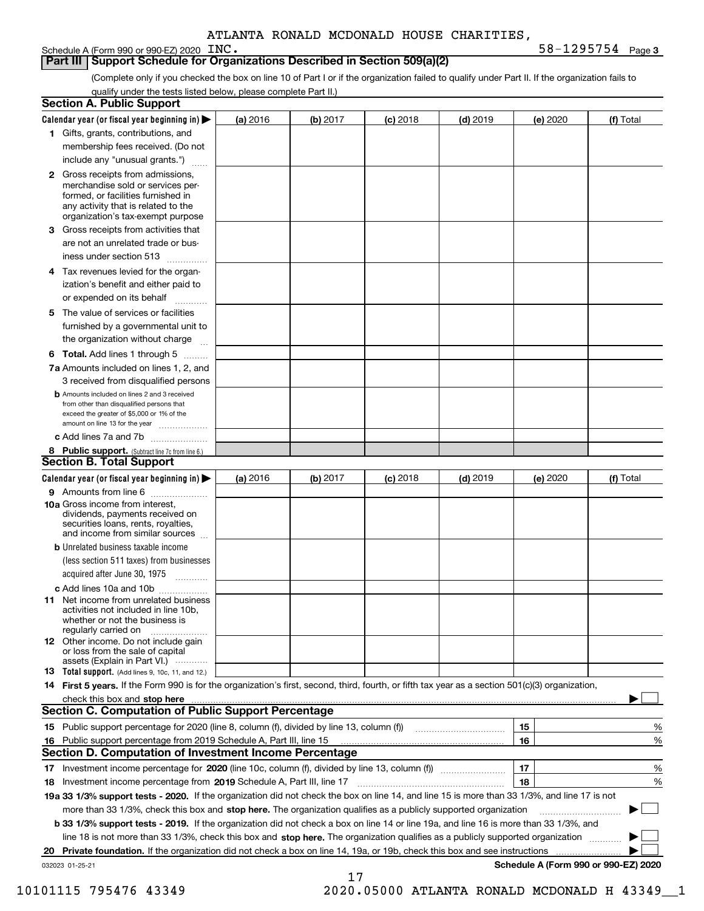ATLANTA RONALD MCDONALD HOUSE CHARITIES,

Schedule A (Form 990 or 990-EZ) 2020 INC. 58-1295754 Page **3**

## Part III Support Schedule for Organizations Described in Section 509(a)(2)

(Complete only if you checked the box on line 10 of Part I or if the organization failed to qualify under Part II. If the organization fails to qualify under the tests listed below, please complete Part II.)

### Section A. Public Support

| Calendar year (or fiscal year beginning in) ▶ | (a) 2016 | (b) 2017 | (c) 2018 | (d) 2019 | (e) 2020 | (f) Total |
|---|---|---|---|---|---|---|
| **1** Gifts, grants, contributions, and membership fees received. (Do not include any "unusual grants.") | | | | | | |
| **2** Gross receipts from admissions, merchandise sold or services performed, or facilities furnished in any activity that is related to the organization's tax-exempt purpose | | | | | | |
| **3** Gross receipts from activities that are not an unrelated trade or business under section 513 | | | | | | |
| **4** Tax revenues levied for the organization's benefit and either paid to or expended on its behalf | | | | | | |
| **5** The value of services or facilities furnished by a governmental unit to the organization without charge | | | | | | |
| **6 Total.** Add lines 1 through 5 | | | | | | |
| **7a** Amounts included on lines 1, 2, and 3 received from disqualified persons | | | | | | |
| **b** Amounts included on lines 2 and 3 received from other than disqualified persons that exceed the greater of $5,000 or 1% of the amount on line 13 for the year | | | | | | |
| **c** Add lines 7a and 7b | | | | | | |
| **8 Public support.** (Subtract line 7c from line 6.) | | | | | | |

### Section B. Total Support

| Calendar year (or fiscal year beginning in) ▶ | (a) 2016 | (b) 2017 | (c) 2018 | (d) 2019 | (e) 2020 | (f) Total |
|---|---|---|---|---|---|---|
| **9** Amounts from line 6 | | | | | | |
| **10a** Gross income from interest, dividends, payments received on securities loans, rents, royalties, and income from similar sources | | | | | | |
| **b** Unrelated business taxable income (less section 511 taxes) from businesses acquired after June 30, 1975 | | | | | | |
| **c** Add lines 10a and 10b | | | | | | |
| **11** Net income from unrelated business activities not included in line 10b, whether or not the business is regularly carried on | | | | | | |
| **12** Other income. Do not include gain or loss from the sale of capital assets (Explain in Part VI.) | | | | | | |
| **13 Total support.** (Add lines 9, 10c, 11, and 12.) | | | | | | |

**14 First 5 years.** If the Form 990 is for the organization's first, second, third, fourth, or fifth tax year as a section 501(c)(3) organization, check this box and **stop here** ▶ ☐

### Section C. Computation of Public Support Percentage

| | | | |
|---|---|---|---|
| **15** | Public support percentage for 2020 (line 8, column (f), divided by line 13, column (f)) | **15** | % |
| **16** | Public support percentage from 2019 Schedule A, Part III, line 15 | **16** | % |

### Section D. Computation of Investment Income Percentage

| | | | |
|---|---|---|---|
| **17** | Investment income percentage for **2020** (line 10c, column (f), divided by line 13, column (f)) | **17** | % |
| **18** | Investment income percentage from **2019** Schedule A, Part III, line 17 | **18** | % |

**19a 33 1/3% support tests - 2020.** If the organization did not check the box on line 14, and line 15 is more than 33 1/3%, and line 17 is not more than 33 1/3%, check this box and **stop here.** The organization qualifies as a publicly supported organization ▶ ☐

**b 33 1/3% support tests - 2019.** If the organization did not check a box on line 14 or line 19a, and line 16 is more than 33 1/3%, and line 18 is not more than 33 1/3%, check this box and **stop here.** The organization qualifies as a publicly supported organization ▶ ☐

**20 Private foundation.** If the organization did not check a box on line 14, 19a, or 19b, check this box and see instructions ▶ ☐

032023 01-25-21 **Schedule A (Form 990 or 990-EZ) 2020**

10101115 795476 43349 2020.05000 ATLANTA RONALD MCDONALD H 43349__1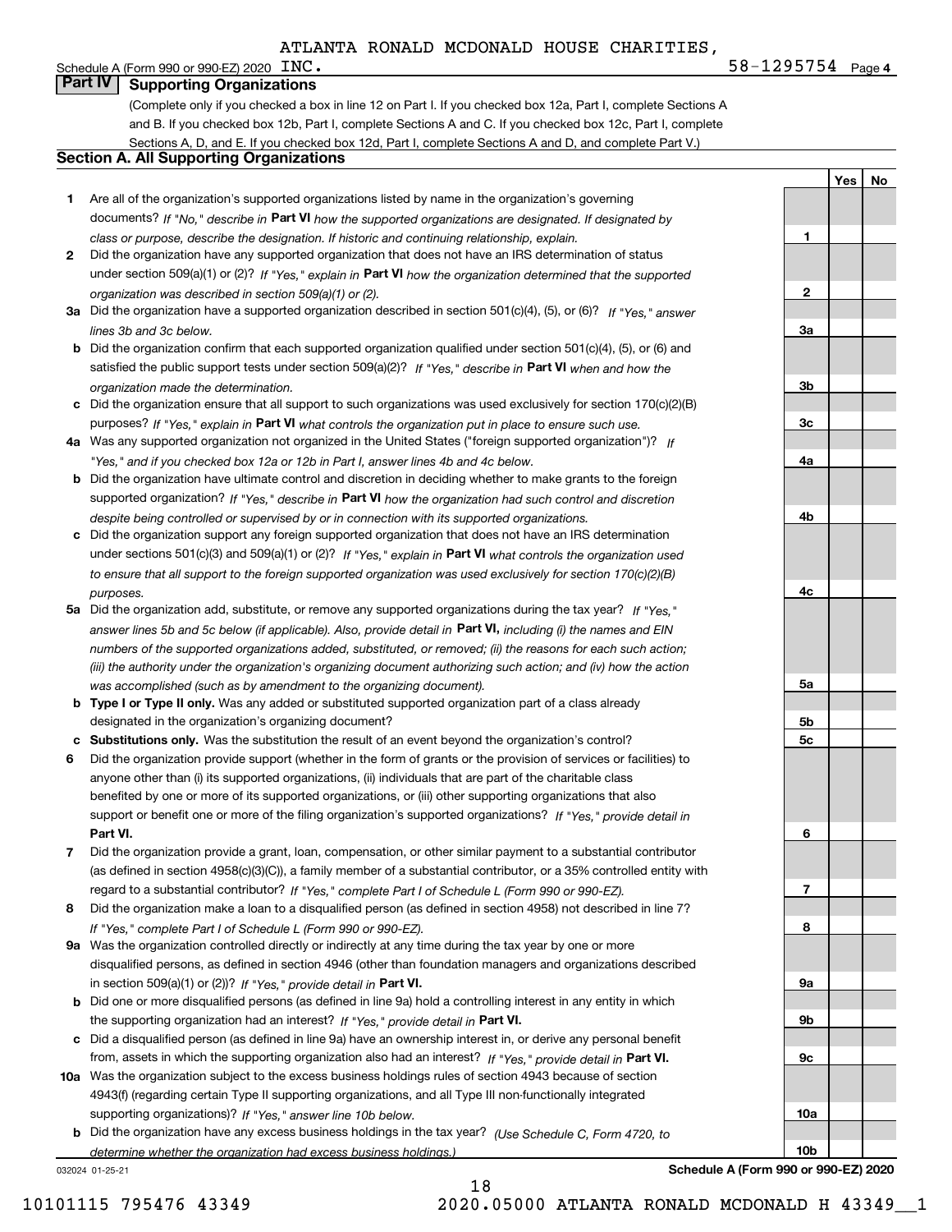ATLANTA RONALD MCDONALD HOUSE CHARITIES, INC. 58-1295754

## Part IV Supporting Organizations

(Complete only if you checked a box in line 12 on Part I. If you checked box 12a, Part I, complete Sections A and B. If you checked box 12b, Part I, complete Sections A and C. If you checked box 12c, Part I, complete Sections A, D, and E. If you checked box 12d, Part I, complete Sections A and D, and complete Part V.)

### Section A. All Supporting Organizations

| | | | Yes | No |
|---|---|---|---|---|
| **1** | Are all of the organization's supported organizations listed by name in the organization's governing documents? *If "No," describe in* **Part VI** *how the supported organizations are designated. If designated by class or purpose, describe the designation. If historic and continuing relationship, explain.* | **1** | | |
| **2** | Did the organization have any supported organization that does not have an IRS determination of status under section 509(a)(1) or (2)? *If "Yes," explain in* **Part VI** *how the organization determined that the supported organization was described in section 509(a)(1) or (2).* | **2** | | |
| **3a** | Did the organization have a supported organization described in section 501(c)(4), (5), or (6)? *If "Yes," answer lines 3b and 3c below.* | **3a** | | |
| **b** | Did the organization confirm that each supported organization qualified under section 501(c)(4), (5), or (6) and satisfied the public support tests under section 509(a)(2)? *If "Yes," describe in* **Part VI** *when and how the organization made the determination.* | **3b** | | |
| **c** | Did the organization ensure that all support to such organizations was used exclusively for section 170(c)(2)(B) purposes? *If "Yes," explain in* **Part VI** *what controls the organization put in place to ensure such use.* | **3c** | | |
| **4a** | Was any supported organization not organized in the United States ("foreign supported organization")? *If "Yes," and if you checked box 12a or 12b in Part I, answer lines 4b and 4c below.* | **4a** | | |
| **b** | Did the organization have ultimate control and discretion in deciding whether to make grants to the foreign supported organization? *If "Yes," describe in* **Part VI** *how the organization had such control and discretion despite being controlled or supervised by or in connection with its supported organizations.* | **4b** | | |
| **c** | Did the organization support any foreign supported organization that does not have an IRS determination under sections 501(c)(3) and 509(a)(1) or (2)? *If "Yes," explain in* **Part VI** *what controls the organization used to ensure that all support to the foreign supported organization was used exclusively for section 170(c)(2)(B) purposes.* | **4c** | | |
| **5a** | Did the organization add, substitute, or remove any supported organizations during the tax year? *If "Yes," answer lines 5b and 5c below (if applicable). Also, provide detail in* **Part VI,** *including (i) the names and EIN numbers of the supported organizations added, substituted, or removed; (ii) the reasons for each such action; (iii) the authority under the organization's organizing document authorizing such action; and (iv) how the action was accomplished (such as by amendment to the organizing document).* | **5a** | | |
| **b** | **Type I or Type II only.** Was any added or substituted supported organization part of a class already designated in the organization's organizing document? | **5b** | | |
| **c** | **Substitutions only.** Was the substitution the result of an event beyond the organization's control? | **5c** | | |
| **6** | Did the organization provide support (whether in the form of grants or the provision of services or facilities) to anyone other than (i) its supported organizations, (ii) individuals that are part of the charitable class benefited by one or more of its supported organizations, or (iii) other supporting organizations that also support or benefit one or more of the filing organization's supported organizations? *If "Yes," provide detail in* **Part VI.** | **6** | | |
| **7** | Did the organization provide a grant, loan, compensation, or other similar payment to a substantial contributor (as defined in section 4958(c)(3)(C)), a family member of a substantial contributor, or a 35% controlled entity with regard to a substantial contributor? *If "Yes," complete Part I of Schedule L (Form 990 or 990-EZ).* | **7** | | |
| **8** | Did the organization make a loan to a disqualified person (as defined in section 4958) not described in line 7? *If "Yes," complete Part I of Schedule L (Form 990 or 990-EZ).* | **8** | | |
| **9a** | Was the organization controlled directly or indirectly at any time during the tax year by one or more disqualified persons, as defined in section 4946 (other than foundation managers and organizations described in section 509(a)(1) or (2))? *If "Yes," provide detail in* **Part VI.** | **9a** | | |
| **b** | Did one or more disqualified persons (as defined in line 9a) hold a controlling interest in any entity in which the supporting organization had an interest? *If "Yes," provide detail in* **Part VI.** | **9b** | | |
| **c** | Did a disqualified person (as defined in line 9a) have an ownership interest in, or derive any personal benefit from, assets in which the supporting organization also had an interest? *If "Yes," provide detail in* **Part VI.** | **9c** | | |
| **10a** | Was the organization subject to the excess business holdings rules of section 4943 because of section 4943(f) (regarding certain Type II supporting organizations, and all Type III non-functionally integrated supporting organizations)? *If "Yes," answer line 10b below.* | **10a** | | |
| **b** | Did the organization have any excess business holdings in the tax year? *(Use Schedule C, Form 4720, to determine whether the organization had excess business holdings.)* | **10b** | | |

**Schedule A (Form 990 or 990-EZ) 2020**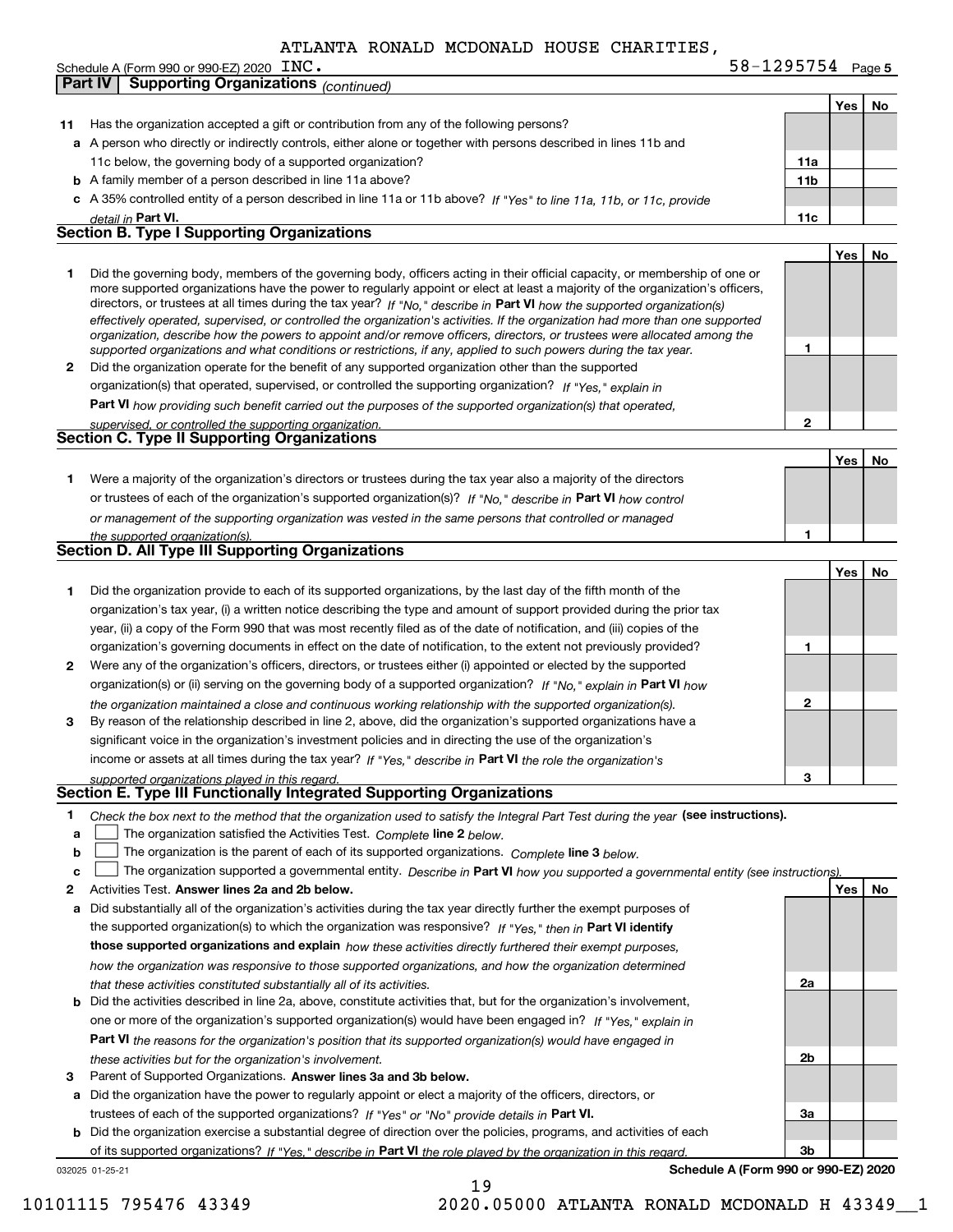ATLANTA RONALD MCDONALD HOUSE CHARITIES,

Schedule A (Form 990 or 990-EZ) 2020 INC. 58-1295754 Page 5

**Part IV Supporting Organizations** *(continued)*

| | | | Yes | No |
|---|---|---|---|---|
| **11** | Has the organization accepted a gift or contribution from any of the following persons? | | | |
| **a** | A person who directly or indirectly controls, either alone or together with persons described in lines 11b and 11c below, the governing body of a supported organization? | **11a** | | |
| **b** | A family member of a person described in line 11a above? | **11b** | | |
| **c** | A 35% controlled entity of a person described in line 11a or 11b above? *If "Yes" to line 11a, 11b, or 11c, provide detail in* **Part VI.** | **11c** | | |

## Section B. Type I Supporting Organizations

| | | | Yes | No |
|---|---|---|---|---|
| **1** | Did the governing body, members of the governing body, officers acting in their official capacity, or membership of one or more supported organizations have the power to regularly appoint or elect at least a majority of the organization's officers, directors, or trustees at all times during the tax year? *If "No," describe in* **Part VI** *how the supported organization(s) effectively operated, supervised, or controlled the organization's activities. If the organization had more than one supported organization, describe how the powers to appoint and/or remove officers, directors, or trustees were allocated among the supported organizations and what conditions or restrictions, if any, applied to such powers during the tax year.* | **1** | | |
| **2** | Did the organization operate for the benefit of any supported organization other than the supported organization(s) that operated, supervised, or controlled the supporting organization? *If "Yes," explain in* **Part VI** *how providing such benefit carried out the purposes of the supported organization(s) that operated, supervised, or controlled the supporting organization.* | **2** | | |

## Section C. Type II Supporting Organizations

| | | | Yes | No |
|---|---|---|---|---|
| **1** | Were a majority of the organization's directors or trustees during the tax year also a majority of the directors or trustees of each of the organization's supported organization(s)? *If "No," describe in* **Part VI** *how control or management of the supporting organization was vested in the same persons that controlled or managed the supported organization(s).* | **1** | | |

## Section D. All Type III Supporting Organizations

| | | | Yes | No |
|---|---|---|---|---|
| **1** | Did the organization provide to each of its supported organizations, by the last day of the fifth month of the organization's tax year, (i) a written notice describing the type and amount of support provided during the prior tax year, (ii) a copy of the Form 990 that was most recently filed as of the date of notification, and (iii) copies of the organization's governing documents in effect on the date of notification, to the extent not previously provided? | **1** | | |
| **2** | Were any of the organization's officers, directors, or trustees either (i) appointed or elected by the supported organization(s) or (ii) serving on the governing body of a supported organization? *If "No," explain in* **Part VI** *how the organization maintained a close and continuous working relationship with the supported organization(s).* | **2** | | |
| **3** | By reason of the relationship described in line 2, above, did the organization's supported organizations have a significant voice in the organization's investment policies and in directing the use of the organization's income or assets at all times during the tax year? *If "Yes," describe in* **Part VI** *the role the organization's supported organizations played in this regard.* | **3** | | |

## Section E. Type III Functionally Integrated Supporting Organizations

**1** *Check the box next to the method that the organization used to satisfy the Integral Part Test during the year* **(see instructions).**

- **a** ☐ The organization satisfied the Activities Test. *Complete* **line 2** *below.*
- **b** ☐ The organization is the parent of each of its supported organizations. *Complete* **line 3** *below.*
- **c** ☐ The organization supported a governmental entity. *Describe in* **Part VI** *how you supported a governmental entity (see instructions).*

| | | | Yes | No |
|---|---|---|---|---|
| **2** | Activities Test. **Answer lines 2a and 2b below.** | | | |
| **a** | Did substantially all of the organization's activities during the tax year directly further the exempt purposes of the supported organization(s) to which the organization was responsive? *If "Yes," then in* **Part VI identify those supported organizations and explain** *how these activities directly furthered their exempt purposes, how the organization was responsive to those supported organizations, and how the organization determined that these activities constituted substantially all of its activities.* | **2a** | | |
| **b** | Did the activities described in line 2a, above, constitute activities that, but for the organization's involvement, one or more of the organization's supported organization(s) would have been engaged in? *If "Yes," explain in* **Part VI** *the reasons for the organization's position that its supported organization(s) would have engaged in these activities but for the organization's involvement.* | **2b** | | |
| **3** | Parent of Supported Organizations. **Answer lines 3a and 3b below.** | | | |
| **a** | Did the organization have the power to regularly appoint or elect a majority of the officers, directors, or trustees of each of the supported organizations? *If "Yes" or "No" provide details in* **Part VI.** | **3a** | | |
| **b** | Did the organization exercise a substantial degree of direction over the policies, programs, and activities of each of its supported organizations? *If "Yes," describe in* **Part VI** *the role played by the organization in this regard.* | **3b** | | |

032025 01-25-21 **Schedule A (Form 990 or 990-EZ) 2020**

10101115 795476 43349 2020.05000 ATLANTA RONALD MCDONALD H 43349__1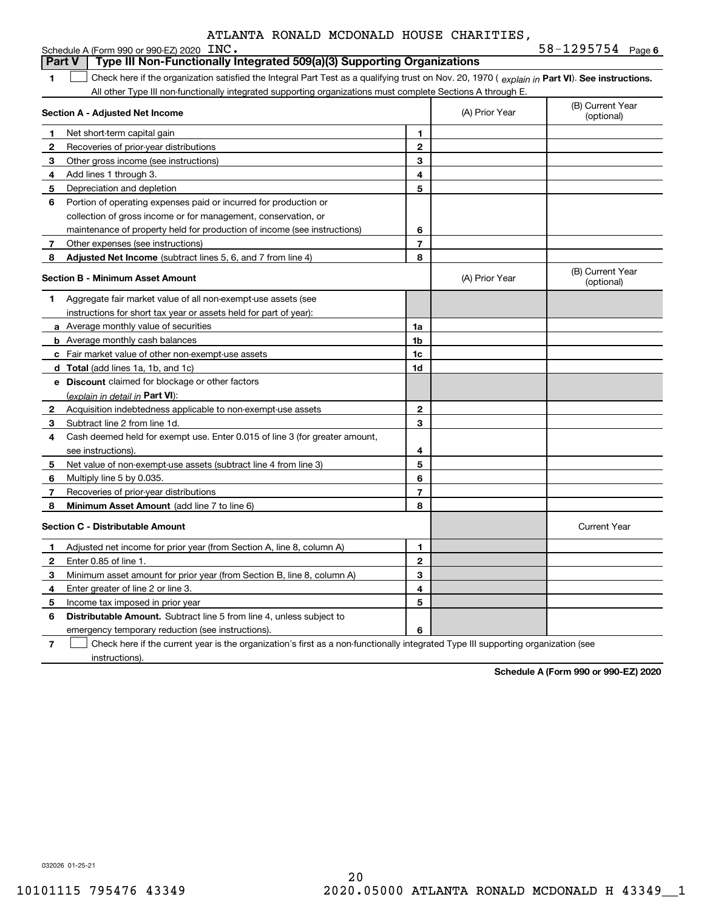ATLANTA RONALD MCDONALD HOUSE CHARITIES,

Schedule A (Form 990 or 990-EZ) 2020 INC. 58-1295754 Page 6

**Part V | Type III Non-Functionally Integrated 509(a)(3) Supporting Organizations**

1 ☐ Check here if the organization satisfied the Integral Part Test as a qualifying trust on Nov. 20, 1970 ( *explain in* **Part VI**). **See instructions.** All other Type III non-functionally integrated supporting organizations must complete Sections A through E.

| **Section A - Adjusted Net Income** | | | (A) Prior Year | (B) Current Year (optional) |
|---|---|---|---|---|
| 1 | Net short-term capital gain | 1 | | |
| 2 | Recoveries of prior-year distributions | 2 | | |
| 3 | Other gross income (see instructions) | 3 | | |
| 4 | Add lines 1 through 3. | 4 | | |
| 5 | Depreciation and depletion | 5 | | |
| 6 | Portion of operating expenses paid or incurred for production or collection of gross income or for management, conservation, or maintenance of property held for production of income (see instructions) | 6 | | |
| 7 | Other expenses (see instructions) | 7 | | |
| 8 | **Adjusted Net Income** (subtract lines 5, 6, and 7 from line 4) | 8 | | |

| **Section B - Minimum Asset Amount** | | | (A) Prior Year | (B) Current Year (optional) |
|---|---|---|---|---|
| 1 | Aggregate fair market value of all non-exempt-use assets (see instructions for short tax year or assets held for part of year): | | | |
| a | Average monthly value of securities | 1a | | |
| b | Average monthly cash balances | 1b | | |
| c | Fair market value of other non-exempt-use assets | 1c | | |
| d | **Total** (add lines 1a, 1b, and 1c) | 1d | | |
| e | **Discount** claimed for blockage or other factors (*explain in detail in* **Part VI**): | | | |
| 2 | Acquisition indebtedness applicable to non-exempt-use assets | 2 | | |
| 3 | Subtract line 2 from line 1d. | 3 | | |
| 4 | Cash deemed held for exempt use. Enter 0.015 of line 3 (for greater amount, see instructions). | 4 | | |
| 5 | Net value of non-exempt-use assets (subtract line 4 from line 3) | 5 | | |
| 6 | Multiply line 5 by 0.035. | 6 | | |
| 7 | Recoveries of prior-year distributions | 7 | | |
| 8 | **Minimum Asset Amount** (add line 7 to line 6) | 8 | | |

| **Section C - Distributable Amount** | | | | Current Year |
|---|---|---|---|---|
| 1 | Adjusted net income for prior year (from Section A, line 8, column A) | 1 | | |
| 2 | Enter 0.85 of line 1. | 2 | | |
| 3 | Minimum asset amount for prior year (from Section B, line 8, column A) | 3 | | |
| 4 | Enter greater of line 2 or line 3. | 4 | | |
| 5 | Income tax imposed in prior year | 5 | | |
| 6 | **Distributable Amount.** Subtract line 5 from line 4, unless subject to emergency temporary reduction (see instructions). | 6 | | |

7 ☐ Check here if the current year is the organization's first as a non-functionally integrated Type III supporting organization (see instructions).

**Schedule A (Form 990 or 990-EZ) 2020**

032026 01-25-21

10101115 795476 43349 2020.05000 ATLANTA RONALD MCDONALD H 43349__1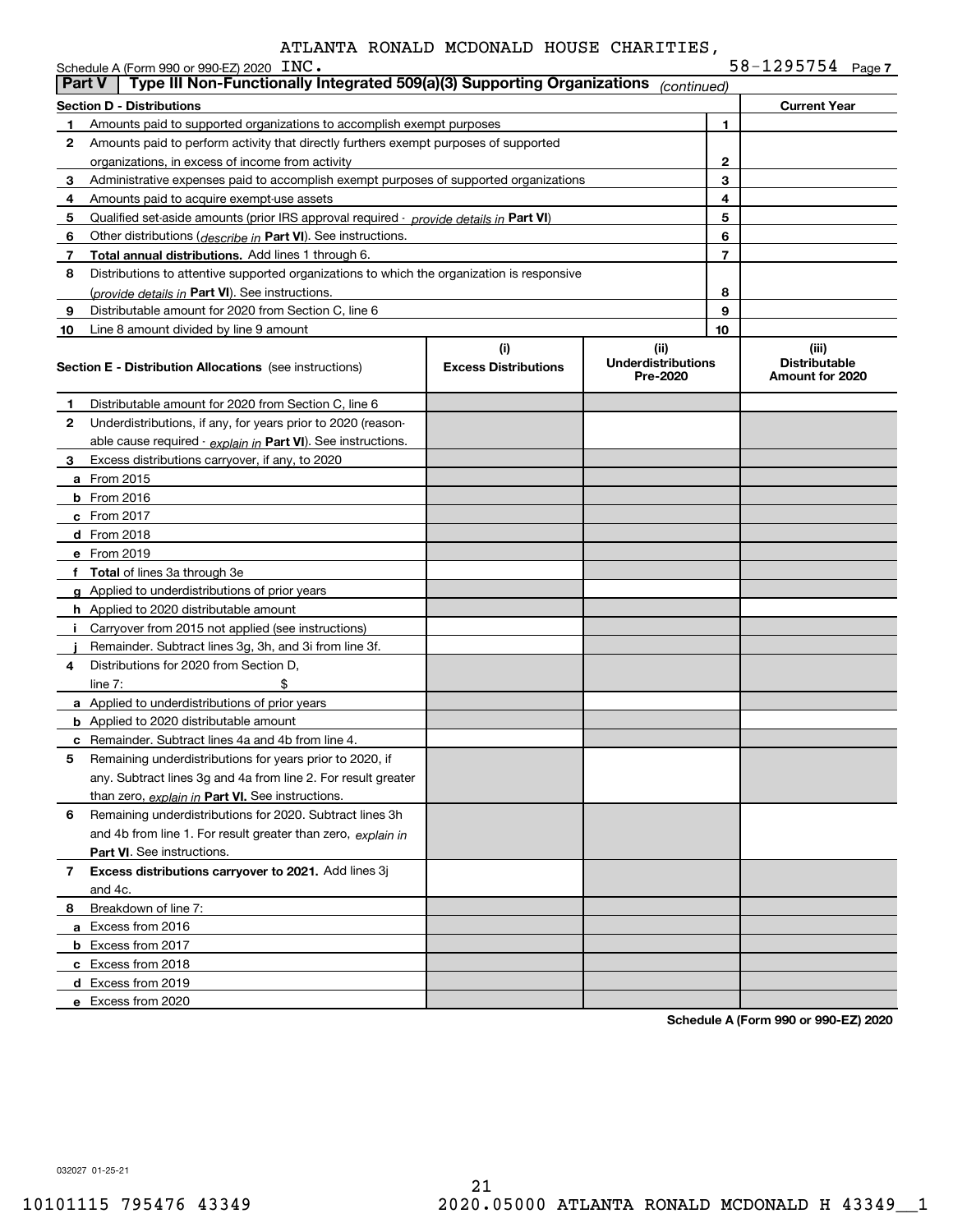ATLANTA RONALD MCDONALD HOUSE CHARITIES, INC. 58-1295754

Schedule A (Form 990 or 990-EZ) 2020

## Part V Type III Non-Functionally Integrated 509(a)(3) Supporting Organizations *(continued)*

| Section D - Distributions | | | Current Year |
|---|---|---|---|
| **1** | Amounts paid to supported organizations to accomplish exempt purposes | 1 | |
| **2** | Amounts paid to perform activity that directly furthers exempt purposes of supported organizations, in excess of income from activity | 2 | |
| **3** | Administrative expenses paid to accomplish exempt purposes of supported organizations | 3 | |
| **4** | Amounts paid to acquire exempt-use assets | 4 | |
| **5** | Qualified set-aside amounts (prior IRS approval required - *provide details in* **Part VI**) | 5 | |
| **6** | Other distributions (*describe in* **Part VI**). See instructions. | 6 | |
| **7** | **Total annual distributions.** Add lines 1 through 6. | 7 | |
| **8** | Distributions to attentive supported organizations to which the organization is responsive (*provide details in* **Part VI**). See instructions. | 8 | |
| **9** | Distributable amount for 2020 from Section C, line 6 | 9 | |
| **10** | Line 8 amount divided by line 9 amount | 10 | |

| **Section E - Distribution Allocations** (see instructions) | (i) Excess Distributions | (ii) Underdistributions Pre-2020 | (iii) Distributable Amount for 2020 |
|---|---|---|---|
| **1** Distributable amount for 2020 from Section C, line 6 | | | |
| **2** Underdistributions, if any, for years prior to 2020 (reasonable cause required - *explain in* **Part VI**). See instructions. | | | |
| **3** Excess distributions carryover, if any, to 2020 | | | |
| **a** From 2015 | | | |
| **b** From 2016 | | | |
| **c** From 2017 | | | |
| **d** From 2018 | | | |
| **e** From 2019 | | | |
| **f Total** of lines 3a through 3e | | | |
| **g** Applied to underdistributions of prior years | | | |
| **h** Applied to 2020 distributable amount | | | |
| **i** Carryover from 2015 not applied (see instructions) | | | |
| **j** Remainder. Subtract lines 3g, 3h, and 3i from line 3f. | | | |
| **4** Distributions for 2020 from Section D, line 7: $ | | | |
| **a** Applied to underdistributions of prior years | | | |
| **b** Applied to 2020 distributable amount | | | |
| **c** Remainder. Subtract lines 4a and 4b from line 4. | | | |
| **5** Remaining underdistributions for years prior to 2020, if any. Subtract lines 3g and 4a from line 2. For result greater than zero, *explain in* **Part VI.** See instructions. | | | |
| **6** Remaining underdistributions for 2020. Subtract lines 3h and 4b from line 1. For result greater than zero, *explain in* **Part VI**. See instructions. | | | |
| **7 Excess distributions carryover to 2021.** Add lines 3j and 4c. | | | |
| **8** Breakdown of line 7: | | | |
| **a** Excess from 2016 | | | |
| **b** Excess from 2017 | | | |
| **c** Excess from 2018 | | | |
| **d** Excess from 2019 | | | |
| **e** Excess from 2020 | | | |

**Schedule A (Form 990 or 990-EZ) 2020**

032027 01-25-21

10101115 795476 43349 2020.05000 ATLANTA RONALD MCDONALD H 43349__1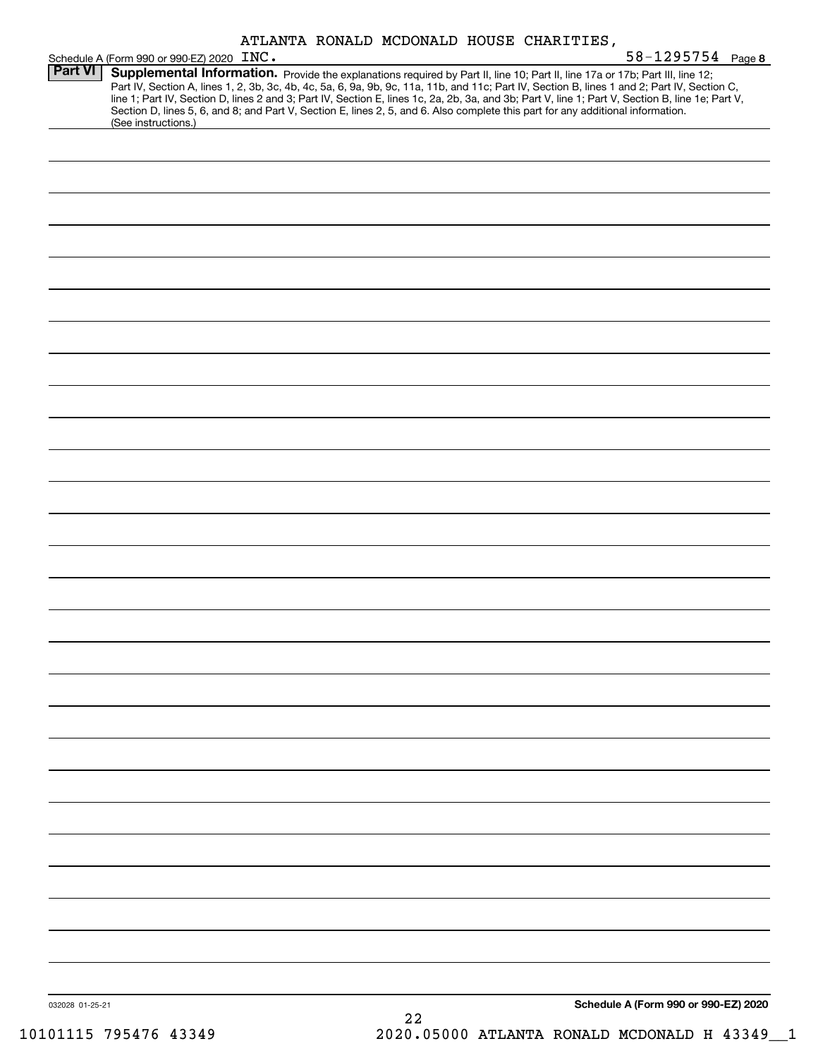ATLANTA RONALD MCDONALD HOUSE CHARITIES, INC. 58-1295754

Schedule A (Form 990 or 990-EZ) 2020 Page **8**

**Part VI** **Supplemental Information.** Provide the explanations required by Part II, line 10; Part II, line 17a or 17b; Part III, line 12; Part IV, Section A, lines 1, 2, 3b, 3c, 4b, 4c, 5a, 6, 9a, 9b, 9c, 11a, 11b, and 11c; Part IV, Section B, lines 1 and 2; Part IV, Section C, line 1; Part IV, Section D, lines 2 and 3; Part IV, Section E, lines 1c, 2a, 2b, 3a, and 3b; Part V, line 1; Part V, Section B, line 1e; Part V, Section D, lines 5, 6, and 8; and Part V, Section E, lines 2, 5, and 6. Also complete this part for any additional information. (See instructions.)

032028 01-25-21

**Schedule A (Form 990 or 990-EZ) 2020**

22

10101115 795476 43349 2020.05000 ATLANTA RONALD MCDONALD H 43349__1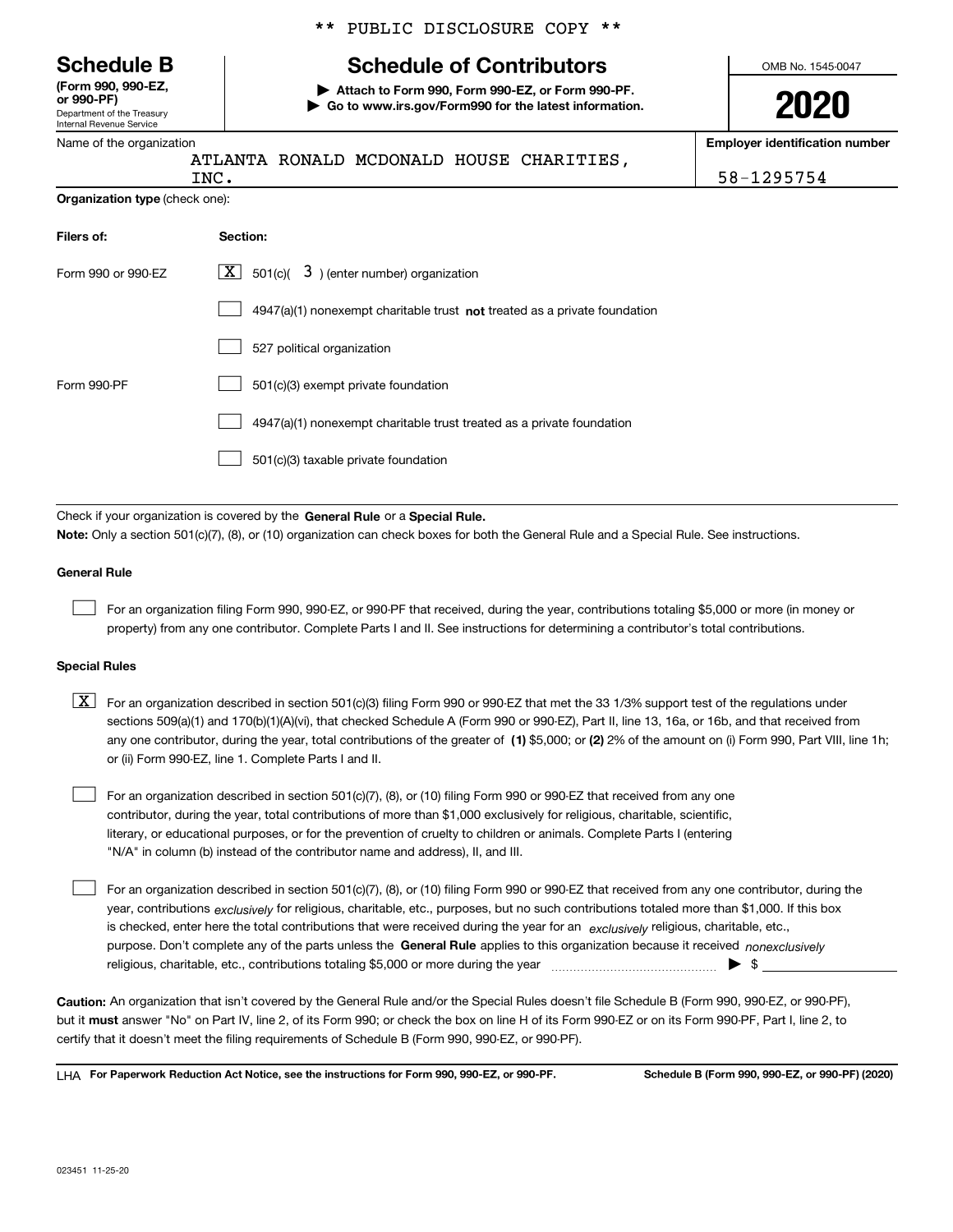** PUBLIC DISCLOSURE COPY **

**Schedule B**
**(Form 990, 990-EZ, or 990-PF)**
Department of the Treasury
Internal Revenue Service

# Schedule of Contributors

▶ **Attach to Form 990, Form 990-EZ, or Form 990-PF.**
▶ **Go to www.irs.gov/Form990 for the latest information.**

OMB No. 1545-0047

**2020**

Name of the organization: ATLANTA RONALD MCDONALD HOUSE CHARITIES, INC.

**Employer identification number**: 58-1295754

**Organization type** (check one):

| **Filers of:** | **Section:** |
|---|---|
| Form 990 or 990-EZ | [X] 501(c)( 3 ) (enter number) organization |
| | [ ] 4947(a)(1) nonexempt charitable trust **not** treated as a private foundation |
| | [ ] 527 political organization |
| Form 990-PF | [ ] 501(c)(3) exempt private foundation |
| | [ ] 4947(a)(1) nonexempt charitable trust treated as a private foundation |
| | [ ] 501(c)(3) taxable private foundation |

Check if your organization is covered by the **General Rule** or a **Special Rule.**

**Note:** Only a section 501(c)(7), (8), or (10) organization can check boxes for both the General Rule and a Special Rule. See instructions.

**General Rule**

[ ] For an organization filing Form 990, 990-EZ, or 990-PF that received, during the year, contributions totaling $5,000 or more (in money or property) from any one contributor. Complete Parts I and II. See instructions for determining a contributor's total contributions.

**Special Rules**

[X] For an organization described in section 501(c)(3) filing Form 990 or 990-EZ that met the 33 1/3% support test of the regulations under sections 509(a)(1) and 170(b)(1)(A)(vi), that checked Schedule A (Form 990 or 990-EZ), Part II, line 13, 16a, or 16b, and that received from any one contributor, during the year, total contributions of the greater of **(1)** $5,000; or **(2)** 2% of the amount on (i) Form 990, Part VIII, line 1h; or (ii) Form 990-EZ, line 1. Complete Parts I and II.

[ ] For an organization described in section 501(c)(7), (8), or (10) filing Form 990 or 990-EZ that received from any one contributor, during the year, total contributions of more than $1,000 exclusively for religious, charitable, scientific, literary, or educational purposes, or for the prevention of cruelty to children or animals. Complete Parts I (entering "N/A" in column (b) instead of the contributor name and address), II, and III.

[ ] For an organization described in section 501(c)(7), (8), or (10) filing Form 990 or 990-EZ that received from any one contributor, during the year, contributions *exclusively* for religious, charitable, etc., purposes, but no such contributions totaled more than $1,000. If this box is checked, enter here the total contributions that were received during the year for an *exclusively* religious, charitable, etc., purpose. Don't complete any of the parts unless the **General Rule** applies to this organization because it received *nonexclusively* religious, charitable, etc., contributions totaling $5,000 or more during the year ▶ $

**Caution:** An organization that isn't covered by the General Rule and/or the Special Rules doesn't file Schedule B (Form 990, 990-EZ, or 990-PF), but it **must** answer "No" on Part IV, line 2, of its Form 990; or check the box on line H of its Form 990-EZ or on its Form 990-PF, Part I, line 2, to certify that it doesn't meet the filing requirements of Schedule B (Form 990, 990-EZ, or 990-PF).

LHA **For Paperwork Reduction Act Notice, see the instructions for Form 990, 990-EZ, or 990-PF.** **Schedule B (Form 990, 990-EZ, or 990-PF) (2020)**

023451 11-25-20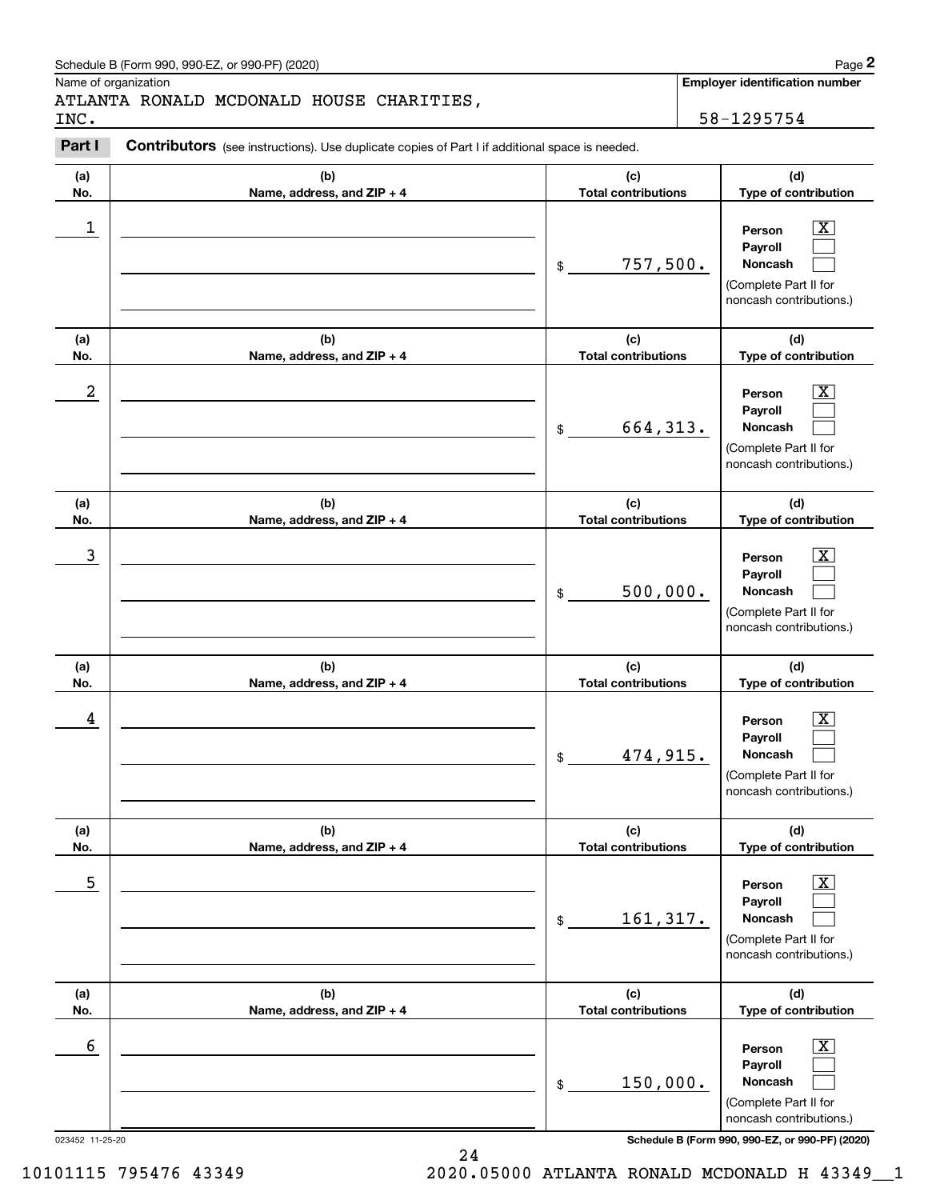Schedule B (Form 990, 990-EZ, or 990-PF) (2020)

Name of organization

ATLANTA RONALD MCDONALD HOUSE CHARITIES, INC.

**Employer identification number**

58-1295754

**Part I** **Contributors** (see instructions). Use duplicate copies of Part I if additional space is needed.

| (a) No. | (b) Name, address, and ZIP + 4 | (c) Total contributions | (d) Type of contribution |
|---|---|---|---|
| 1 | | $ 757,500. | Person [X] Payroll [ ] Noncash [ ] (Complete Part II for noncash contributions.) |
| 2 | | $ 664,313. | Person [X] Payroll [ ] Noncash [ ] (Complete Part II for noncash contributions.) |
| 3 | | $ 500,000. | Person [X] Payroll [ ] Noncash [ ] (Complete Part II for noncash contributions.) |
| 4 | | $ 474,915. | Person [X] Payroll [ ] Noncash [ ] (Complete Part II for noncash contributions.) |
| 5 | | $ 161,317. | Person [X] Payroll [ ] Noncash [ ] (Complete Part II for noncash contributions.) |
| 6 | | $ 150,000. | Person [X] Payroll [ ] Noncash [ ] (Complete Part II for noncash contributions.) |

023452 11-25-20

**Schedule B (Form 990, 990-EZ, or 990-PF) (2020)**

10101115 795476 43349 2020.05000 ATLANTA RONALD MCDONALD H 43349__1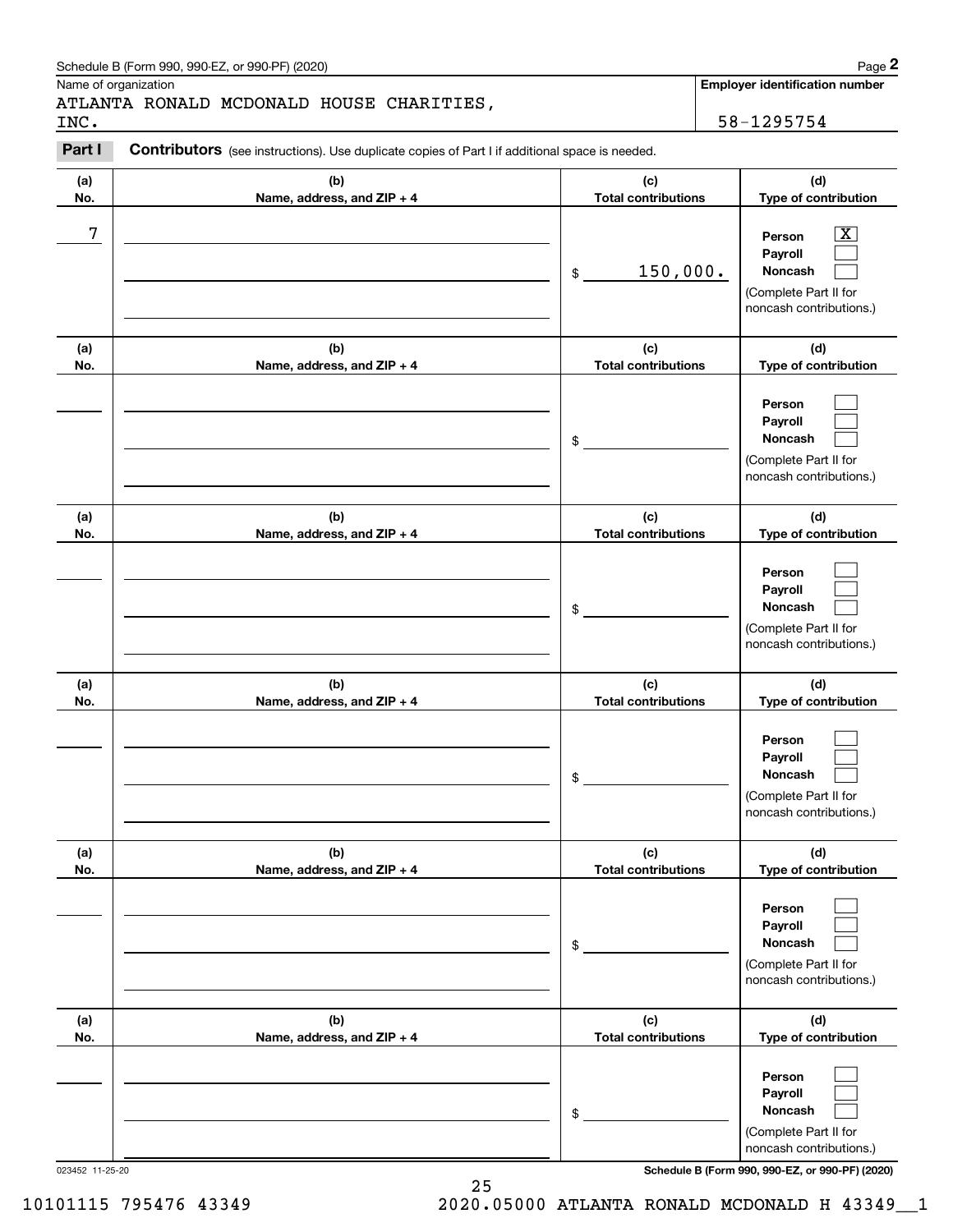Schedule B (Form 990, 990-EZ, or 990-PF) (2020)

Name of organization: ATLANTA RONALD MCDONALD HOUSE CHARITIES, INC.

Employer identification number: 58-1295754

**Part I** **Contributors** (see instructions). Use duplicate copies of Part I if additional space is needed.

| (a) No. | (b) Name, address, and ZIP + 4 | (c) Total contributions | (d) Type of contribution |
|---|---|---|---|
| 7 | | $ 150,000. | Person [X] Payroll [ ] Noncash [ ] (Complete Part II for noncash contributions.) |
| | | $ | Person [ ] Payroll [ ] Noncash [ ] (Complete Part II for noncash contributions.) |
| | | $ | Person [ ] Payroll [ ] Noncash [ ] (Complete Part II for noncash contributions.) |
| | | $ | Person [ ] Payroll [ ] Noncash [ ] (Complete Part II for noncash contributions.) |
| | | $ | Person [ ] Payroll [ ] Noncash [ ] (Complete Part II for noncash contributions.) |
| | | $ | Person [ ] Payroll [ ] Noncash [ ] (Complete Part II for noncash contributions.) |

023452 11-25-20

Schedule B (Form 990, 990-EZ, or 990-PF) (2020)

10101115 795476 43349 2020.05000 ATLANTA RONALD MCDONALD H 43349__1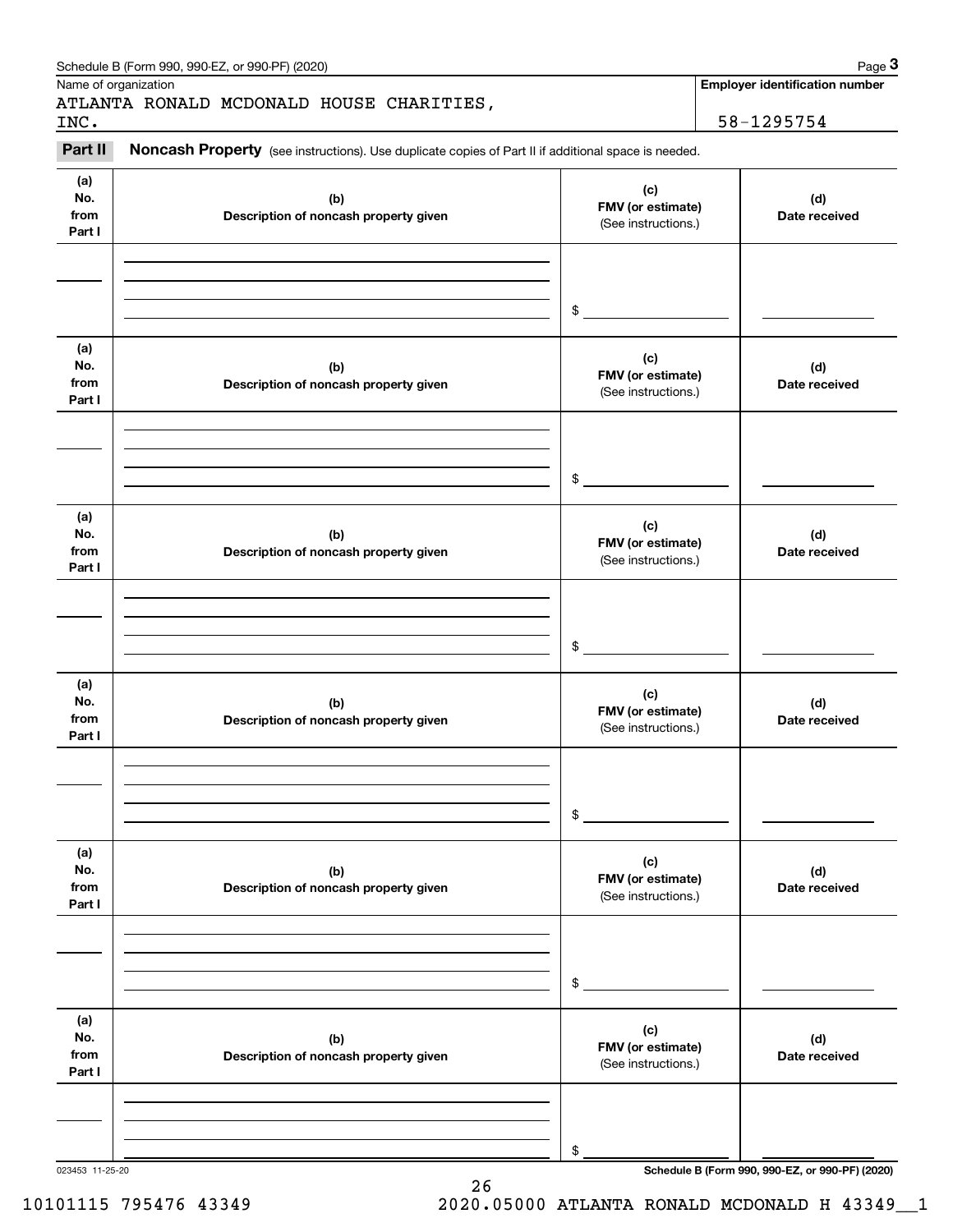Name of organization

ATLANTA RONALD MCDONALD HOUSE CHARITIES, INC.

**Employer identification number**

58-1295754

**Part II** **Noncash Property** (see instructions). Use duplicate copies of Part II if additional space is needed.

| (a) No. from Part I | (b) Description of noncash property given | (c) FMV (or estimate) (See instructions.) | (d) Date received |
|---|---|---|---|
| | | $ | |

| (a) No. from Part I | (b) Description of noncash property given | (c) FMV (or estimate) (See instructions.) | (d) Date received |
|---|---|---|---|
| | | $ | |

| (a) No. from Part I | (b) Description of noncash property given | (c) FMV (or estimate) (See instructions.) | (d) Date received |
|---|---|---|---|
| | | $ | |

| (a) No. from Part I | (b) Description of noncash property given | (c) FMV (or estimate) (See instructions.) | (d) Date received |
|---|---|---|---|
| | | $ | |

| (a) No. from Part I | (b) Description of noncash property given | (c) FMV (or estimate) (See instructions.) | (d) Date received |
|---|---|---|---|
| | | $ | |

| (a) No. from Part I | (b) Description of noncash property given | (c) FMV (or estimate) (See instructions.) | (d) Date received |
|---|---|---|---|
| | | $ | |

023453 11-25-20

10101115 795476 43349 2020.05000 ATLANTA RONALD MCDONALD H 43349__1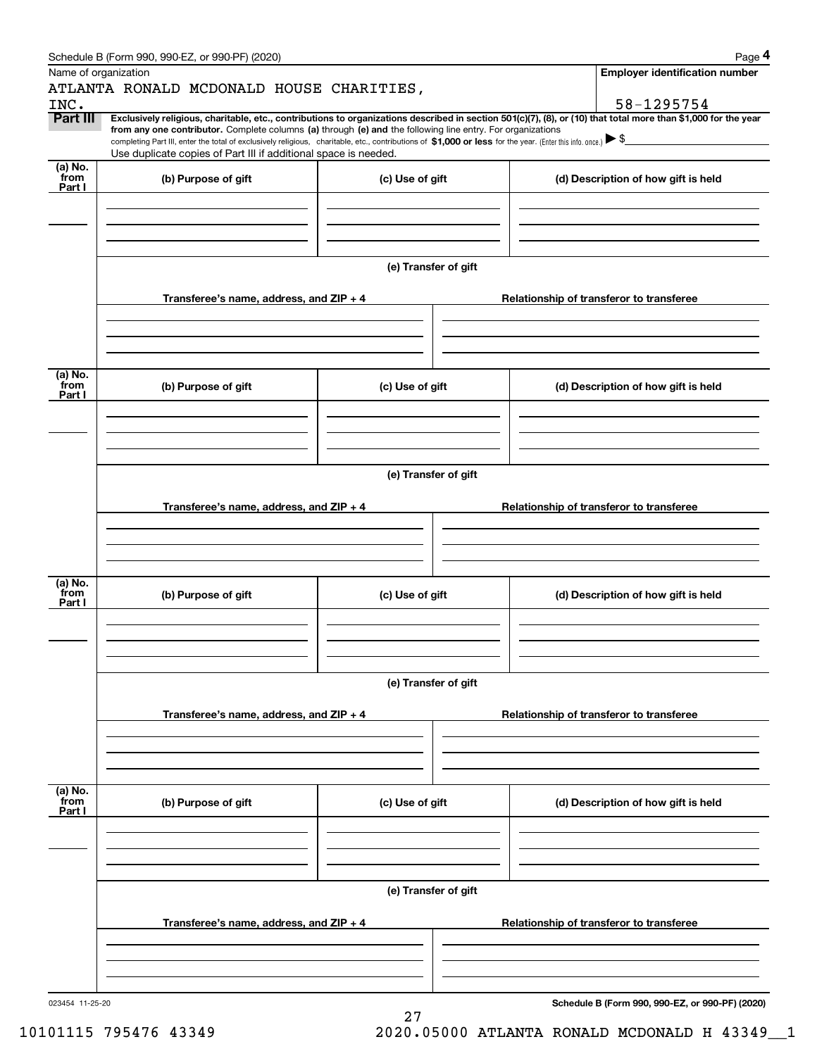Schedule B (Form 990, 990-EZ, or 990-PF) (2020)

Name of organization: ATLANTA RONALD MCDONALD HOUSE CHARITIES, INC.

**Employer identification number:** 58-1295754

**Part III** **Exclusively religious, charitable, etc., contributions to organizations described in section 501(c)(7), (8), or (10) that total more than $1,000 for the year from any one contributor.** Complete columns **(a)** through **(e)** and the following line entry. For organizations completing Part III, enter the total of exclusively religious, charitable, etc., contributions of **$1,000 or less** for the year. (Enter this info. once.) ▶ $

Use duplicate copies of Part III if additional space is needed.

| (a) No. from Part I | (b) Purpose of gift | (c) Use of gift | (d) Description of how gift is held |
|---|---|---|---|
| | | | |

(e) Transfer of gift

| Transferee's name, address, and ZIP + 4 | Relationship of transferor to transferee |
|---|---|
| | |

| (a) No. from Part I | (b) Purpose of gift | (c) Use of gift | (d) Description of how gift is held |
|---|---|---|---|
| | | | |

(e) Transfer of gift

| Transferee's name, address, and ZIP + 4 | Relationship of transferor to transferee |
|---|---|
| | |

| (a) No. from Part I | (b) Purpose of gift | (c) Use of gift | (d) Description of how gift is held |
|---|---|---|---|
| | | | |

(e) Transfer of gift

| Transferee's name, address, and ZIP + 4 | Relationship of transferor to transferee |
|---|---|
| | |

| (a) No. from Part I | (b) Purpose of gift | (c) Use of gift | (d) Description of how gift is held |
|---|---|---|---|
| | | | |

(e) Transfer of gift

| Transferee's name, address, and ZIP + 4 | Relationship of transferor to transferee |
|---|---|
| | |

023454 11-25-20

**Schedule B (Form 990, 990-EZ, or 990-PF) (2020)**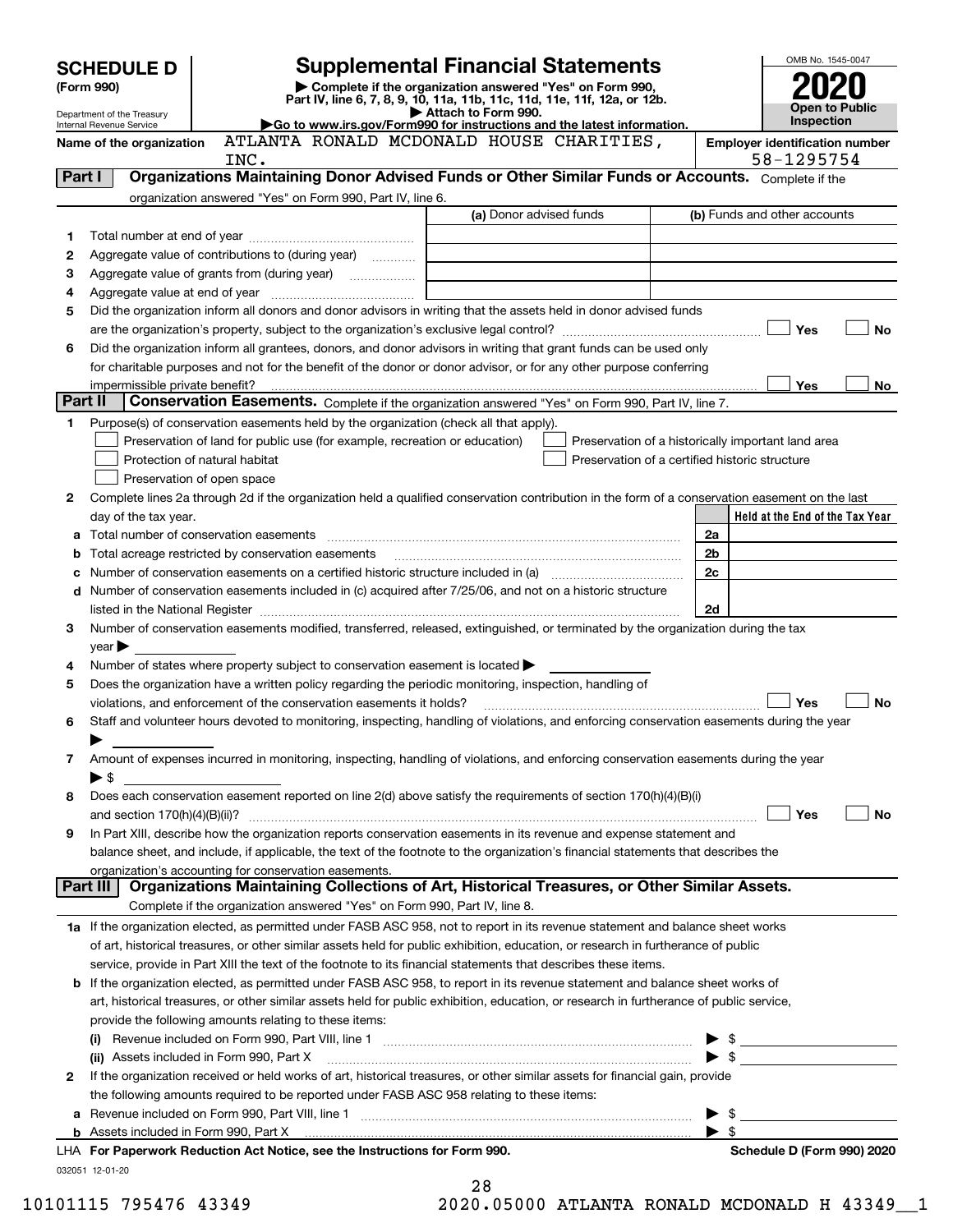# SCHEDULE D (Form 990)

Department of the Treasury
Internal Revenue Service

## Supplemental Financial Statements

▶ Complete if the organization answered "Yes" on Form 990, Part IV, line 6, 7, 8, 9, 10, 11a, 11b, 11c, 11d, 11e, 11f, 12a, or 12b.
▶ Attach to Form 990.
▶Go to www.irs.gov/Form990 for instructions and the latest information.

OMB No. 1545-0047

**2020**

**Open to Public Inspection**

Name of the organization: ATLANTA RONALD MCDONALD HOUSE CHARITIES, INC.

Employer identification number: 58-1295754

**Part I — Organizations Maintaining Donor Advised Funds or Other Similar Funds or Accounts.** Complete if the organization answered "Yes" on Form 990, Part IV, line 6.

| | | (a) Donor advised funds | (b) Funds and other accounts |
|---|---|---|---|
| 1 | Total number at end of year | | |
| 2 | Aggregate value of contributions to (during year) | | |
| 3 | Aggregate value of grants from (during year) | | |
| 4 | Aggregate value at end of year | | |

5 Did the organization inform all donors and donor advisors in writing that the assets held in donor advised funds are the organization's property, subject to the organization's exclusive legal control? ☐ Yes ☐ No

6 Did the organization inform all grantees, donors, and donor advisors in writing that grant funds can be used only for charitable purposes and not for the benefit of the donor or donor advisor, or for any other purpose conferring impermissible private benefit? ☐ Yes ☐ No

**Part II — Conservation Easements.** Complete if the organization answered "Yes" on Form 990, Part IV, line 7.

1 Purpose(s) of conservation easements held by the organization (check all that apply).
- ☐ Preservation of land for public use (for example, recreation or education)
- ☐ Protection of natural habitat
- ☐ Preservation of open space
- ☐ Preservation of a historically important land area
- ☐ Preservation of a certified historic structure

2 Complete lines 2a through 2d if the organization held a qualified conservation contribution in the form of a conservation easement on the last day of the tax year.

| | | | Held at the End of the Tax Year |
|---|---|---|---|
| a | Total number of conservation easements | 2a | |
| b | Total acreage restricted by conservation easements | 2b | |
| c | Number of conservation easements on a certified historic structure included in (a) | 2c | |
| d | Number of conservation easements included in (c) acquired after 7/25/06, and not on a historic structure listed in the National Register | 2d | |

3 Number of conservation easements modified, transferred, released, extinguished, or terminated by the organization during the tax year ▶

4 Number of states where property subject to conservation easement is located ▶

5 Does the organization have a written policy regarding the periodic monitoring, inspection, handling of violations, and enforcement of the conservation easements it holds? ☐ Yes ☐ No

6 Staff and volunteer hours devoted to monitoring, inspecting, handling of violations, and enforcing conservation easements during the year ▶

7 Amount of expenses incurred in monitoring, inspecting, handling of violations, and enforcing conservation easements during the year ▶ $

8 Does each conservation easement reported on line 2(d) above satisfy the requirements of section 170(h)(4)(B)(i) and section 170(h)(4)(B)(ii)? ☐ Yes ☐ No

9 In Part XIII, describe how the organization reports conservation easements in its revenue and expense statement and balance sheet, and include, if applicable, the text of the footnote to the organization's financial statements that describes the organization's accounting for conservation easements.

**Part III — Organizations Maintaining Collections of Art, Historical Treasures, or Other Similar Assets.** Complete if the organization answered "Yes" on Form 990, Part IV, line 8.

1a If the organization elected, as permitted under FASB ASC 958, not to report in its revenue statement and balance sheet works of art, historical treasures, or other similar assets held for public exhibition, education, or research in furtherance of public service, provide in Part XIII the text of the footnote to its financial statements that describes these items.

b If the organization elected, as permitted under FASB ASC 958, to report in its revenue statement and balance sheet works of art, historical treasures, or other similar assets held for public exhibition, education, or research in furtherance of public service, provide the following amounts relating to these items:

(i) Revenue included on Form 990, Part VIII, line 1 ▶ $

(ii) Assets included in Form 990, Part X ▶ $

2 If the organization received or held works of art, historical treasures, or other similar assets for financial gain, provide the following amounts required to be reported under FASB ASC 958 relating to these items:

a Revenue included on Form 990, Part VIII, line 1 ▶ $

b Assets included in Form 990, Part X ▶ $

LHA For Paperwork Reduction Act Notice, see the Instructions for Form 990. Schedule D (Form 990) 2020

032051 12-01-20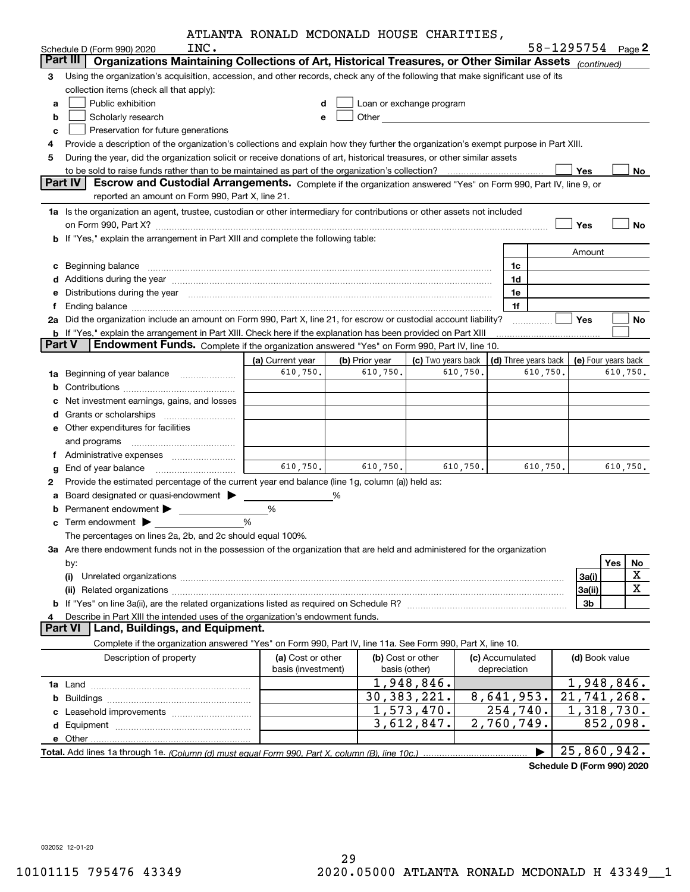ATLANTA RONALD MCDONALD HOUSE CHARITIES,

Schedule D (Form 990) 2020 INC. 58-1295754 Page 2

**Part III | Organizations Maintaining Collections of Art, Historical Treasures, or Other Similar Assets** *(continued)*

**3** Using the organization's acquisition, accession, and other records, check any of the following that make significant use of its collection items (check all that apply):

- **a** ☐ Public exhibition
- **b** ☐ Scholarly research
- **c** ☐ Preservation for future generations
- **d** ☐ Loan or exchange program
- **e** ☐ Other

**4** Provide a description of the organization's collections and explain how they further the organization's exempt purpose in Part XIII.

**5** During the year, did the organization solicit or receive donations of art, historical treasures, or other similar assets to be sold to raise funds rather than to be maintained as part of the organization's collection? ☐ Yes ☐ No

**Part IV | Escrow and Custodial Arrangements.** Complete if the organization answered "Yes" on Form 990, Part IV, line 9, or reported an amount on Form 990, Part X, line 21.

**1a** Is the organization an agent, trustee, custodian or other intermediary for contributions or other assets not included on Form 990, Part X? ☐ Yes ☐ No

**b** If "Yes," explain the arrangement in Part XIII and complete the following table:

| | | Amount |
|---|---|---|
| **c** Beginning balance | 1c | |
| **d** Additions during the year | 1d | |
| **e** Distributions during the year | 1e | |
| **f** Ending balance | 1f | |

**2a** Did the organization include an amount on Form 990, Part X, line 21, for escrow or custodial account liability? ☐ Yes ☐ No

**b** If "Yes," explain the arrangement in Part XIII. Check here if the explanation has been provided on Part XIII ☐

**Part V | Endowment Funds.** Complete if the organization answered "Yes" on Form 990, Part IV, line 10.

| | (a) Current year | (b) Prior year | (c) Two years back | (d) Three years back | (e) Four years back |
|---|---|---|---|---|---|
| **1a** Beginning of year balance | 610,750. | 610,750. | 610,750. | 610,750. | 610,750. |
| **b** Contributions | | | | | |
| **c** Net investment earnings, gains, and losses | | | | | |
| **d** Grants or scholarships | | | | | |
| **e** Other expenditures for facilities and programs | | | | | |
| **f** Administrative expenses | | | | | |
| **g** End of year balance | 610,750. | 610,750. | 610,750. | 610,750. | 610,750. |

**2** Provide the estimated percentage of the current year end balance (line 1g, column (a)) held as:

- **a** Board designated or quasi-endowment ▶ ______ %
- **b** Permanent endowment ▶ ______ %
- **c** Term endowment ▶ ______ %

The percentages on lines 2a, 2b, and 2c should equal 100%.

**3a** Are there endowment funds not in the possession of the organization that are held and administered for the organization by:

| | | Yes | No |
|---|---|---|---|
| **(i)** Unrelated organizations | 3a(i) | | X |
| **(ii)** Related organizations | 3a(ii) | | X |
| **b** If "Yes" on line 3a(ii), are the related organizations listed as required on Schedule R? | 3b | | |

**4** Describe in Part XIII the intended uses of the organization's endowment funds.

**Part VI | Land, Buildings, and Equipment.**

Complete if the organization answered "Yes" on Form 990, Part IV, line 11a. See Form 990, Part X, line 10.

| Description of property | (a) Cost or other basis (investment) | (b) Cost or other basis (other) | (c) Accumulated depreciation | (d) Book value |
|---|---|---|---|---|
| **1a** Land | | 1,948,846. | | 1,948,846. |
| **b** Buildings | | 30,383,221. | 8,641,953. | 21,741,268. |
| **c** Leasehold improvements | | 1,573,470. | 254,740. | 1,318,730. |
| **d** Equipment | | 3,612,847. | 2,760,749. | 852,098. |
| **e** Other | | | | |

**Total.** Add lines 1a through 1e. *(Column (d) must equal Form 990, Part X, column (B), line 10c.)* ▶ 25,860,942.

**Schedule D (Form 990) 2020**

032052 12-01-20

10101115 795476 43349 2020.05000 ATLANTA RONALD MCDONALD H 43349__1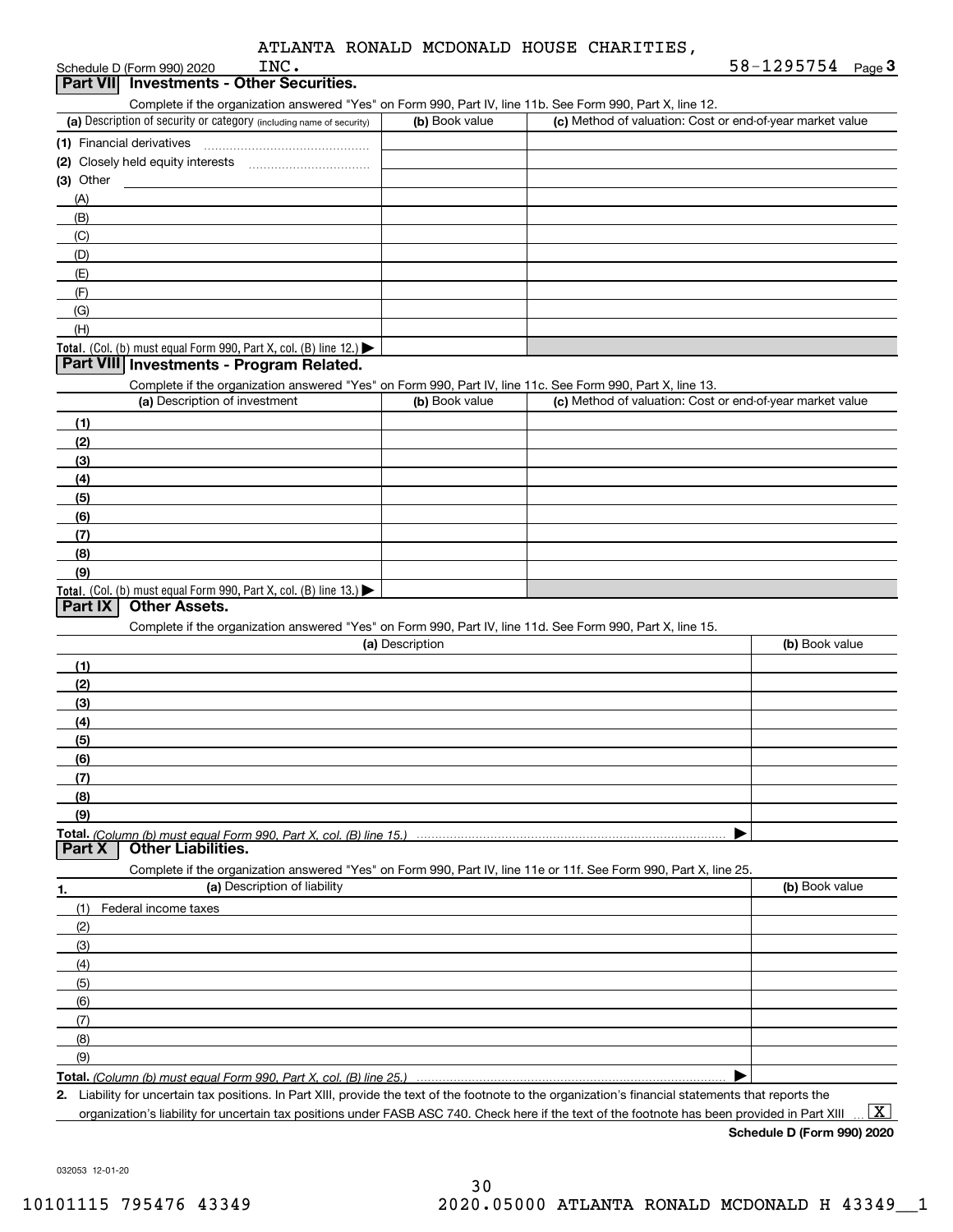ATLANTA RONALD MCDONALD HOUSE CHARITIES, INC.

Schedule D (Form 990) 2020 — 58-1295754 Page 3

## Part VII Investments - Other Securities.

Complete if the organization answered "Yes" on Form 990, Part IV, line 11b. See Form 990, Part X, line 12.

| (a) Description of security or category (including name of security) | (b) Book value | (c) Method of valuation: Cost or end-of-year market value |
|---|---|---|
| (1) Financial derivatives | | |
| (2) Closely held equity interests | | |
| (3) Other | | |
| (A) | | |
| (B) | | |
| (C) | | |
| (D) | | |
| (E) | | |
| (F) | | |
| (G) | | |
| (H) | | |
| **Total.** (Col. (b) must equal Form 990, Part X, col. (B) line 12.) ▶ | | |

## Part VIII Investments - Program Related.

Complete if the organization answered "Yes" on Form 990, Part IV, line 11c. See Form 990, Part X, line 13.

| (a) Description of investment | (b) Book value | (c) Method of valuation: Cost or end-of-year market value |
|---|---|---|
| (1) | | |
| (2) | | |
| (3) | | |
| (4) | | |
| (5) | | |
| (6) | | |
| (7) | | |
| (8) | | |
| (9) | | |
| **Total.** (Col. (b) must equal Form 990, Part X, col. (B) line 13.) ▶ | | |

## Part IX Other Assets.

Complete if the organization answered "Yes" on Form 990, Part IV, line 11d. See Form 990, Part X, line 15.

| (a) Description | (b) Book value |
|---|---|
| (1) | |
| (2) | |
| (3) | |
| (4) | |
| (5) | |
| (6) | |
| (7) | |
| (8) | |
| (9) | |
| **Total.** *(Column (b) must equal Form 990, Part X, col. (B) line 15.)* ▶ | |

## Part X Other Liabilities.

Complete if the organization answered "Yes" on Form 990, Part IV, line 11e or 11f. See Form 990, Part X, line 25.

| 1. (a) Description of liability | (b) Book value |
|---|---|
| (1) Federal income taxes | |
| (2) | |
| (3) | |
| (4) | |
| (5) | |
| (6) | |
| (7) | |
| (8) | |
| (9) | |
| **Total.** *(Column (b) must equal Form 990, Part X, col. (B) line 25.)* ▶ | |

**2.** Liability for uncertain tax positions. In Part XIII, provide the text of the footnote to the organization's financial statements that reports the organization's liability for uncertain tax positions under FASB ASC 740. Check here if the text of the footnote has been provided in Part XIII ... [X]

**Schedule D (Form 990) 2020**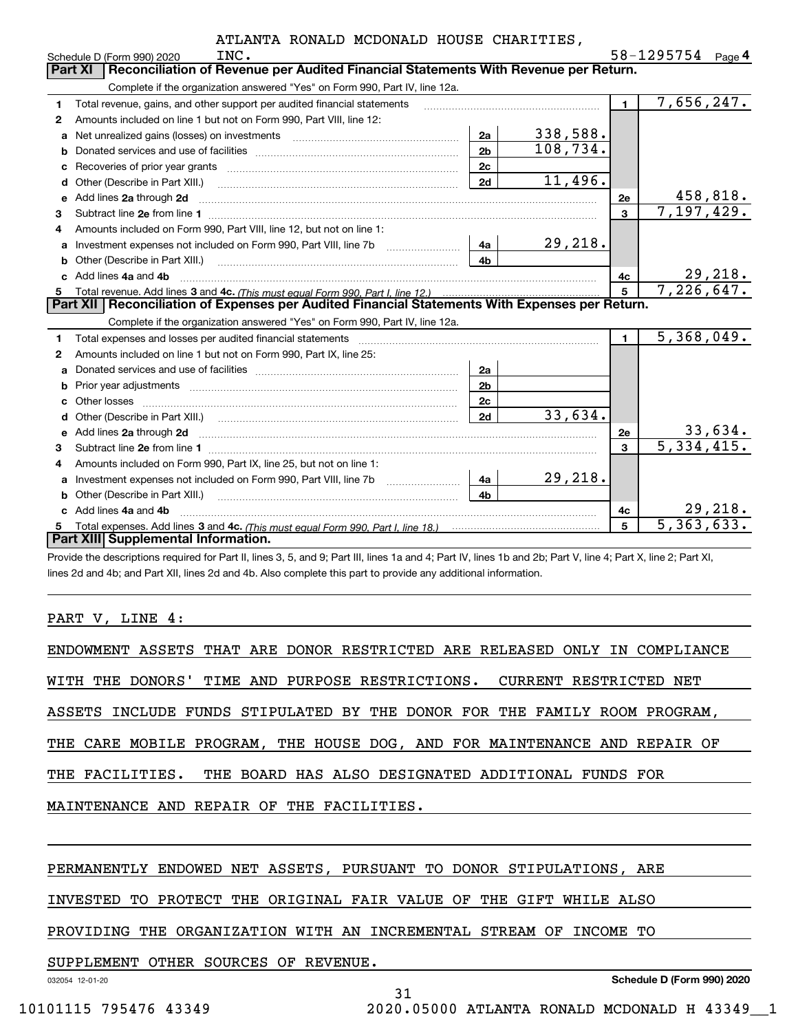ATLANTA RONALD MCDONALD HOUSE CHARITIES, INC.

Schedule D (Form 990) 2020 58-1295754 Page 4

## Part XI Reconciliation of Revenue per Audited Financial Statements With Revenue per Return.

Complete if the organization answered "Yes" on Form 990, Part IV, line 12a.

| | | | | | |
|---|---|---|---|---|---|
| 1 | Total revenue, gains, and other support per audited financial statements | | | 1 | 7,656,247. |
| 2 | Amounts included on line 1 but not on Form 990, Part VIII, line 12: | | | | |
| a | Net unrealized gains (losses) on investments | 2a | 338,588. | | |
| b | Donated services and use of facilities | 2b | 108,734. | | |
| c | Recoveries of prior year grants | 2c | | | |
| d | Other (Describe in Part XIII.) | 2d | 11,496. | | |
| e | Add lines 2a through 2d | | | 2e | 458,818. |
| 3 | Subtract line 2e from line 1 | | | 3 | 7,197,429. |
| 4 | Amounts included on Form 990, Part VIII, line 12, but not on line 1: | | | | |
| a | Investment expenses not included on Form 990, Part VIII, line 7b | 4a | 29,218. | | |
| b | Other (Describe in Part XIII.) | 4b | | | |
| c | Add lines 4a and 4b | | | 4c | 29,218. |
| 5 | Total revenue. Add lines 3 and 4c. *(This must equal Form 990, Part I, line 12.)* | | | 5 | 7,226,647. |

## Part XII Reconciliation of Expenses per Audited Financial Statements With Expenses per Return.

Complete if the organization answered "Yes" on Form 990, Part IV, line 12a.

| | | | | | |
|---|---|---|---|---|---|
| 1 | Total expenses and losses per audited financial statements | | | 1 | 5,368,049. |
| 2 | Amounts included on line 1 but not on Form 990, Part IX, line 25: | | | | |
| a | Donated services and use of facilities | 2a | | | |
| b | Prior year adjustments | 2b | | | |
| c | Other losses | 2c | | | |
| d | Other (Describe in Part XIII.) | 2d | 33,634. | | |
| e | Add lines 2a through 2d | | | 2e | 33,634. |
| 3 | Subtract line 2e from line 1 | | | 3 | 5,334,415. |
| 4 | Amounts included on Form 990, Part IX, line 25, but not on line 1: | | | | |
| a | Investment expenses not included on Form 990, Part VIII, line 7b | 4a | 29,218. | | |
| b | Other (Describe in Part XIII.) | 4b | | | |
| c | Add lines 4a and 4b | | | 4c | 29,218. |
| 5 | Total expenses. Add lines 3 and 4c. *(This must equal Form 990, Part I, line 18.)* | | | 5 | 5,363,633. |

## Part XIII Supplemental Information.

Provide the descriptions required for Part II, lines 3, 5, and 9; Part III, lines 1a and 4; Part IV, lines 1b and 2b; Part V, line 4; Part X, line 2; Part XI, lines 2d and 4b; and Part XII, lines 2d and 4b. Also complete this part to provide any additional information.

PART V, LINE 4:

ENDOWMENT ASSETS THAT ARE DONOR RESTRICTED ARE RELEASED ONLY IN COMPLIANCE WITH THE DONORS' TIME AND PURPOSE RESTRICTIONS. CURRENT RESTRICTED NET ASSETS INCLUDE FUNDS STIPULATED BY THE DONOR FOR THE FAMILY ROOM PROGRAM, THE CARE MOBILE PROGRAM, THE HOUSE DOG, AND FOR MAINTENANCE AND REPAIR OF THE FACILITIES. THE BOARD HAS ALSO DESIGNATED ADDITIONAL FUNDS FOR MAINTENANCE AND REPAIR OF THE FACILITIES.

PERMANENTLY ENDOWED NET ASSETS, PURSUANT TO DONOR STIPULATIONS, ARE INVESTED TO PROTECT THE ORIGINAL FAIR VALUE OF THE GIFT WHILE ALSO PROVIDING THE ORGANIZATION WITH AN INCREMENTAL STREAM OF INCOME TO SUPPLEMENT OTHER SOURCES OF REVENUE.

032054 12-01-20 Schedule D (Form 990) 2020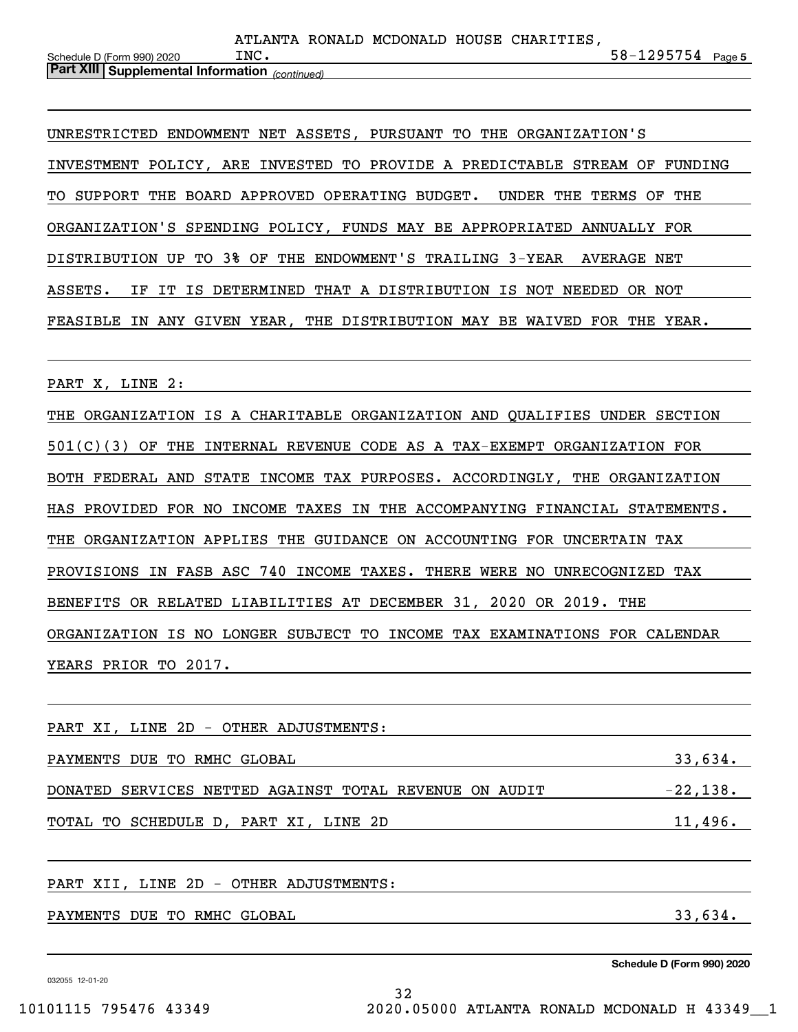**Part XIII Supplemental Information** *(continued)*

UNRESTRICTED ENDOWMENT NET ASSETS, PURSUANT TO THE ORGANIZATION'S INVESTMENT POLICY, ARE INVESTED TO PROVIDE A PREDICTABLE STREAM OF FUNDING TO SUPPORT THE BOARD APPROVED OPERATING BUDGET. UNDER THE TERMS OF THE ORGANIZATION'S SPENDING POLICY, FUNDS MAY BE APPROPRIATED ANNUALLY FOR DISTRIBUTION UP TO 3% OF THE ENDOWMENT'S TRAILING 3-YEAR AVERAGE NET ASSETS. IF IT IS DETERMINED THAT A DISTRIBUTION IS NOT NEEDED OR NOT FEASIBLE IN ANY GIVEN YEAR, THE DISTRIBUTION MAY BE WAIVED FOR THE YEAR.

PART X, LINE 2:

THE ORGANIZATION IS A CHARITABLE ORGANIZATION AND QUALIFIES UNDER SECTION 501(C)(3) OF THE INTERNAL REVENUE CODE AS A TAX-EXEMPT ORGANIZATION FOR BOTH FEDERAL AND STATE INCOME TAX PURPOSES. ACCORDINGLY, THE ORGANIZATION HAS PROVIDED FOR NO INCOME TAXES IN THE ACCOMPANYING FINANCIAL STATEMENTS. THE ORGANIZATION APPLIES THE GUIDANCE ON ACCOUNTING FOR UNCERTAIN TAX PROVISIONS IN FASB ASC 740 INCOME TAXES. THERE WERE NO UNRECOGNIZED TAX BENEFITS OR RELATED LIABILITIES AT DECEMBER 31, 2020 OR 2019. THE ORGANIZATION IS NO LONGER SUBJECT TO INCOME TAX EXAMINATIONS FOR CALENDAR YEARS PRIOR TO 2017.

PART XI, LINE 2D - OTHER ADJUSTMENTS:

| | |
|---|---|
| PAYMENTS DUE TO RMHC GLOBAL | 33,634. |
| DONATED SERVICES NETTED AGAINST TOTAL REVENUE ON AUDIT | -22,138. |
| TOTAL TO SCHEDULE D, PART XI, LINE 2D | 11,496. |

PART XII, LINE 2D - OTHER ADJUSTMENTS:

| | |
|---|---|
| PAYMENTS DUE TO RMHC GLOBAL | 33,634. |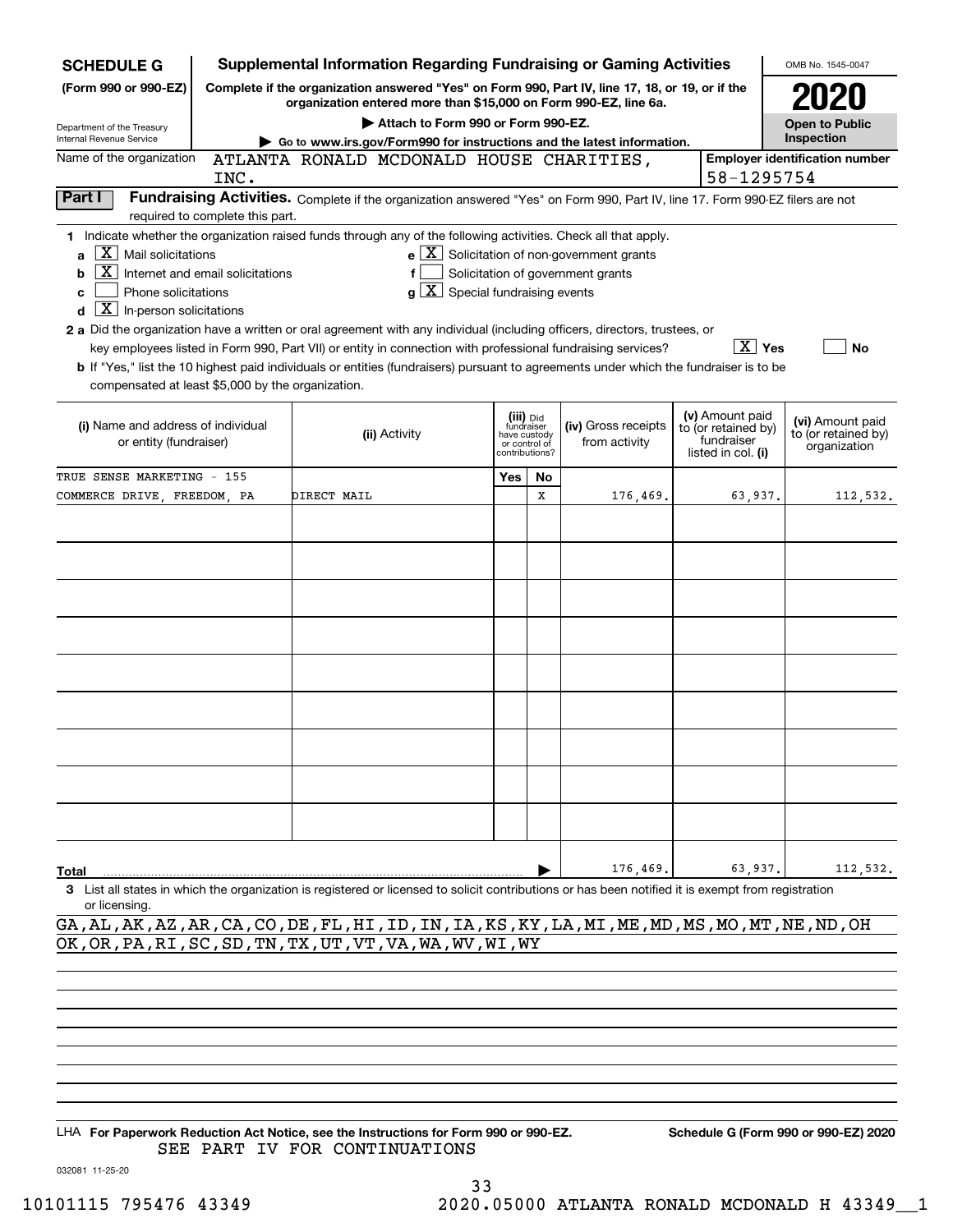**SCHEDULE G (Form 990 or 990-EZ)**

Department of the Treasury
Internal Revenue Service

# Supplemental Information Regarding Fundraising or Gaming Activities

**Complete if the organization answered "Yes" on Form 990, Part IV, line 17, 18, or 19, or if the organization entered more than $15,000 on Form 990-EZ, line 6a.**

▶ Attach to Form 990 or Form 990-EZ.

▶ Go to www.irs.gov/Form990 for instructions and the latest information.

OMB No. 1545-0047

**2020**

**Open to Public Inspection**

Name of the organization: ATLANTA RONALD MCDONALD HOUSE CHARITIES, INC.

Employer identification number: 58-1295754

**Part I — Fundraising Activities.** Complete if the organization answered "Yes" on Form 990, Part IV, line 17. Form 990-EZ filers are not required to complete this part.

1 Indicate whether the organization raised funds through any of the following activities. Check all that apply.

- a [X] Mail solicitations
- b [X] Internet and email solicitations
- c [ ] Phone solicitations
- d [X] In-person solicitations
- e [X] Solicitation of non-government grants
- f [ ] Solicitation of government grants
- g [X] Special fundraising events

2 a Did the organization have a written or oral agreement with any individual (including officers, directors, trustees, or key employees listed in Form 990, Part VII) or entity in connection with professional fundraising services? [X] Yes [ ] No

b If "Yes," list the 10 highest paid individuals or entities (fundraisers) pursuant to agreements under which the fundraiser is to be compensated at least $5,000 by the organization.

| (i) Name and address of individual or entity (fundraiser) | (ii) Activity | (iii) Did fundraiser have custody or control of contributions? Yes | No | (iv) Gross receipts from activity | (v) Amount paid to (or retained by) fundraiser listed in col. (i) | (vi) Amount paid to (or retained by) organization |
|---|---|---|---|---|---|---|
| TRUE SENSE MARKETING - 155 COMMERCE DRIVE, FREEDOM, PA | DIRECT MAIL | | X | 176,469. | 63,937. | 112,532. |
| | | | | | | |
| | | | | | | |
| | | | | | | |
| | | | | | | |
| | | | | | | |
| | | | | | | |
| | | | | | | |
| | | | | | | |
| | | | | | | |
| **Total** | | | | 176,469. | 63,937. | 112,532. |

3 List all states in which the organization is registered or licensed to solicit contributions or has been notified it is exempt from registration or licensing.

GA,AL,AK,AZ,AR,CA,CO,DE,FL,HI,ID,IN,IA,KS,KY,LA,MI,ME,MD,MS,MO,MT,NE,ND,OH
OK,OR,PA,RI,SC,SD,TN,TX,UT,VT,VA,WA,WV,WI,WY

LHA **For Paperwork Reduction Act Notice, see the Instructions for Form 990 or 990-EZ.** SEE PART IV FOR CONTINUATIONS

**Schedule G (Form 990 or 990-EZ) 2020**

032081 11-25-20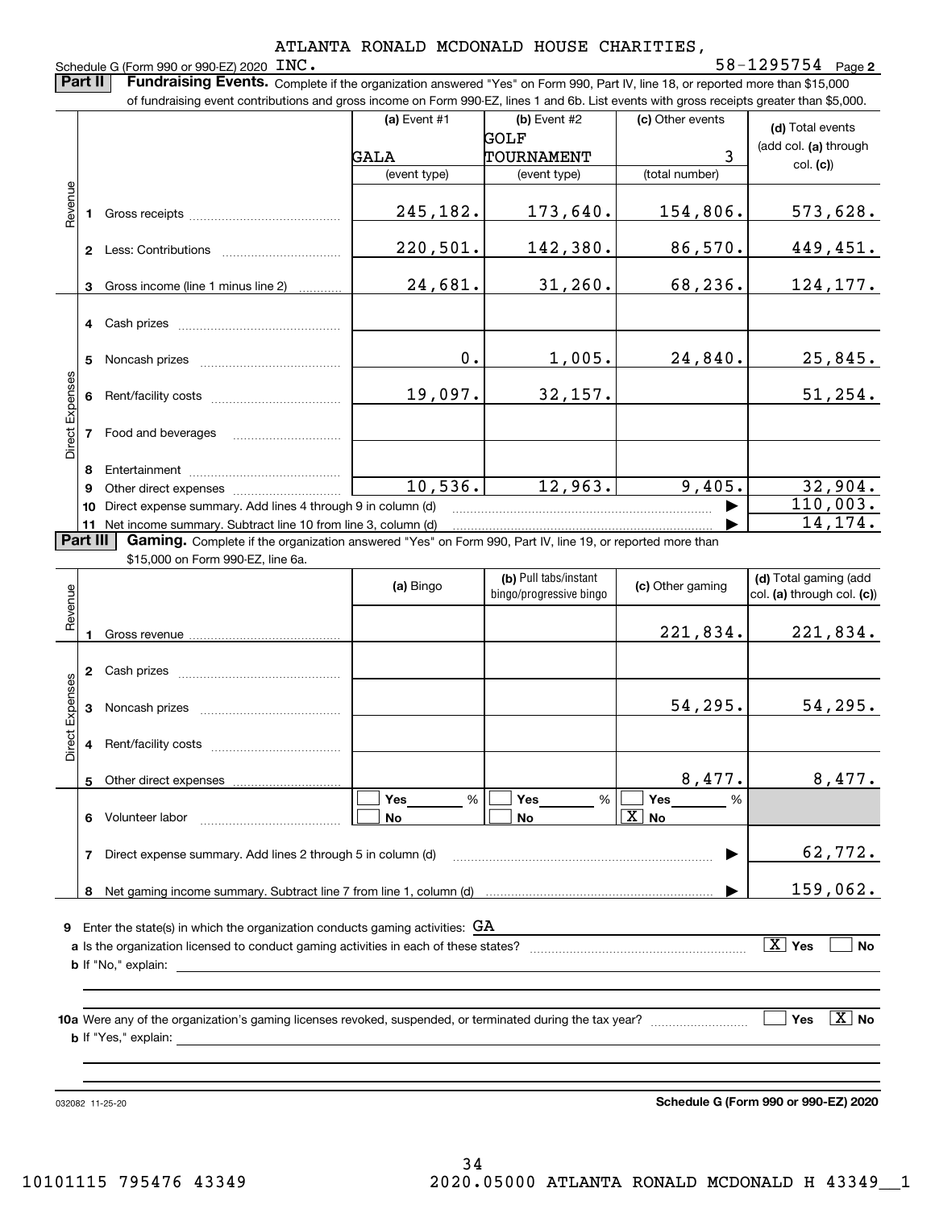ATLANTA RONALD MCDONALD HOUSE CHARITIES, INC.

Schedule G (Form 990 or 990-EZ) 2020 — 58-1295754 Page **2**

**Part II** **Fundraising Events.** Complete if the organization answered "Yes" on Form 990, Part IV, line 18, or reported more than $15,000 of fundraising event contributions and gross income on Form 990-EZ, lines 1 and 6b. List events with gross receipts greater than $5,000.

| | | (a) Event #1 | (b) Event #2 | (c) Other events | (d) Total events (add col. (a) through col. (c)) |
|---|---|---|---|---|---|
| | | GALA | GOLF TOURNAMENT | 3 | |
| | | (event type) | (event type) | (total number) | |
| Revenue | 1 Gross receipts | 245,182. | 173,640. | 154,806. | 573,628. |
| | 2 Less: Contributions | 220,501. | 142,380. | 86,570. | 449,451. |
| | 3 Gross income (line 1 minus line 2) | 24,681. | 31,260. | 68,236. | 124,177. |
| Direct Expenses | 4 Cash prizes | | | | |
| | 5 Noncash prizes | 0. | 1,005. | 24,840. | 25,845. |
| | 6 Rent/facility costs | 19,097. | 32,157. | | 51,254. |
| | 7 Food and beverages | | | | |
| | 8 Entertainment | | | | |
| | 9 Other direct expenses | 10,536. | 12,963. | 9,405. | 32,904. |
| | 10 Direct expense summary. Add lines 4 through 9 in column (d) | | | ▶ | 110,003. |
| | 11 Net income summary. Subtract line 10 from line 3, column (d) | | | ▶ | 14,174. |

**Part III** **Gaming.** Complete if the organization answered "Yes" on Form 990, Part IV, line 19, or reported more than $15,000 on Form 990-EZ, line 6a.

| | | (a) Bingo | (b) Pull tabs/instant bingo/progressive bingo | (c) Other gaming | (d) Total gaming (add col. (a) through col. (c)) |
|---|---|---|---|---|---|
| Revenue | 1 Gross revenue | | | 221,834. | 221,834. |
| Direct Expenses | 2 Cash prizes | | | | |
| | 3 Noncash prizes | | | 54,295. | 54,295. |
| | 4 Rent/facility costs | | | | |
| | 5 Other direct expenses | | | 8,477. | 8,477. |
| | 6 Volunteer labor | ☐ Yes ____ % ☐ No | ☐ Yes ____ % ☐ No | ☐ Yes ____ % ☒ No | |
| | 7 Direct expense summary. Add lines 2 through 5 in column (d) | | | ▶ | 62,772. |
| | 8 Net gaming income summary. Subtract line 7 from line 1, column (d) | | | ▶ | 159,062. |

**9** Enter the state(s) in which the organization conducts gaming activities: GA

**a** Is the organization licensed to conduct gaming activities in each of these states? ☒ Yes ☐ No

**b** If "No," explain:

**10a** Were any of the organization's gaming licenses revoked, suspended, or terminated during the tax year? ☐ Yes ☒ No

**b** If "Yes," explain:

032082 11-25-20

**Schedule G (Form 990 or 990-EZ) 2020**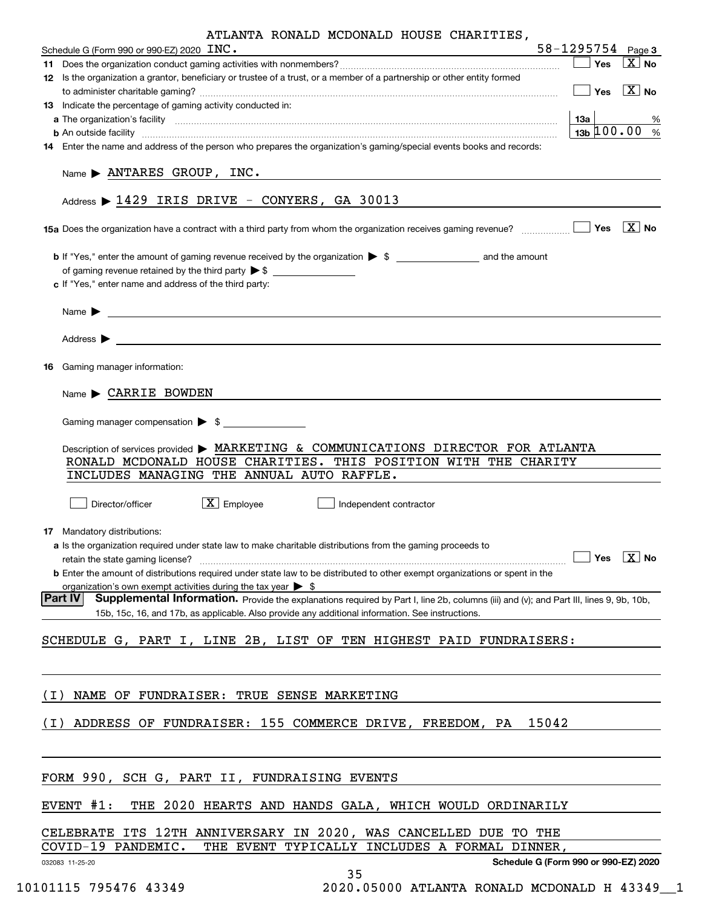ATLANTA RONALD MCDONALD HOUSE CHARITIES,

Schedule G (Form 990 or 990-EZ) 2020 INC. 58-1295754 Page 3

**11** Does the organization conduct gaming activities with nonmembers? ☐ Yes ☒ No

**12** Is the organization a grantor, beneficiary or trustee of a trust, or a member of a partnership or other entity formed to administer charitable gaming? ☐ Yes ☒ No

**13** Indicate the percentage of gaming activity conducted in:

**a** The organization's facility — **13a** %

**b** An outside facility — **13b** 100.00 %

**14** Enter the name and address of the person who prepares the organization's gaming/special events books and records:

Name ▶ ANTARES GROUP, INC.

Address ▶ 1429 IRIS DRIVE - CONYERS, GA 30013

**15a** Does the organization have a contract with a third party from whom the organization receives gaming revenue? ☐ Yes ☒ No

**b** If "Yes," enter the amount of gaming revenue received by the organization ▶ $ ________ and the amount of gaming revenue retained by the third party ▶ $ ________

**c** If "Yes," enter name and address of the third party:

Name ▶

Address ▶

**16** Gaming manager information:

Name ▶ CARRIE BOWDEN

Gaming manager compensation ▶ $

Description of services provided ▶ MARKETING & COMMUNICATIONS DIRECTOR FOR ATLANTA RONALD MCDONALD HOUSE CHARITIES. THIS POSITION WITH THE CHARITY INCLUDES MANAGING THE ANNUAL AUTO RAFFLE.

☐ Director/officer ☒ Employee ☐ Independent contractor

**17** Mandatory distributions:

**a** Is the organization required under state law to make charitable distributions from the gaming proceeds to retain the state gaming license? ☐ Yes ☒ No

**b** Enter the amount of distributions required under state law to be distributed to other exempt organizations or spent in the organization's own exempt activities during the tax year ▶ $

**Part IV** **Supplemental Information.** Provide the explanations required by Part I, line 2b, columns (iii) and (v); and Part III, lines 9, 9b, 10b, 15b, 15c, 16, and 17b, as applicable. Also provide any additional information. See instructions.

SCHEDULE G, PART I, LINE 2B, LIST OF TEN HIGHEST PAID FUNDRAISERS:

(I) NAME OF FUNDRAISER: TRUE SENSE MARKETING

(I) ADDRESS OF FUNDRAISER: 155 COMMERCE DRIVE, FREEDOM, PA 15042

FORM 990, SCH G, PART II, FUNDRAISING EVENTS

EVENT #1: THE 2020 HEARTS AND HANDS GALA, WHICH WOULD ORDINARILY CELEBRATE ITS 12TH ANNIVERSARY IN 2020, WAS CANCELLED DUE TO THE COVID-19 PANDEMIC. THE EVENT TYPICALLY INCLUDES A FORMAL DINNER,

032083 11-25-20 **Schedule G (Form 990 or 990-EZ) 2020**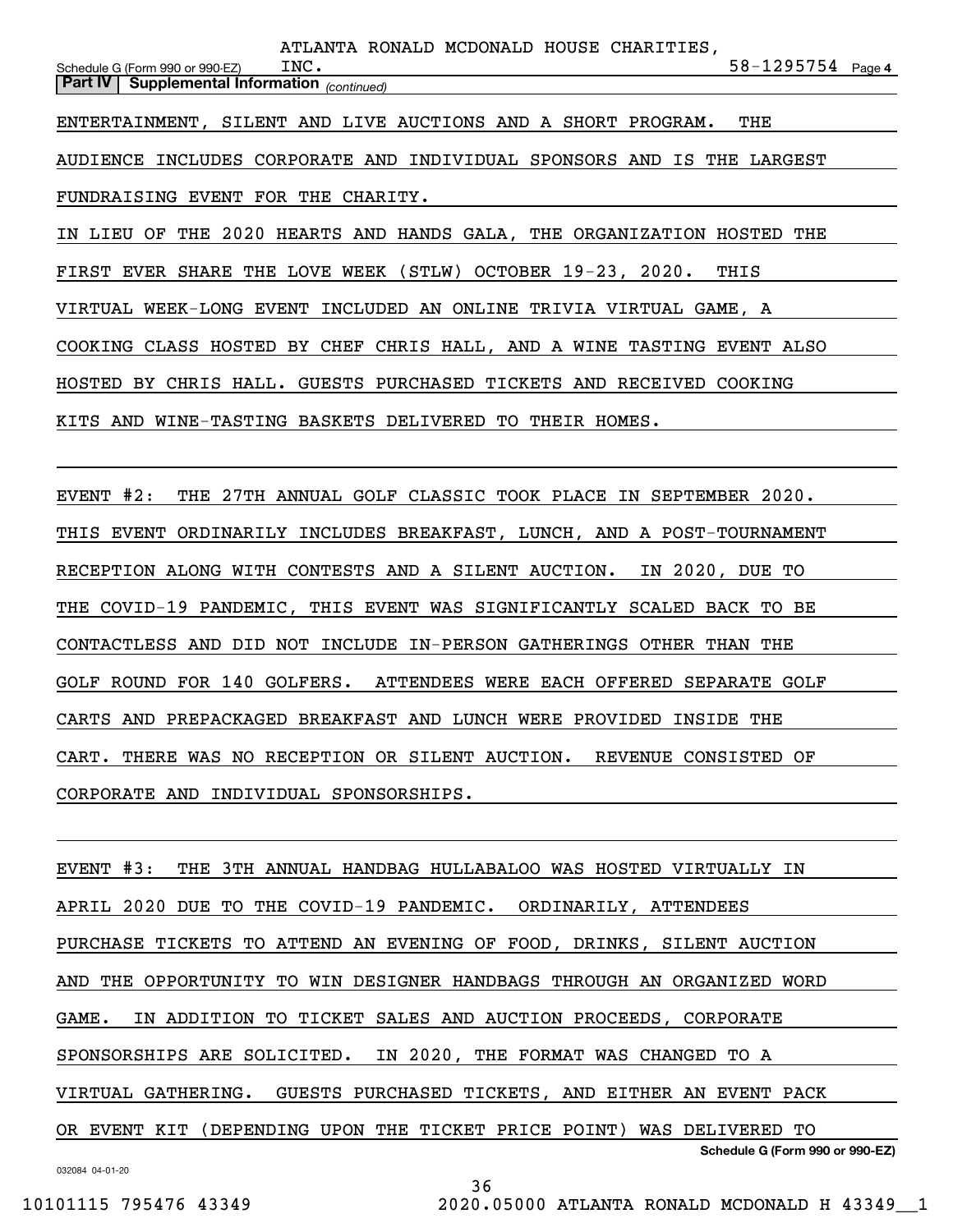**Part IV | Supplemental Information** *(continued)*

ENTERTAINMENT, SILENT AND LIVE AUCTIONS AND A SHORT PROGRAM. THE AUDIENCE INCLUDES CORPORATE AND INDIVIDUAL SPONSORS AND IS THE LARGEST FUNDRAISING EVENT FOR THE CHARITY.

IN LIEU OF THE 2020 HEARTS AND HANDS GALA, THE ORGANIZATION HOSTED THE FIRST EVER SHARE THE LOVE WEEK (STLW) OCTOBER 19-23, 2020. THIS VIRTUAL WEEK-LONG EVENT INCLUDED AN ONLINE TRIVIA VIRTUAL GAME, A COOKING CLASS HOSTED BY CHEF CHRIS HALL, AND A WINE TASTING EVENT ALSO HOSTED BY CHRIS HALL. GUESTS PURCHASED TICKETS AND RECEIVED COOKING KITS AND WINE-TASTING BASKETS DELIVERED TO THEIR HOMES.

EVENT #2: THE 27TH ANNUAL GOLF CLASSIC TOOK PLACE IN SEPTEMBER 2020. THIS EVENT ORDINARILY INCLUDES BREAKFAST, LUNCH, AND A POST-TOURNAMENT RECEPTION ALONG WITH CONTESTS AND A SILENT AUCTION. IN 2020, DUE TO THE COVID-19 PANDEMIC, THIS EVENT WAS SIGNIFICANTLY SCALED BACK TO BE CONTACTLESS AND DID NOT INCLUDE IN-PERSON GATHERINGS OTHER THAN THE GOLF ROUND FOR 140 GOLFERS. ATTENDEES WERE EACH OFFERED SEPARATE GOLF CARTS AND PREPACKAGED BREAKFAST AND LUNCH WERE PROVIDED INSIDE THE CART. THERE WAS NO RECEPTION OR SILENT AUCTION. REVENUE CONSISTED OF CORPORATE AND INDIVIDUAL SPONSORSHIPS.

EVENT #3: THE 3TH ANNUAL HANDBAG HULLABALOO WAS HOSTED VIRTUALLY IN APRIL 2020 DUE TO THE COVID-19 PANDEMIC. ORDINARILY, ATTENDEES PURCHASE TICKETS TO ATTEND AN EVENING OF FOOD, DRINKS, SILENT AUCTION AND THE OPPORTUNITY TO WIN DESIGNER HANDBAGS THROUGH AN ORGANIZED WORD GAME. IN ADDITION TO TICKET SALES AND AUCTION PROCEEDS, CORPORATE SPONSORSHIPS ARE SOLICITED. IN 2020, THE FORMAT WAS CHANGED TO A VIRTUAL GATHERING. GUESTS PURCHASED TICKETS, AND EITHER AN EVENT PACK OR EVENT KIT (DEPENDING UPON THE TICKET PRICE POINT) WAS DELIVERED TO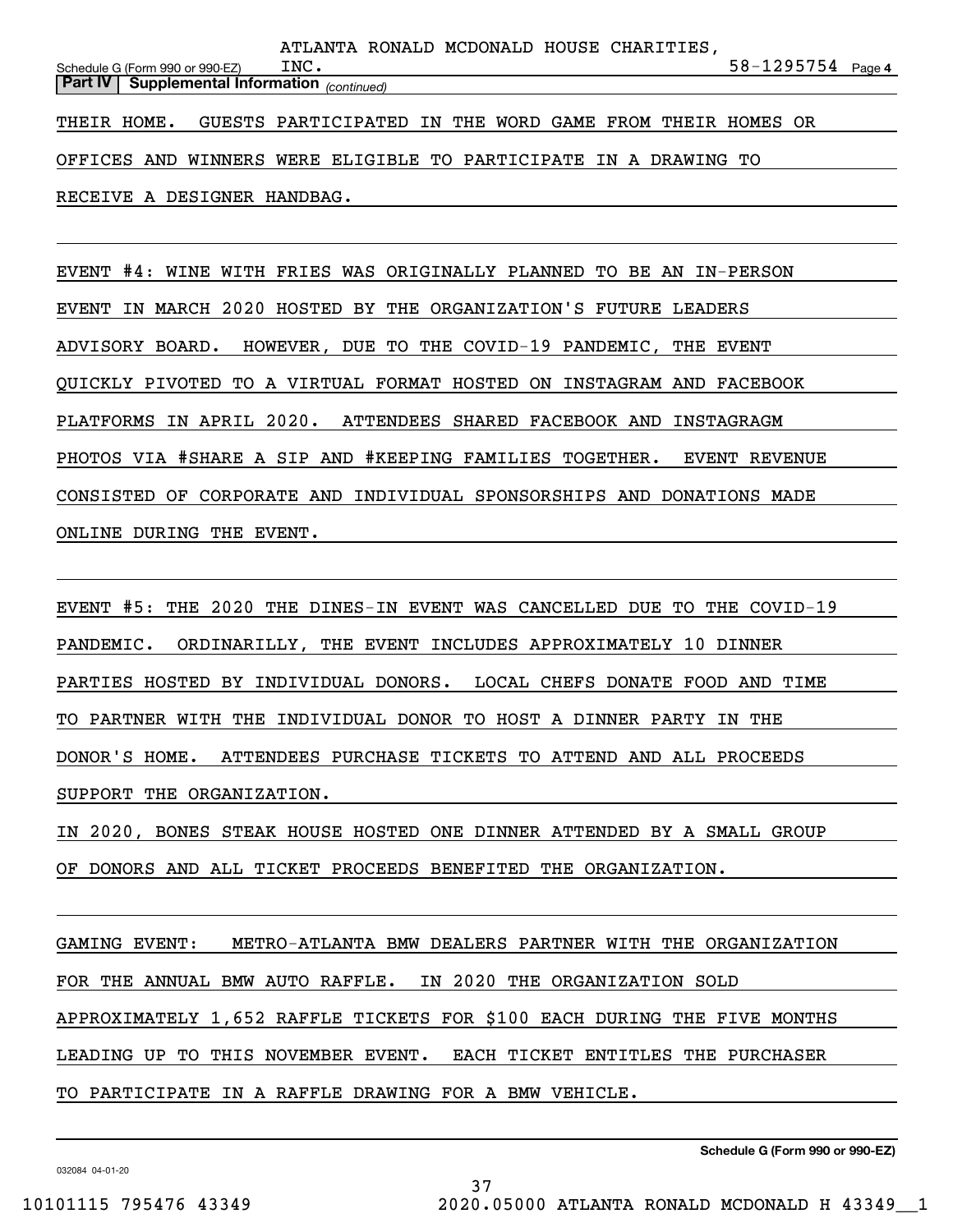THEIR HOME. GUESTS PARTICIPATED IN THE WORD GAME FROM THEIR HOMES OR OFFICES AND WINNERS WERE ELIGIBLE TO PARTICIPATE IN A DRAWING TO RECEIVE A DESIGNER HANDBAG.

EVENT #4: WINE WITH FRIES WAS ORIGINALLY PLANNED TO BE AN IN-PERSON EVENT IN MARCH 2020 HOSTED BY THE ORGANIZATION'S FUTURE LEADERS ADVISORY BOARD. HOWEVER, DUE TO THE COVID-19 PANDEMIC, THE EVENT QUICKLY PIVOTED TO A VIRTUAL FORMAT HOSTED ON INSTAGRAM AND FACEBOOK PLATFORMS IN APRIL 2020. ATTENDEES SHARED FACEBOOK AND INSTAGRAGM PHOTOS VIA #SHARE A SIP AND #KEEPING FAMILIES TOGETHER. EVENT REVENUE CONSISTED OF CORPORATE AND INDIVIDUAL SPONSORSHIPS AND DONATIONS MADE ONLINE DURING THE EVENT.

EVENT #5: THE 2020 THE DINES-IN EVENT WAS CANCELLED DUE TO THE COVID-19 PANDEMIC. ORDINARILLY, THE EVENT INCLUDES APPROXIMATELY 10 DINNER PARTIES HOSTED BY INDIVIDUAL DONORS. LOCAL CHEFS DONATE FOOD AND TIME TO PARTNER WITH THE INDIVIDUAL DONOR TO HOST A DINNER PARTY IN THE DONOR'S HOME. ATTENDEES PURCHASE TICKETS TO ATTEND AND ALL PROCEEDS SUPPORT THE ORGANIZATION.

IN 2020, BONES STEAK HOUSE HOSTED ONE DINNER ATTENDED BY A SMALL GROUP OF DONORS AND ALL TICKET PROCEEDS BENEFITED THE ORGANIZATION.

GAMING EVENT: METRO-ATLANTA BMW DEALERS PARTNER WITH THE ORGANIZATION FOR THE ANNUAL BMW AUTO RAFFLE. IN 2020 THE ORGANIZATION SOLD APPROXIMATELY 1,652 RAFFLE TICKETS FOR $100 EACH DURING THE FIVE MONTHS LEADING UP TO THIS NOVEMBER EVENT. EACH TICKET ENTITLES THE PURCHASER TO PARTICIPATE IN A RAFFLE DRAWING FOR A BMW VEHICLE.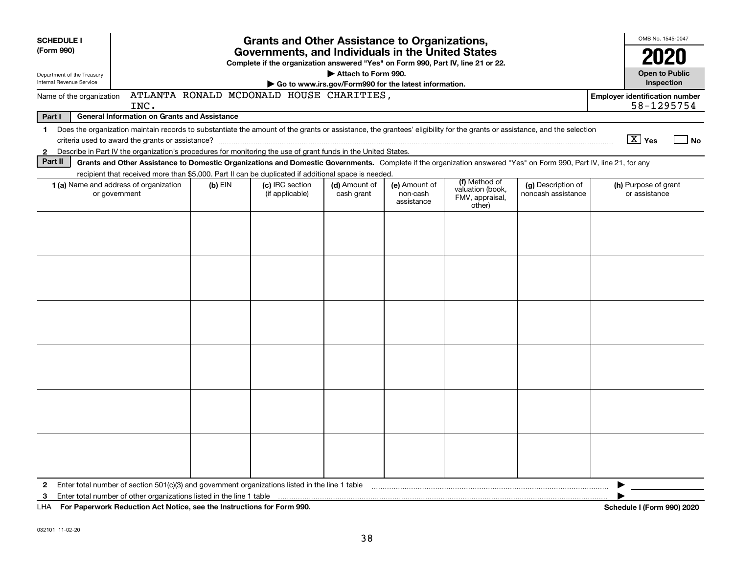**SCHEDULE I**
**(Form 990)**

Department of the Treasury
Internal Revenue Service

# Grants and Other Assistance to Organizations, Governments, and Individuals in the United States

**Complete if the organization answered "Yes" on Form 990, Part IV, line 21 or 22.**

**▶ Attach to Form 990.**

**▶ Go to www.irs.gov/Form990 for the latest information.**

OMB No. 1545-0047

**2020**

**Open to Public Inspection**

Name of the organization: ATLANTA RONALD MCDONALD HOUSE CHARITIES, INC.

**Employer identification number:** 58-1295754

**Part I — General Information on Grants and Assistance**

1 Does the organization maintain records to substantiate the amount of the grants or assistance, the grantees' eligibility for the grants or assistance, and the selection criteria used to award the grants or assistance? [X] Yes [ ] No

2 Describe in Part IV the organization's procedures for monitoring the use of grant funds in the United States.

**Part II — Grants and Other Assistance to Domestic Organizations and Domestic Governments.** Complete if the organization answered "Yes" on Form 990, Part IV, line 21, for any recipient that received more than $5,000. Part II can be duplicated if additional space is needed.

| 1 (a) Name and address of organization or government | (b) EIN | (c) IRC section (if applicable) | (d) Amount of cash grant | (e) Amount of non-cash assistance | (f) Method of valuation (book, FMV, appraisal, other) | (g) Description of noncash assistance | (h) Purpose of grant or assistance |
|---|---|---|---|---|---|---|---|
| | | | | | | | |
| | | | | | | | |
| | | | | | | | |
| | | | | | | | |
| | | | | | | | |
| | | | | | | | |

2 Enter total number of section 501(c)(3) and government organizations listed in the line 1 table ▶

3 Enter total number of other organizations listed in the line 1 table ▶

LHA **For Paperwork Reduction Act Notice, see the Instructions for Form 990.** **Schedule I (Form 990) 2020**

032101 11-02-20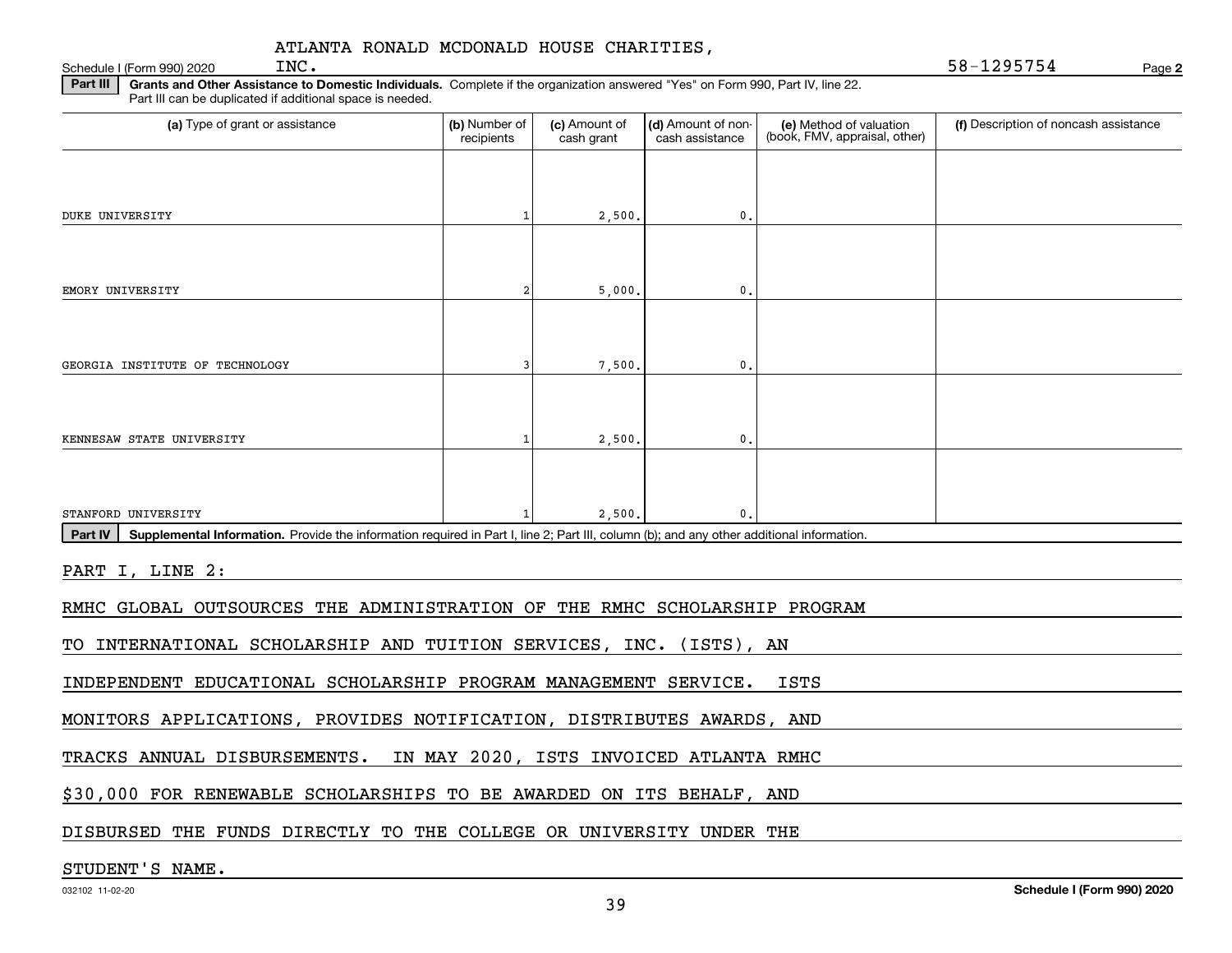ATLANTA RONALD MCDONALD HOUSE CHARITIES, INC.

Schedule I (Form 990) 2020 58-1295754 Page **2**

**Part III** **Grants and Other Assistance to Domestic Individuals.** Complete if the organization answered "Yes" on Form 990, Part IV, line 22. Part III can be duplicated if additional space is needed.

| (a) Type of grant or assistance | (b) Number of recipients | (c) Amount of cash grant | (d) Amount of non-cash assistance | (e) Method of valuation (book, FMV, appraisal, other) | (f) Description of noncash assistance |
|---|---|---|---|---|---|
| DUKE UNIVERSITY | 1 | 2,500. | 0. | | |
| EMORY UNIVERSITY | 2 | 5,000. | 0. | | |
| GEORGIA INSTITUTE OF TECHNOLOGY | 3 | 7,500. | 0. | | |
| KENNESAW STATE UNIVERSITY | 1 | 2,500. | 0. | | |
| STANFORD UNIVERSITY | 1 | 2,500. | 0. | | |

**Part IV** **Supplemental Information.** Provide the information required in Part I, line 2; Part III, column (b); and any other additional information.

PART I, LINE 2:

RMHC GLOBAL OUTSOURCES THE ADMINISTRATION OF THE RMHC SCHOLARSHIP PROGRAM TO INTERNATIONAL SCHOLARSHIP AND TUITION SERVICES, INC. (ISTS), AN INDEPENDENT EDUCATIONAL SCHOLARSHIP PROGRAM MANAGEMENT SERVICE. ISTS MONITORS APPLICATIONS, PROVIDES NOTIFICATION, DISTRIBUTES AWARDS, AND TRACKS ANNUAL DISBURSEMENTS. IN MAY 2020, ISTS INVOICED ATLANTA RMHC $30,000 FOR RENEWABLE SCHOLARSHIPS TO BE AWARDED ON ITS BEHALF, AND DISBURSED THE FUNDS DIRECTLY TO THE COLLEGE OR UNIVERSITY UNDER THE STUDENT'S NAME.

032102 11-02-20 **Schedule I (Form 990) 2020**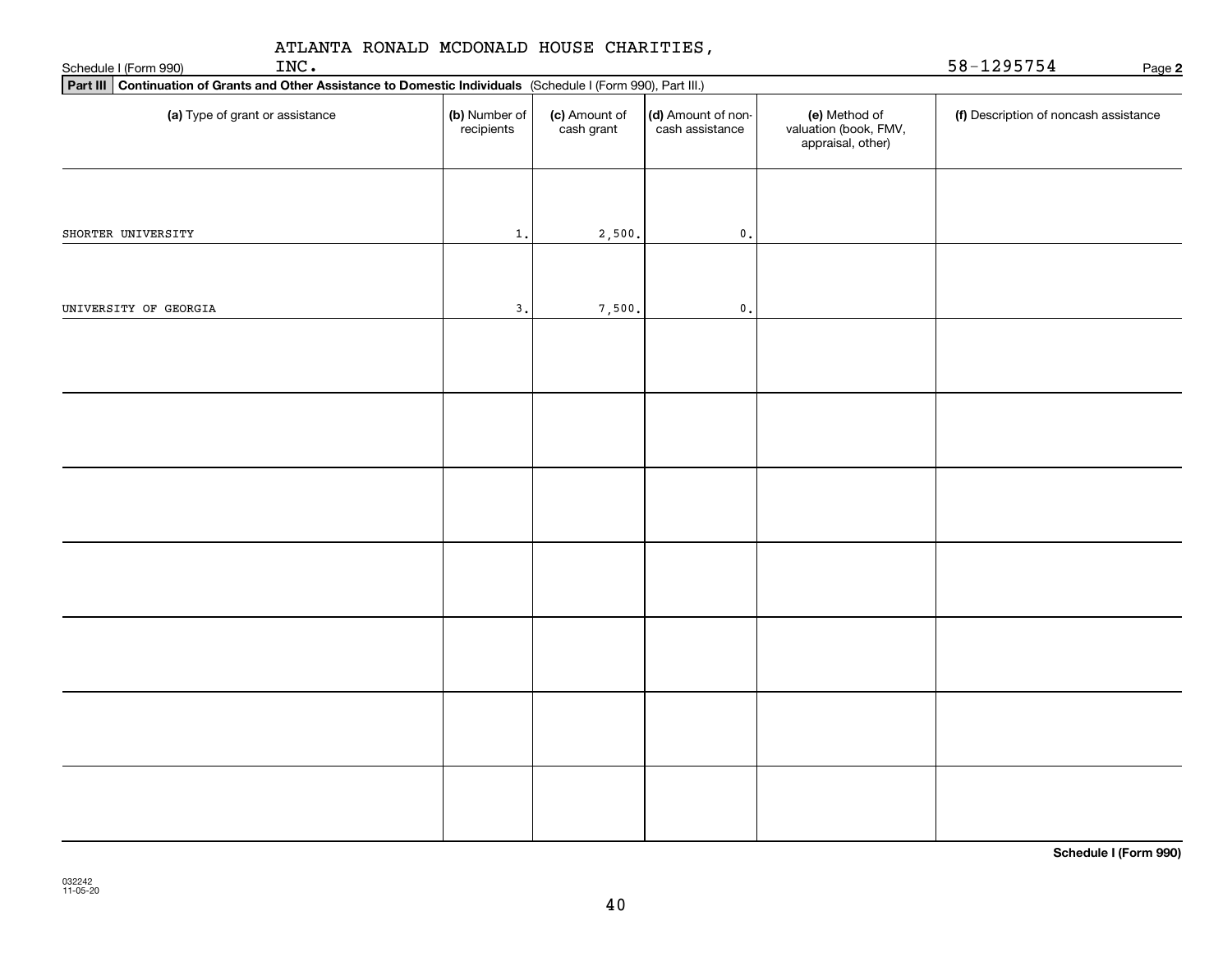Schedule I (Form 990) ATLANTA RONALD MCDONALD HOUSE CHARITIES, INC. 58-1295754 Page **2**

**Part III** **Continuation of Grants and Other Assistance to Domestic Individuals** (Schedule I (Form 990), Part III.)

| (a) Type of grant or assistance | (b) Number of recipients | (c) Amount of cash grant | (d) Amount of non-cash assistance | (e) Method of valuation (book, FMV, appraisal, other) | (f) Description of noncash assistance |
|---|---|---|---|---|---|
| SHORTER UNIVERSITY | 1. | 2,500. | 0. | | |
| UNIVERSITY OF GEORGIA | 3. | 7,500. | 0. | | |
| | | | | | |
| | | | | | |
| | | | | | |
| | | | | | |
| | | | | | |
| | | | | | |
| | | | | | |

**Schedule I (Form 990)**

032242
11-05-20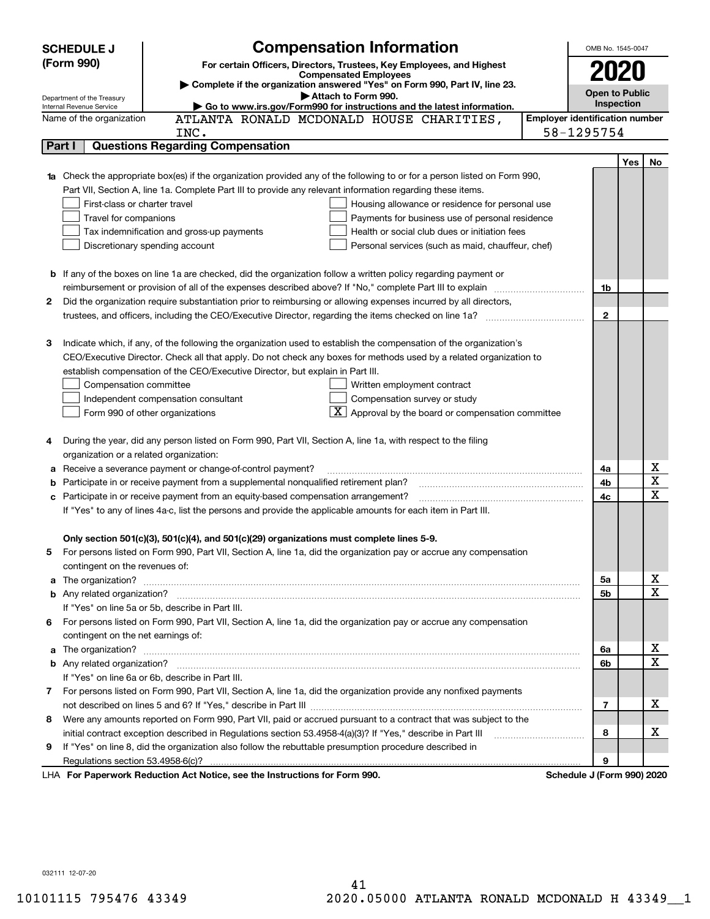**SCHEDULE J (Form 990)**

# Compensation Information

**For certain Officers, Directors, Trustees, Key Employees, and Highest Compensated Employees**

▶ Complete if the organization answered "Yes" on Form 990, Part IV, line 23.

▶ Attach to Form 990.

▶ Go to www.irs.gov/Form990 for instructions and the latest information.

Department of the Treasury
Internal Revenue Service

OMB No. 1545-0047

**2020**

**Open to Public Inspection**

Name of the organization: ATLANTA RONALD MCDONALD HOUSE CHARITIES, INC.

Employer identification number: 58-1295754

## Part I Questions Regarding Compensation

| | | Line | Yes | No |
|---|---|---|---|---|
| **1a** | Check the appropriate box(es) if the organization provided any of the following to or for a person listed on Form 990, Part VII, Section A, line 1a. Complete Part III to provide any relevant information regarding these items.<br>☐ First-class or charter travel ☐ Housing allowance or residence for personal use<br>☐ Travel for companions ☐ Payments for business use of personal residence<br>☐ Tax indemnification and gross-up payments ☐ Health or social club dues or initiation fees<br>☐ Discretionary spending account ☐ Personal services (such as maid, chauffeur, chef) | | | |
| **b** | If any of the boxes on line 1a are checked, did the organization follow a written policy regarding payment or reimbursement or provision of all of the expenses described above? If "No," complete Part III to explain | 1b | | |
| **2** | Did the organization require substantiation prior to reimbursing or allowing expenses incurred by all directors, trustees, and officers, including the CEO/Executive Director, regarding the items checked on line 1a? | 2 | | |
| **3** | Indicate which, if any, of the following the organization used to establish the compensation of the organization's CEO/Executive Director. Check all that apply. Do not check any boxes for methods used by a related organization to establish compensation of the CEO/Executive Director, but explain in Part III.<br>☐ Compensation committee ☐ Written employment contract<br>☐ Independent compensation consultant ☐ Compensation survey or study<br>☐ Form 990 of other organizations ☒ Approval by the board or compensation committee | | | |
| **4** | During the year, did any person listed on Form 990, Part VII, Section A, line 1a, with respect to the filing organization or a related organization: | | | |
| **a** | Receive a severance payment or change-of-control payment? | 4a | | X |
| **b** | Participate in or receive payment from a supplemental nonqualified retirement plan? | 4b | | X |
| **c** | Participate in or receive payment from an equity-based compensation arrangement?<br>If "Yes" to any of lines 4a-c, list the persons and provide the applicable amounts for each item in Part III. | 4c | | X |
| | **Only section 501(c)(3), 501(c)(4), and 501(c)(29) organizations must complete lines 5-9.** | | | |
| **5** | For persons listed on Form 990, Part VII, Section A, line 1a, did the organization pay or accrue any compensation contingent on the revenues of: | | | |
| **a** | The organization? | 5a | | X |
| **b** | Any related organization?<br>If "Yes" on line 5a or 5b, describe in Part III. | 5b | | X |
| **6** | For persons listed on Form 990, Part VII, Section A, line 1a, did the organization pay or accrue any compensation contingent on the net earnings of: | | | |
| **a** | The organization? | 6a | | X |
| **b** | Any related organization?<br>If "Yes" on line 6a or 6b, describe in Part III. | 6b | | X |
| **7** | For persons listed on Form 990, Part VII, Section A, line 1a, did the organization provide any nonfixed payments not described on lines 5 and 6? If "Yes," describe in Part III | 7 | | X |
| **8** | Were any amounts reported on Form 990, Part VII, paid or accrued pursuant to a contract that was subject to the initial contract exception described in Regulations section 53.4958-4(a)(3)? If "Yes," describe in Part III | 8 | | X |
| **9** | If "Yes" on line 8, did the organization also follow the rebuttable presumption procedure described in Regulations section 53.4958-6(c)? | 9 | | |

LHA **For Paperwork Reduction Act Notice, see the Instructions for Form 990.** **Schedule J (Form 990) 2020**

032111 12-07-20

10101115 795476 43349 2020.05000 ATLANTA RONALD MCDONALD H 43349__1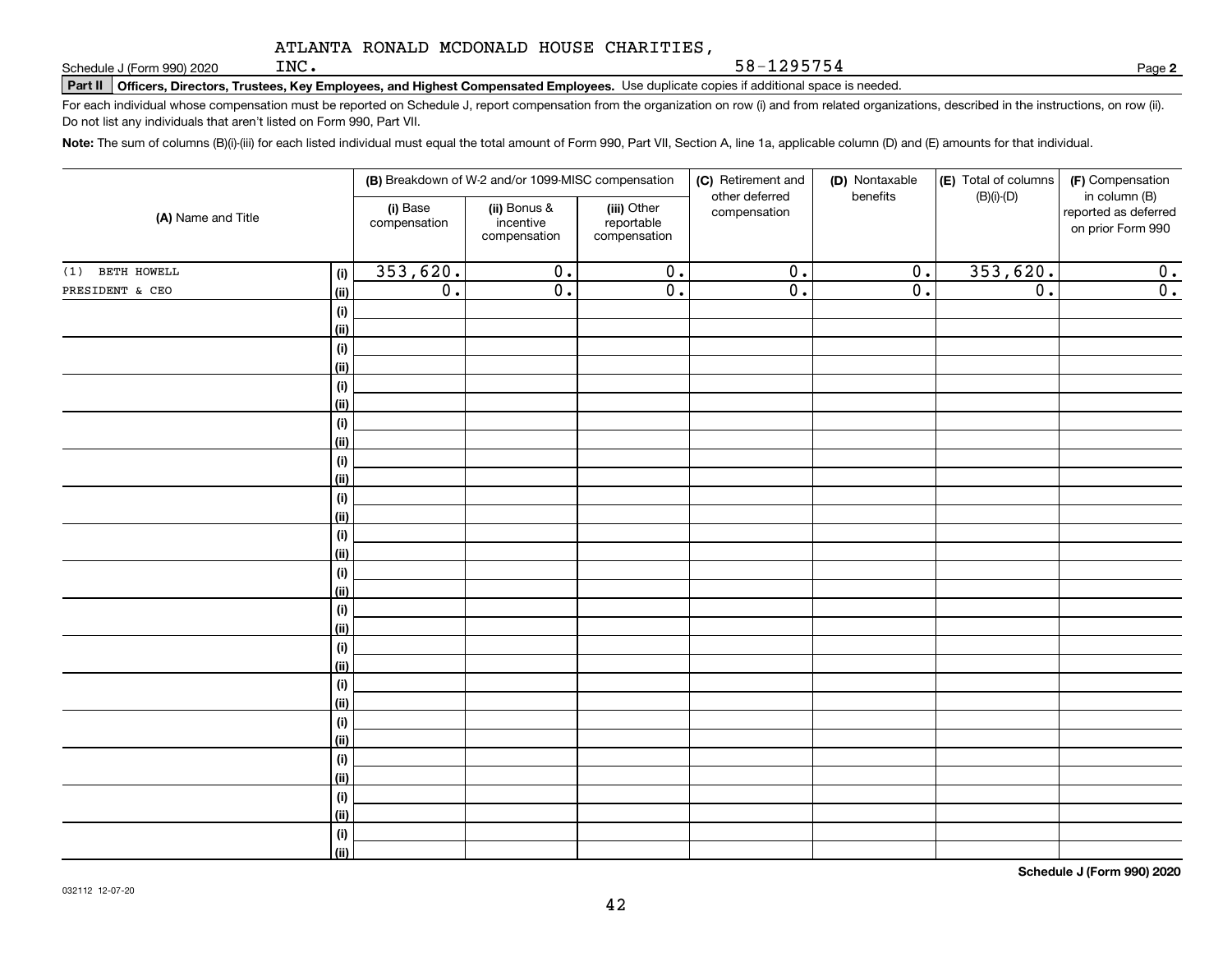ATLANTA RONALD MCDONALD HOUSE CHARITIES, INC. 58-1295754

Schedule J (Form 990) 2020

**Part II** **Officers, Directors, Trustees, Key Employees, and Highest Compensated Employees.** Use duplicate copies if additional space is needed.

For each individual whose compensation must be reported on Schedule J, report compensation from the organization on row (i) and from related organizations, described in the instructions, on row (ii). Do not list any individuals that aren't listed on Form 990, Part VII.

**Note:** The sum of columns (B)(i)-(iii) for each listed individual must equal the total amount of Form 990, Part VII, Section A, line 1a, applicable column (D) and (E) amounts for that individual.

| (A) Name and Title | | (B) Breakdown of W-2 and/or 1099-MISC compensation | | | (C) Retirement and other deferred compensation | (D) Nontaxable benefits | (E) Total of columns (B)(i)-(D) | (F) Compensation in column (B) reported as deferred on prior Form 990 |
|---|---|---|---|---|---|---|---|---|
| | | (i) Base compensation | (ii) Bonus & incentive compensation | (iii) Other reportable compensation | | | | |
| (1) BETH HOWELL | (i) | 353,620. | 0. | 0. | 0. | 0. | 353,620. | 0. |
| PRESIDENT & CEO | (ii) | 0. | 0. | 0. | 0. | 0. | 0. | 0. |

Schedule J (Form 990) 2020

032112 12-07-20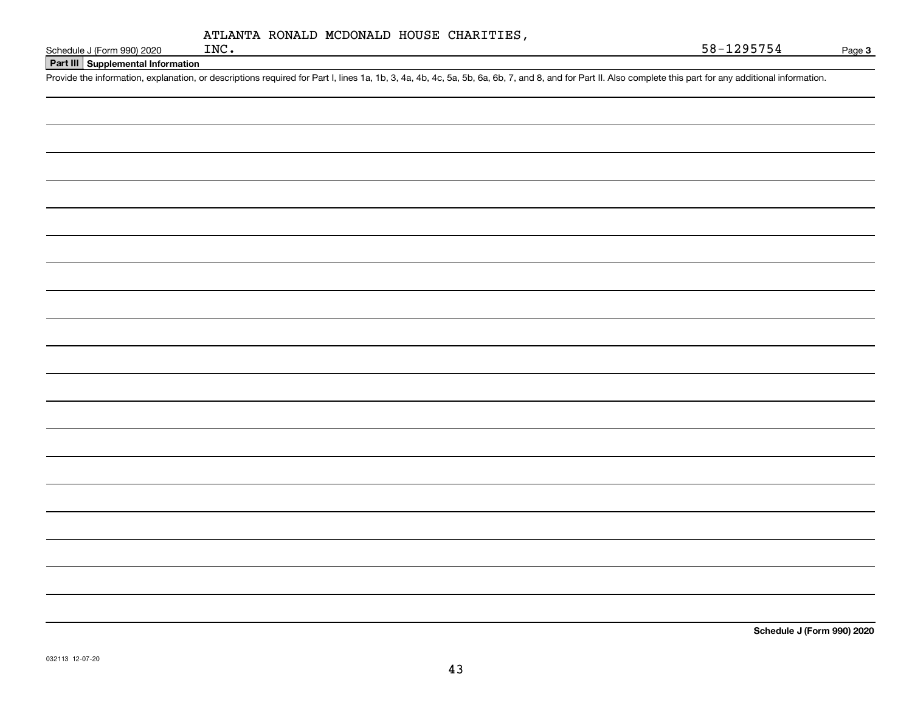ATLANTA RONALD MCDONALD HOUSE CHARITIES, INC. 58-1295754

Schedule J (Form 990) 2020 Page **3**

**Part III Supplemental Information**

Provide the information, explanation, or descriptions required for Part I, lines 1a, 1b, 3, 4a, 4b, 4c, 5a, 5b, 6a, 6b, 7, and 8, and for Part II. Also complete this part for any additional information.

**Schedule J (Form 990) 2020**

032113 12-07-20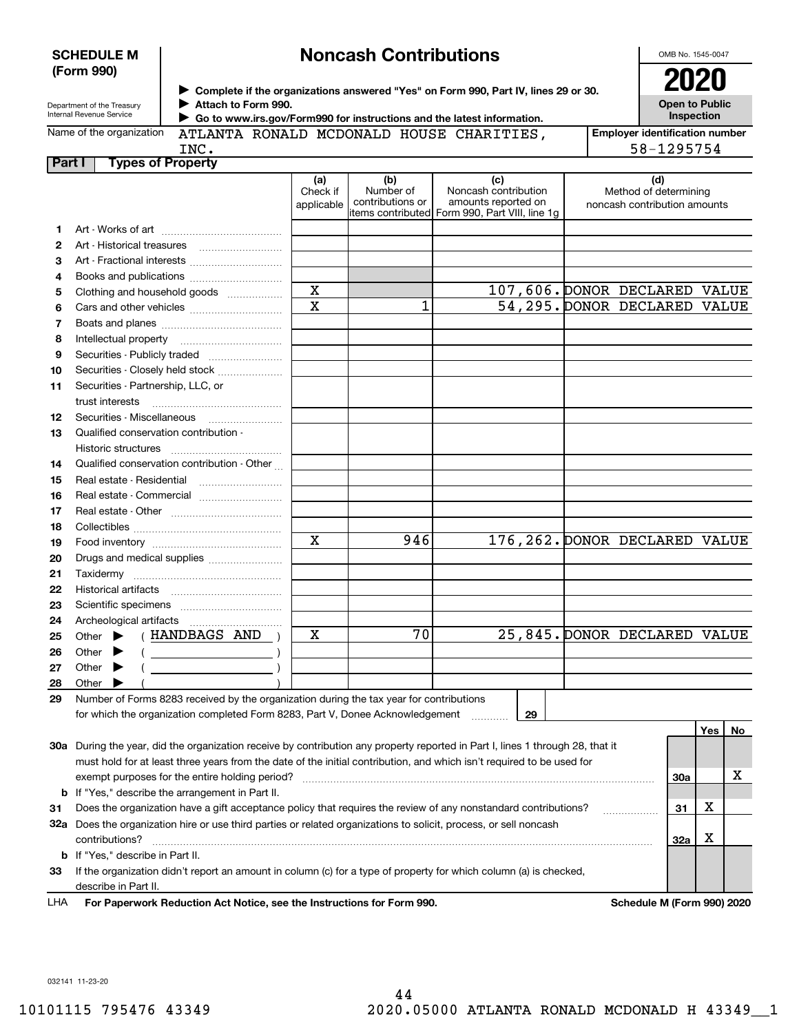**SCHEDULE M (Form 990)**

Department of the Treasury
Internal Revenue Service

# Noncash Contributions

▶ Complete if the organizations answered "Yes" on Form 990, Part IV, lines 29 or 30.
▶ Attach to Form 990.
▶ Go to www.irs.gov/Form990 for instructions and the latest information.

OMB No. 1545-0047

**2020**

**Open to Public Inspection**

Name of the organization: ATLANTA RONALD MCDONALD HOUSE CHARITIES, INC.

Employer identification number: 58-1295754

## Part I Types of Property

| | | (a) Check if applicable | (b) Number of contributions or items contributed | (c) Noncash contribution amounts reported on Form 990, Part VIII, line 1g | (d) Method of determining noncash contribution amounts |
|---|---|---|---|---|---|
| 1 | Art - Works of art | | | | |
| 2 | Art - Historical treasures | | | | |
| 3 | Art - Fractional interests | | | | |
| 4 | Books and publications | | | | |
| 5 | Clothing and household goods | X | | 107,606. | DONOR DECLARED VALUE |
| 6 | Cars and other vehicles | X | 1 | 54,295. | DONOR DECLARED VALUE |
| 7 | Boats and planes | | | | |
| 8 | Intellectual property | | | | |
| 9 | Securities - Publicly traded | | | | |
| 10 | Securities - Closely held stock | | | | |
| 11 | Securities - Partnership, LLC, or trust interests | | | | |
| 12 | Securities - Miscellaneous | | | | |
| 13 | Qualified conservation contribution - Historic structures | | | | |
| 14 | Qualified conservation contribution - Other | | | | |
| 15 | Real estate - Residential | | | | |
| 16 | Real estate - Commercial | | | | |
| 17 | Real estate - Other | | | | |
| 18 | Collectibles | | | | |
| 19 | Food inventory | X | 946 | 176,262. | DONOR DECLARED VALUE |
| 20 | Drugs and medical supplies | | | | |
| 21 | Taxidermy | | | | |
| 22 | Historical artifacts | | | | |
| 23 | Scientific specimens | | | | |
| 24 | Archeological artifacts | | | | |
| 25 | Other ▶ ( HANDBAGS AND ) | X | 70 | 25,845. | DONOR DECLARED VALUE |
| 26 | Other ▶ ( ) | | | | |
| 27 | Other ▶ ( ) | | | | |
| 28 | Other ▶ ( ) | | | | |

29 Number of Forms 8283 received by the organization during the tax year for contributions for which the organization completed Form 8283, Part V, Donee Acknowledgement ..... **29**

| | | | Yes | No |
|---|---|---|---|---|
| 30a | During the year, did the organization receive by contribution any property reported in Part I, lines 1 through 28, that it must hold for at least three years from the date of the initial contribution, and which isn't required to be used for exempt purposes for the entire holding period? | 30a | | X |
| b | If "Yes," describe the arrangement in Part II. | | | |
| 31 | Does the organization have a gift acceptance policy that requires the review of any nonstandard contributions? | 31 | X | |
| 32a | Does the organization hire or use third parties or related organizations to solicit, process, or sell noncash contributions? | 32a | X | |
| b | If "Yes," describe in Part II. | | | |
| 33 | If the organization didn't report an amount in column (c) for a type of property for which column (a) is checked, describe in Part II. | | | |

LHA **For Paperwork Reduction Act Notice, see the Instructions for Form 990.** **Schedule M (Form 990) 2020**

032141 11-23-20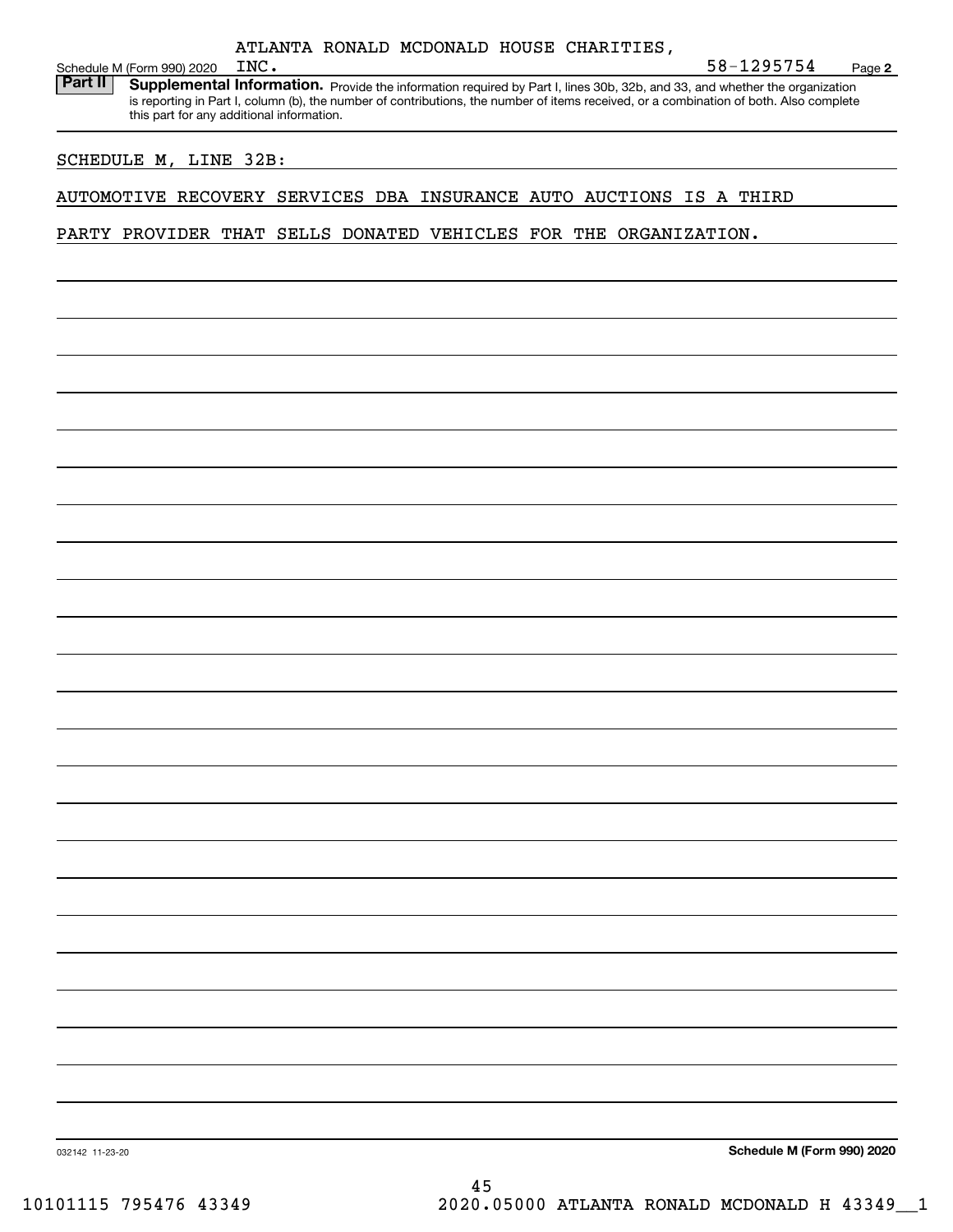ATLANTA RONALD MCDONALD HOUSE CHARITIES, INC. 58-1295754

Schedule M (Form 990) 2020 Page **2**

**Part II** **Supplemental Information.** Provide the information required by Part I, lines 30b, 32b, and 33, and whether the organization is reporting in Part I, column (b), the number of contributions, the number of items received, or a combination of both. Also complete this part for any additional information.

SCHEDULE M, LINE 32B:

AUTOMOTIVE RECOVERY SERVICES DBA INSURANCE AUTO AUCTIONS IS A THIRD PARTY PROVIDER THAT SELLS DONATED VEHICLES FOR THE ORGANIZATION.

032142 11-23-20 **Schedule M (Form 990) 2020**

10101115 795476 43349 2020.05000 ATLANTA RONALD MCDONALD H 43349__1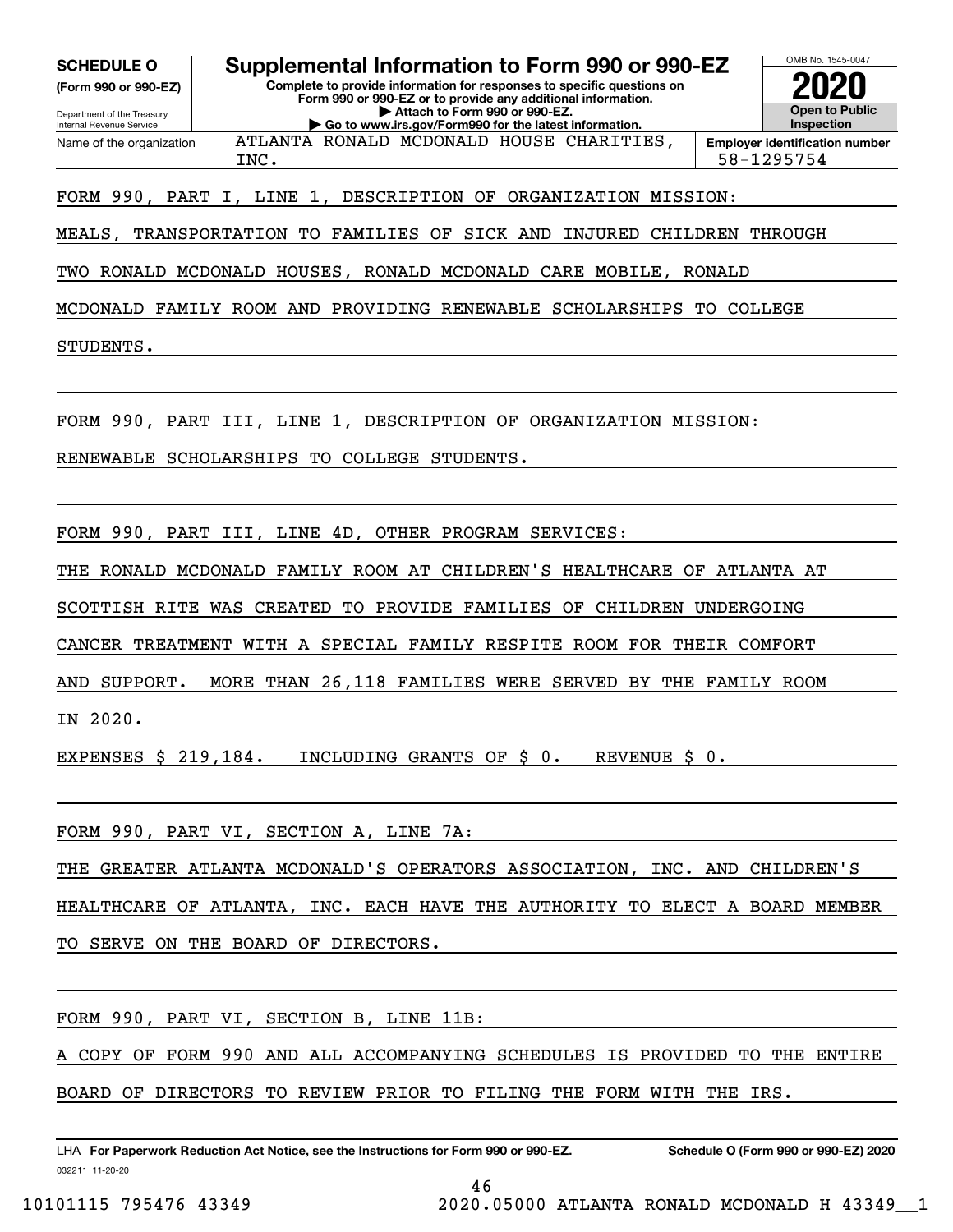**SCHEDULE O**
**(Form 990 or 990-EZ)**

Department of the Treasury
Internal Revenue Service

# Supplemental Information to Form 990 or 990-EZ

**Complete to provide information for responses to specific questions on Form 990 or 990-EZ or to provide any additional information.**
**▶ Attach to Form 990 or 990-EZ.**
**▶ Go to www.irs.gov/Form990 for the latest information.**

OMB No. 1545-0047

**2020**

**Open to Public Inspection**

Name of the organization: ATLANTA RONALD MCDONALD HOUSE CHARITIES, INC.

**Employer identification number:** 58-1295754

FORM 990, PART I, LINE 1, DESCRIPTION OF ORGANIZATION MISSION:

MEALS, TRANSPORTATION TO FAMILIES OF SICK AND INJURED CHILDREN THROUGH TWO RONALD MCDONALD HOUSES, RONALD MCDONALD CARE MOBILE, RONALD MCDONALD FAMILY ROOM AND PROVIDING RENEWABLE SCHOLARSHIPS TO COLLEGE STUDENTS.

FORM 990, PART III, LINE 1, DESCRIPTION OF ORGANIZATION MISSION:

RENEWABLE SCHOLARSHIPS TO COLLEGE STUDENTS.

FORM 990, PART III, LINE 4D, OTHER PROGRAM SERVICES:

THE RONALD MCDONALD FAMILY ROOM AT CHILDREN'S HEALTHCARE OF ATLANTA AT SCOTTISH RITE WAS CREATED TO PROVIDE FAMILIES OF CHILDREN UNDERGOING CANCER TREATMENT WITH A SPECIAL FAMILY RESPITE ROOM FOR THEIR COMFORT AND SUPPORT. MORE THAN 26,118 FAMILIES WERE SERVED BY THE FAMILY ROOM IN 2020.

EXPENSES $ 219,184. INCLUDING GRANTS OF $ 0. REVENUE $ 0.

FORM 990, PART VI, SECTION A, LINE 7A:

THE GREATER ATLANTA MCDONALD'S OPERATORS ASSOCIATION, INC. AND CHILDREN'S HEALTHCARE OF ATLANTA, INC. EACH HAVE THE AUTHORITY TO ELECT A BOARD MEMBER TO SERVE ON THE BOARD OF DIRECTORS.

FORM 990, PART VI, SECTION B, LINE 11B:

A COPY OF FORM 990 AND ALL ACCOMPANYING SCHEDULES IS PROVIDED TO THE ENTIRE BOARD OF DIRECTORS TO REVIEW PRIOR TO FILING THE FORM WITH THE IRS.

LHA **For Paperwork Reduction Act Notice, see the Instructions for Form 990 or 990-EZ.** **Schedule O (Form 990 or 990-EZ) 2020**

032211 11-20-20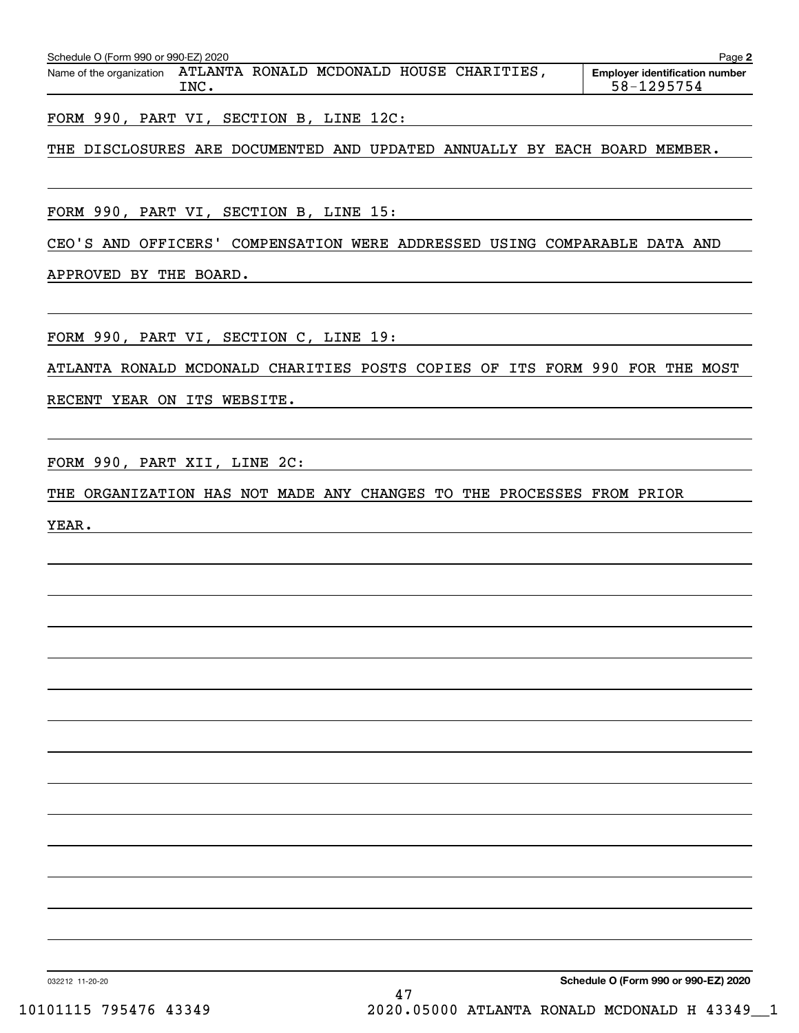Schedule O (Form 990 or 990-EZ) 2020

Name of the organization: ATLANTA RONALD MCDONALD HOUSE CHARITIES, INC.

Employer identification number: 58-1295754

FORM 990, PART VI, SECTION B, LINE 12C:

THE DISCLOSURES ARE DOCUMENTED AND UPDATED ANNUALLY BY EACH BOARD MEMBER.

FORM 990, PART VI, SECTION B, LINE 15:

CEO'S AND OFFICERS' COMPENSATION WERE ADDRESSED USING COMPARABLE DATA AND APPROVED BY THE BOARD.

FORM 990, PART VI, SECTION C, LINE 19:

ATLANTA RONALD MCDONALD CHARITIES POSTS COPIES OF ITS FORM 990 FOR THE MOST RECENT YEAR ON ITS WEBSITE.

FORM 990, PART XII, LINE 2C:

THE ORGANIZATION HAS NOT MADE ANY CHANGES TO THE PROCESSES FROM PRIOR YEAR.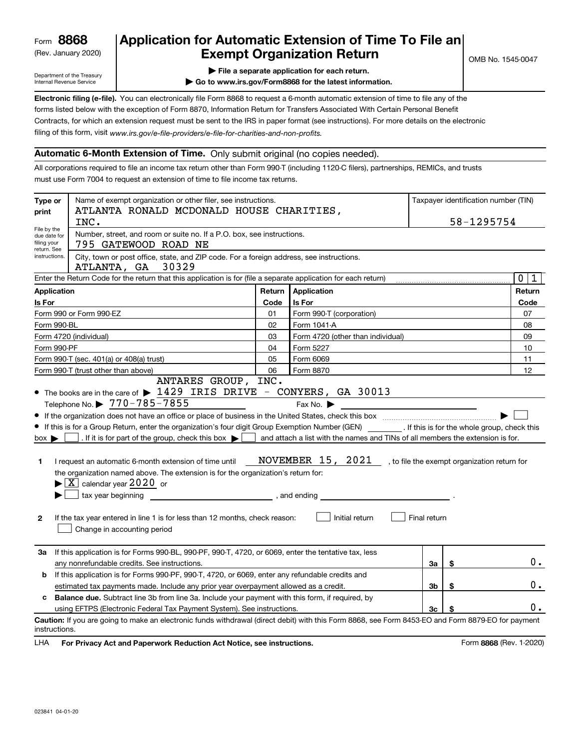Form **8868** (Rev. January 2020)

Department of the Treasury Internal Revenue Service

# Application for Automatic Extension of Time To File an Exempt Organization Return

OMB No. 1545-0047

▶ File a separate application for each return.

▶ Go to www.irs.gov/Form8868 for the latest information.

**Electronic filing (e-file).** You can electronically file Form 8868 to request a 6-month automatic extension of time to file any of the forms listed below with the exception of Form 8870, Information Return for Transfers Associated With Certain Personal Benefit Contracts, for which an extension request must be sent to the IRS in paper format (see instructions). For more details on the electronic filing of this form, visit *www.irs.gov/e-file-providers/e-file-for-charities-and-non-profits.*

## Automatic 6-Month Extension of Time. Only submit original (no copies needed).

All corporations required to file an income tax return other than Form 990-T (including 1120-C filers), partnerships, REMICs, and trusts must use Form 7004 to request an extension of time to file income tax returns.

| Type or print | | |
|---|---|---|
| File by the due date for filing your return. See instructions. | Name of exempt organization or other filer, see instructions. ATLANTA RONALD MCDONALD HOUSE CHARITIES, INC. | Taxpayer identification number (TIN) 58-1295754 |
| | Number, street, and room or suite no. If a P.O. box, see instructions. 795 GATEWOOD ROAD NE | |
| | City, town or post office, state, and ZIP code. For a foreign address, see instructions. ATLANTA, GA 30329 | |

Enter the Return Code for the return that this application is for (file a separate application for each return) 0 1

| Application Is For | Return Code | Application Is For | Return Code |
|---|---|---|---|
| Form 990 or Form 990-EZ | 01 | Form 990-T (corporation) | 07 |
| Form 990-BL | 02 | Form 1041-A | 08 |
| Form 4720 (individual) | 03 | Form 4720 (other than individual) | 09 |
| Form 990-PF | 04 | Form 5227 | 10 |
| Form 990-T (sec. 401(a) or 408(a) trust) | 05 | Form 6069 | 11 |
| Form 990-T (trust other than above) | 06 | Form 8870 | 12 |

- The books are in the care of ▶ ANTARES GROUP, INC. 1429 IRIS DRIVE - CONYERS, GA 30013
  Telephone No. ▶ 770-785-7855 Fax No. ▶
- If the organization does not have an office or place of business in the United States, check this box ▶ ☐
- If this is for a Group Return, enter the organization's four digit Group Exemption Number (GEN) ________ . If this is for the whole group, check this box ▶ ☐ . If it is for part of the group, check this box ▶ ☐ and attach a list with the names and TINs of all members the extension is for.

**1** I request an automatic 6-month extension of time until NOVEMBER 15, 2021 , to file the exempt organization return for the organization named above. The extension is for the organization's return for:
▶ ☒ calendar year 2020 or
▶ ☐ tax year beginning ________________ , and ending ________________ .

**2** If the tax year entered in line 1 is for less than 12 months, check reason: ☐ Initial return ☐ Final return
☐ Change in accounting period

| | | | |
|---|---|---|---|
| **3a** If this application is for Forms 990-BL, 990-PF, 990-T, 4720, or 6069, enter the tentative tax, less any nonrefundable credits. See instructions. | 3a | $ | 0. |
| **b** If this application is for Forms 990-PF, 990-T, 4720, or 6069, enter any refundable credits and estimated tax payments made. Include any prior year overpayment allowed as a credit. | 3b | $ | 0. |
| **c** **Balance due.** Subtract line 3b from line 3a. Include your payment with this form, if required, by using EFTPS (Electronic Federal Tax Payment System). See instructions. | 3c | $ | 0. |

**Caution:** If you are going to make an electronic funds withdrawal (direct debit) with this Form 8868, see Form 8453-EO and Form 8879-EO for payment instructions.

LHA **For Privacy Act and Paperwork Reduction Act Notice, see instructions.** Form **8868** (Rev. 1-2020)

023841 04-01-20